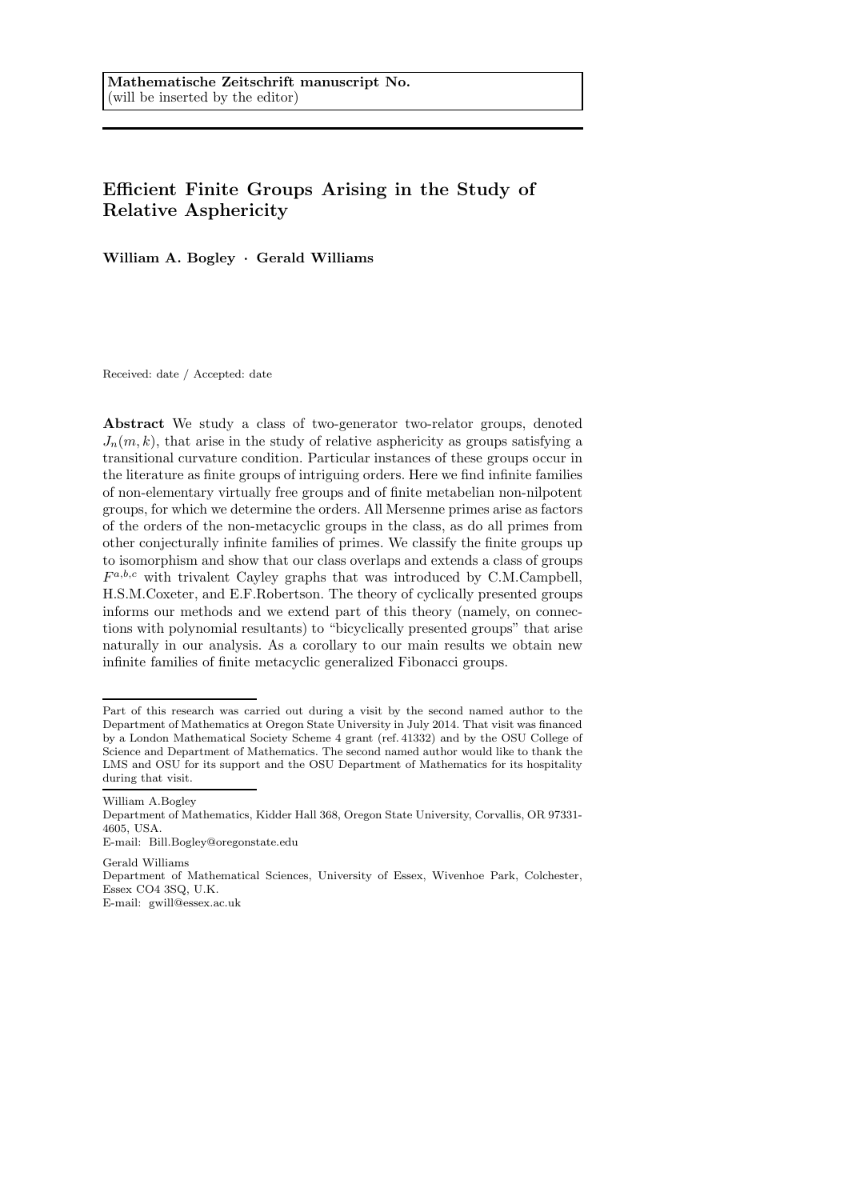**Mathematische Zeitschrift manuscript No.**
(will be inserted by the editor)

# Efficient Finite Groups Arising in the Study of Relative Asphericity

**William A. Bogley · Gerald Williams**

Received: date / Accepted: date

**Abstract** We study a class of two-generator two-relator groups, denoted $J_n(m,k)$, that arise in the study of relative asphericity as groups satisfying a transitional curvature condition. Particular instances of these groups occur in the literature as finite groups of intriguing orders. Here we find infinite families of non-elementary virtually free groups and of finite metabelian non-nilpotent groups, for which we determine the orders. All Mersenne primes arise as factors of the orders of the non-metacyclic groups in the class, as do all primes from other conjecturally infinite families of primes. We classify the finite groups up to isomorphism and show that our class overlaps and extends a class of groups $F^{a,b,c}$ with trivalent Cayley graphs that was introduced by C.M.Campbell, H.S.M.Coxeter, and E.F.Robertson. The theory of cyclically presented groups informs our methods and we extend part of this theory (namely, on connections with polynomial resultants) to "bicyclically presented groups" that arise naturally in our analysis. As a corollary to our main results we obtain new infinite families of finite metacyclic generalized Fibonacci groups.

---

Part of this research was carried out during a visit by the second named author to the Department of Mathematics at Oregon State University in July 2014. That visit was financed by a London Mathematical Society Scheme 4 grant (ref. 41332) and by the OSU College of Science and Department of Mathematics. The second named author would like to thank the LMS and OSU for its support and the OSU Department of Mathematics for its hospitality during that visit.

---

William A.Bogley
Department of Mathematics, Kidder Hall 368, Oregon State University, Corvallis, OR 97331-4605, USA.
E-mail: Bill.Bogley@oregonstate.edu

Gerald Williams
Department of Mathematical Sciences, University of Essex, Wivenhoe Park, Colchester, Essex CO4 3SQ, U.K.
E-mail: gwill@essex.ac.uk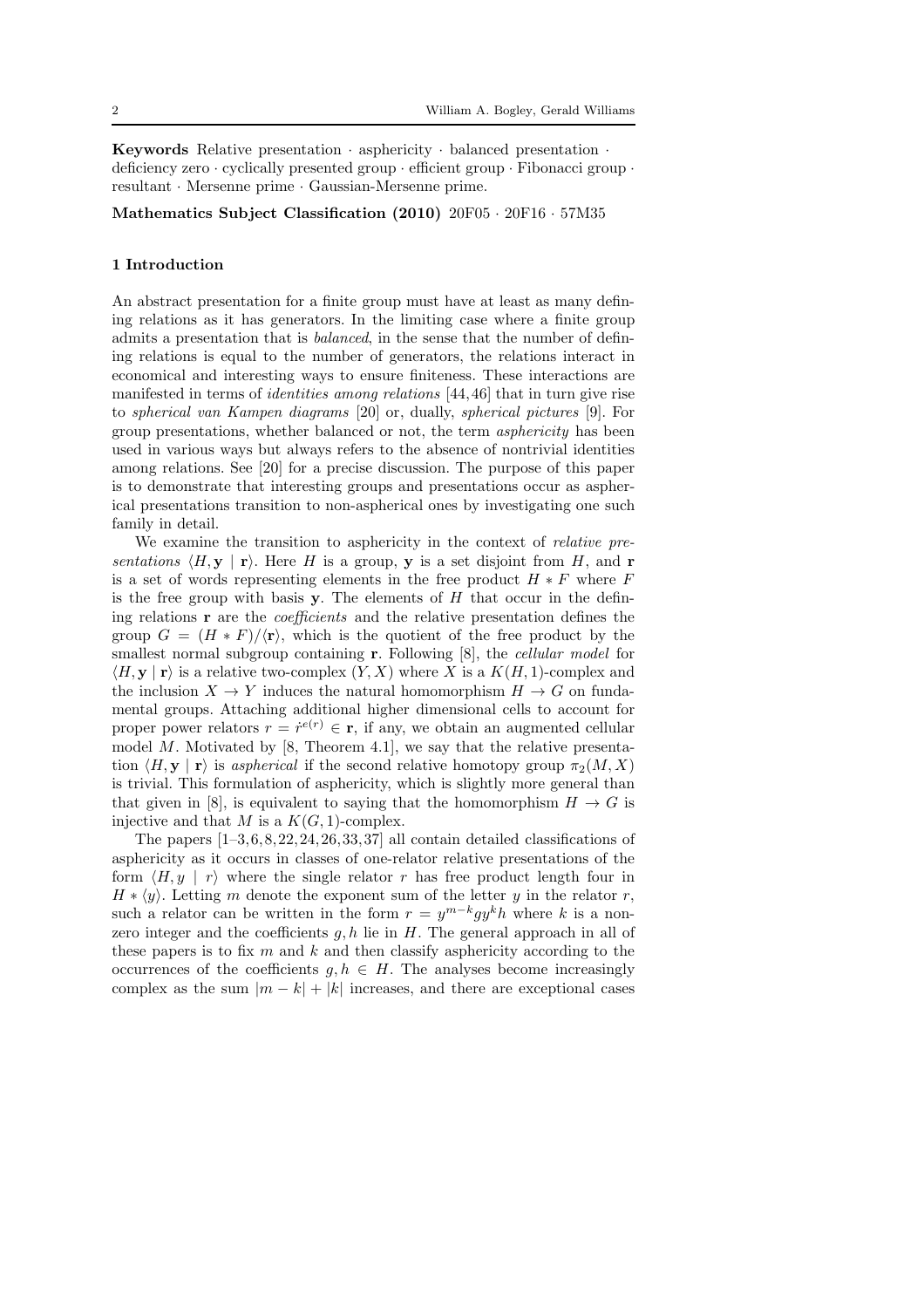**Keywords** Relative presentation · asphericity · balanced presentation · deficiency zero · cyclically presented group · efficient group · Fibonacci group · resultant · Mersenne prime · Gaussian-Mersenne prime.

**Mathematics Subject Classification (2010)** 20F05 · 20F16 · 57M35

## 1 Introduction

An abstract presentation for a finite group must have at least as many defining relations as it has generators. In the limiting case where a finite group admits a presentation that is *balanced*, in the sense that the number of defining relations is equal to the number of generators, the relations interact in economical and interesting ways to ensure finiteness. These interactions are manifested in terms of *identities among relations* [44,46] that in turn give rise to *spherical van Kampen diagrams* [20] or, dually, *spherical pictures* [9]. For group presentations, whether balanced or not, the term *asphericity* has been used in various ways but always refers to the absence of nontrivial identities among relations. See [20] for a precise discussion. The purpose of this paper is to demonstrate that interesting groups and presentations occur as aspherical presentations transition to non-aspherical ones by investigating one such family in detail.

We examine the transition to asphericity in the context of *relative presentations* $\langle H, \mathbf{y} \mid \mathbf{r}\rangle$. Here $H$ is a group, $\mathbf{y}$ is a set disjoint from $H$, and $\mathbf{r}$ is a set of words representing elements in the free product $H * F$ where $F$ is the free group with basis $\mathbf{y}$. The elements of $H$ that occur in the defining relations $\mathbf{r}$ are the *coefficients* and the relative presentation defines the group $G = (H * F)/\langle \mathbf{r}\rangle$, which is the quotient of the free product by the smallest normal subgroup containing $\mathbf{r}$. Following [8], the *cellular model* for $\langle H, \mathbf{y} \mid \mathbf{r}\rangle$ is a relative two-complex $(Y, X)$ where $X$ is a $K(H,1)$-complex and the inclusion $X \to Y$ induces the natural homomorphism $H \to G$ on fundamental groups. Attaching additional higher dimensional cells to account for proper power relators $r = \dot{r}^{e(r)} \in \mathbf{r}$, if any, we obtain an augmented cellular model $M$. Motivated by [8, Theorem 4.1], we say that the relative presentation $\langle H, \mathbf{y} \mid \mathbf{r}\rangle$ is *aspherical* if the second relative homotopy group $\pi_2(M, X)$ is trivial. This formulation of asphericity, which is slightly more general than that given in [8], is equivalent to saying that the homomorphism $H \to G$ is injective and that $M$ is a $K(G,1)$-complex.

The papers [1–3,6,8,22,24,26,33,37] all contain detailed classifications of asphericity as it occurs in classes of one-relator relative presentations of the form $\langle H, y \mid r\rangle$ where the single relator $r$ has free product length four in $H * \langle y\rangle$. Letting $m$ denote the exponent sum of the letter $y$ in the relator $r$, such a relator can be written in the form $r = y^{m-k} g y^k h$ where $k$ is a nonzero integer and the coefficients $g, h$ lie in $H$. The general approach in all of these papers is to fix $m$ and $k$ and then classify asphericity according to the occurrences of the coefficients $g, h \in H$. The analyses become increasingly complex as the sum $|m-k| + |k|$ increases, and there are exceptional cases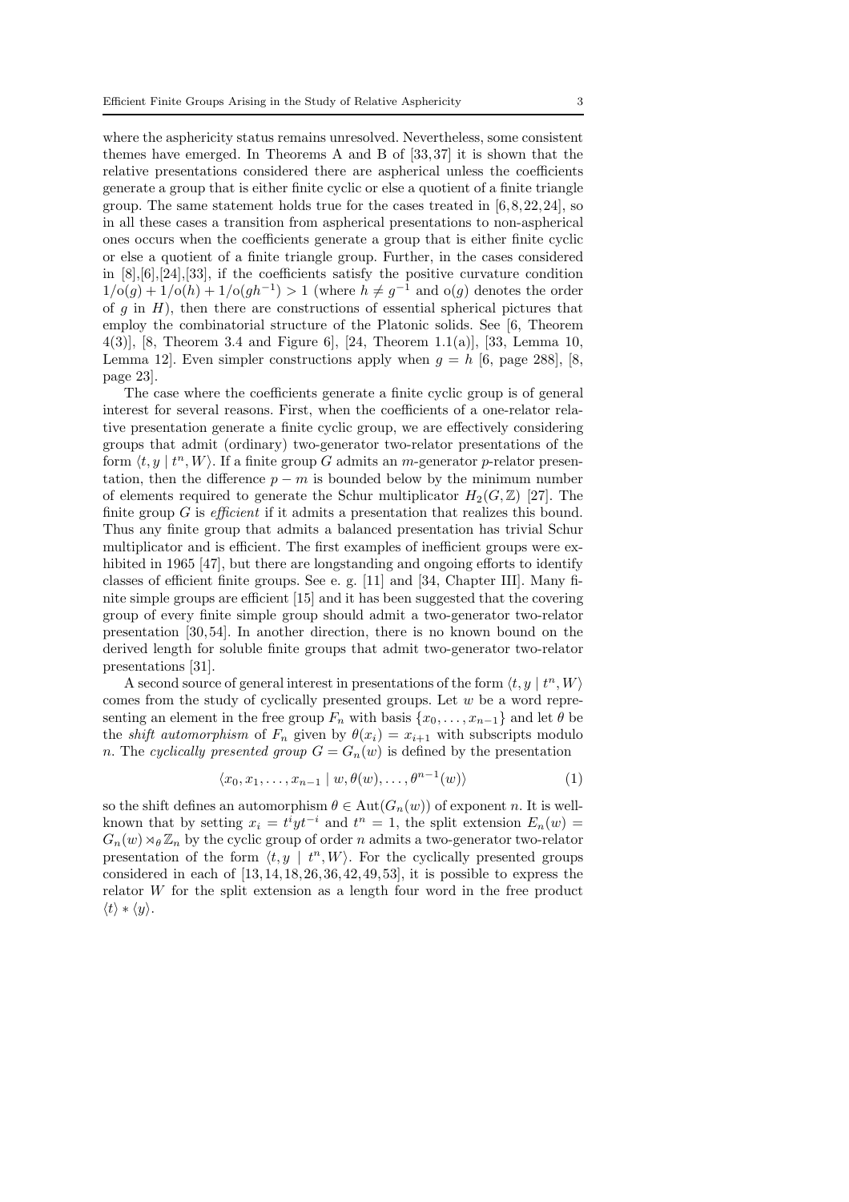where the asphericity status remains unresolved. Nevertheless, some consistent themes have emerged. In Theorems A and B of [33, 37] it is shown that the relative presentations considered there are aspherical unless the coefficients generate a group that is either finite cyclic or else a quotient of a finite triangle group. The same statement holds true for the cases treated in [6, 8, 22, 24], so in all these cases a transition from aspherical presentations to non-aspherical ones occurs when the coefficients generate a group that is either finite cyclic or else a quotient of a finite triangle group. Further, in the cases considered in [8],[6],[24],[33], if the coefficients satisfy the positive curvature condition $1/\mathrm{o}(g) + 1/\mathrm{o}(h) + 1/\mathrm{o}(gh^{-1}) > 1$ (where $h \neq g^{-1}$ and $\mathrm{o}(g)$ denotes the order of $g$ in $H$), then there are constructions of essential spherical pictures that employ the combinatorial structure of the Platonic solids. See [6, Theorem 4(3)], [8, Theorem 3.4 and Figure 6], [24, Theorem 1.1(a)], [33, Lemma 10, Lemma 12]. Even simpler constructions apply when $g = h$ [6, page 288], [8, page 23].

The case where the coefficients generate a finite cyclic group is of general interest for several reasons. First, when the coefficients of a one-relator relative presentation generate a finite cyclic group, we are effectively considering groups that admit (ordinary) two-generator two-relator presentations of the form $\langle t, y \mid t^n, W \rangle$. If a finite group $G$ admits an $m$-generator $p$-relator presentation, then the difference $p - m$ is bounded below by the minimum number of elements required to generate the Schur multiplicator $H_2(G, \mathbb{Z})$ [27]. The finite group $G$ is *efficient* if it admits a presentation that realizes this bound. Thus any finite group that admits a balanced presentation has trivial Schur multiplicator and is efficient. The first examples of inefficient groups were exhibited in 1965 [47], but there are longstanding and ongoing efforts to identify classes of efficient finite groups. See e. g. [11] and [34, Chapter III]. Many finite simple groups are efficient [15] and it has been suggested that the covering group of every finite simple group should admit a two-generator two-relator presentation [30, 54]. In another direction, there is no known bound on the derived length for soluble finite groups that admit two-generator two-relator presentations [31].

A second source of general interest in presentations of the form $\langle t, y \mid t^n, W \rangle$ comes from the study of cyclically presented groups. Let $w$ be a word representing an element in the free group $F_n$ with basis $\{x_0, \dots, x_{n-1}\}$ and let $\theta$ be the *shift automorphism* of $F_n$ given by $\theta(x_i) = x_{i+1}$ with subscripts modulo $n$. The *cyclically presented group* $G = G_n(w)$ is defined by the presentation

$$\langle x_0, x_1, \dots, x_{n-1} \mid w, \theta(w), \dots, \theta^{n-1}(w) \rangle \tag{1}$$

so the shift defines an automorphism $\theta \in \mathrm{Aut}(G_n(w))$ of exponent $n$. It is well-known that by setting $x_i = t^i y t^{-i}$ and $t^n = 1$, the split extension $E_n(w) = G_n(w) \rtimes_\theta \mathbb{Z}_n$ by the cyclic group of order $n$ admits a two-generator two-relator presentation of the form $\langle t, y \mid t^n, W \rangle$. For the cyclically presented groups considered in each of [13, 14, 18, 26, 36, 42, 49, 53], it is possible to express the relator $W$ for the split extension as a length four word in the free product $\langle t \rangle * \langle y \rangle$.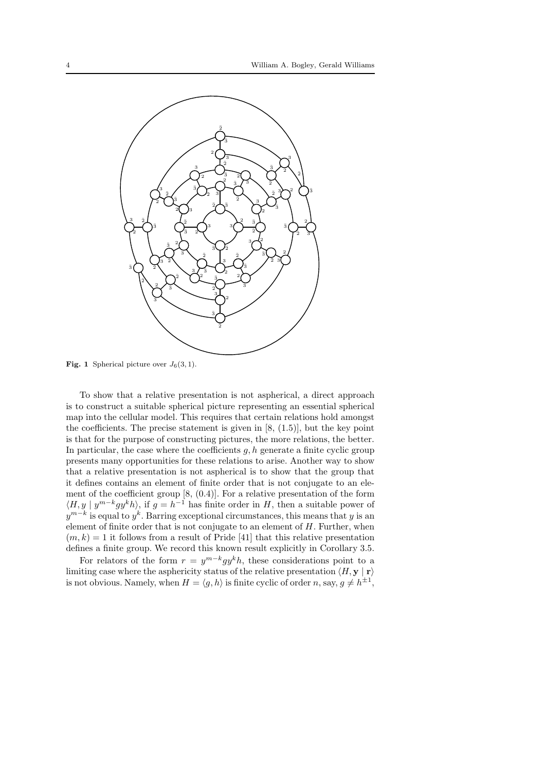**Fig. 1** Spherical picture over $J_6(3,1)$.

To show that a relative presentation is not aspherical, a direct approach is to construct a suitable spherical picture representing an essential spherical map into the cellular model. This requires that certain relations hold amongst the coefficients. The precise statement is given in [8, (1.5)], but the key point is that for the purpose of constructing pictures, the more relations, the better. In particular, the case where the coefficients $g, h$ generate a finite cyclic group presents many opportunities for these relations to arise. Another way to show that a relative presentation is not aspherical is to show that the group that it defines contains an element of finite order that is not conjugate to an element of the coefficient group [8, (0.4)]. For a relative presentation of the form $\langle H, y \mid y^{m-k}gy^kh\rangle$, if $g = h^{-1}$ has finite order in $H$, then a suitable power of $y^{m-k}$ is equal to $y^k$. Barring exceptional circumstances, this means that $y$ is an element of finite order that is not conjugate to an element of $H$. Further, when $(m, k) = 1$ it follows from a result of Pride [41] that this relative presentation defines a finite group. We record this known result explicitly in Corollary 3.5.

For relators of the form $r = y^{m-k}gy^kh$, these considerations point to a limiting case where the asphericity status of the relative presentation $\langle H, \mathbf{y} \mid \mathbf{r}\rangle$ is not obvious. Namely, when $H = \langle g, h\rangle$ is finite cyclic of order $n$, say, $g \neq h^{\pm 1}$,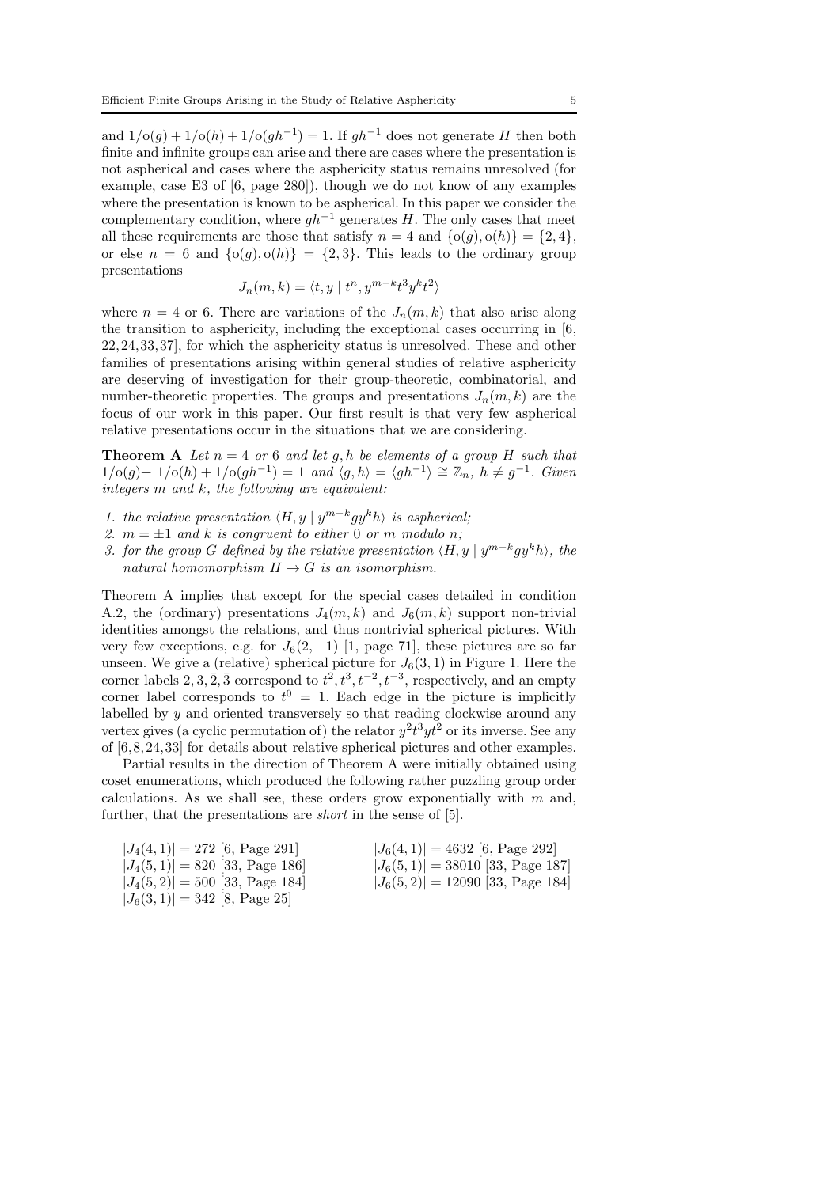and $1/\mathrm{o}(g) + 1/\mathrm{o}(h) + 1/\mathrm{o}(gh^{-1}) = 1$. If $gh^{-1}$ does not generate $H$ then both finite and infinite groups can arise and there are cases where the presentation is not aspherical and cases where the asphericity status remains unresolved (for example, case E3 of [6, page 280]), though we do not know of any examples where the presentation is known to be aspherical. In this paper we consider the complementary condition, where $gh^{-1}$ generates $H$. The only cases that meet all these requirements are those that satisfy $n = 4$ and $\{\mathrm{o}(g), \mathrm{o}(h)\} = \{2, 4\}$, or else $n = 6$ and $\{\mathrm{o}(g), \mathrm{o}(h)\} = \{2, 3\}$. This leads to the ordinary group presentations

$$J_n(m, k) = \langle t, y \mid t^n, y^{m-k}t^3y^kt^2 \rangle$$

where $n = 4$ or 6. There are variations of the $J_n(m, k)$ that also arise along the transition to asphericity, including the exceptional cases occurring in [6, 22, 24, 33, 37], for which the asphericity status is unresolved. These and other families of presentations arising within general studies of relative asphericity are deserving of investigation for their group-theoretic, combinatorial, and number-theoretic properties. The groups and presentations $J_n(m, k)$ are the focus of our work in this paper. Our first result is that very few aspherical relative presentations occur in the situations that we are considering.

**Theorem A** *Let $n = 4$ or 6 and let $g, h$ be elements of a group $H$ such that $1/\mathrm{o}(g) + 1/\mathrm{o}(h) + 1/\mathrm{o}(gh^{-1}) = 1$ and $\langle g, h \rangle = \langle gh^{-1} \rangle \cong \mathbb{Z}_n$, $h \neq g^{-1}$. Given integers $m$ and $k$, the following are equivalent:*

1. *the relative presentation $\langle H, y \mid y^{m-k}gy^kh \rangle$ is aspherical;*
2. *$m = \pm 1$ and $k$ is congruent to either 0 or $m$ modulo $n$;*
3. *for the group $G$ defined by the relative presentation $\langle H, y \mid y^{m-k}gy^kh \rangle$, the natural homomorphism $H \to G$ is an isomorphism.*

Theorem A implies that except for the special cases detailed in condition A.2, the (ordinary) presentations $J_4(m, k)$ and $J_6(m, k)$ support non-trivial identities amongst the relations, and thus nontrivial spherical pictures. With very few exceptions, e.g. for $J_6(2, -1)$ [1, page 71], these pictures are so far unseen. We give a (relative) spherical picture for $J_6(3, 1)$ in Figure 1. Here the corner labels $2, 3, \bar{2}, \bar{3}$ correspond to $t^2, t^3, t^{-2}, t^{-3}$, respectively, and an empty corner label corresponds to $t^0 = 1$. Each edge in the picture is implicitly labelled by $y$ and oriented transversely so that reading clockwise around any vertex gives (a cyclic permutation of) the relator $y^2t^3yt^2$ or its inverse. See any of [6, 8, 24, 33] for details about relative spherical pictures and other examples.

Partial results in the direction of Theorem A were initially obtained using coset enumerations, which produced the following rather puzzling group order calculations. As we shall see, these orders grow exponentially with $m$ and, further, that the presentations are *short* in the sense of [5].

$|J_4(4, 1)| = 272$ [6, Page 291]
$|J_4(5, 1)| = 820$ [33, Page 186]
$|J_4(5, 2)| = 500$ [33, Page 184]
$|J_6(3, 1)| = 342$ [8, Page 25]
$|J_6(4, 1)| = 4632$ [6, Page 292]
$|J_6(5, 1)| = 38010$ [33, Page 187]
$|J_6(5, 2)| = 12090$ [33, Page 184]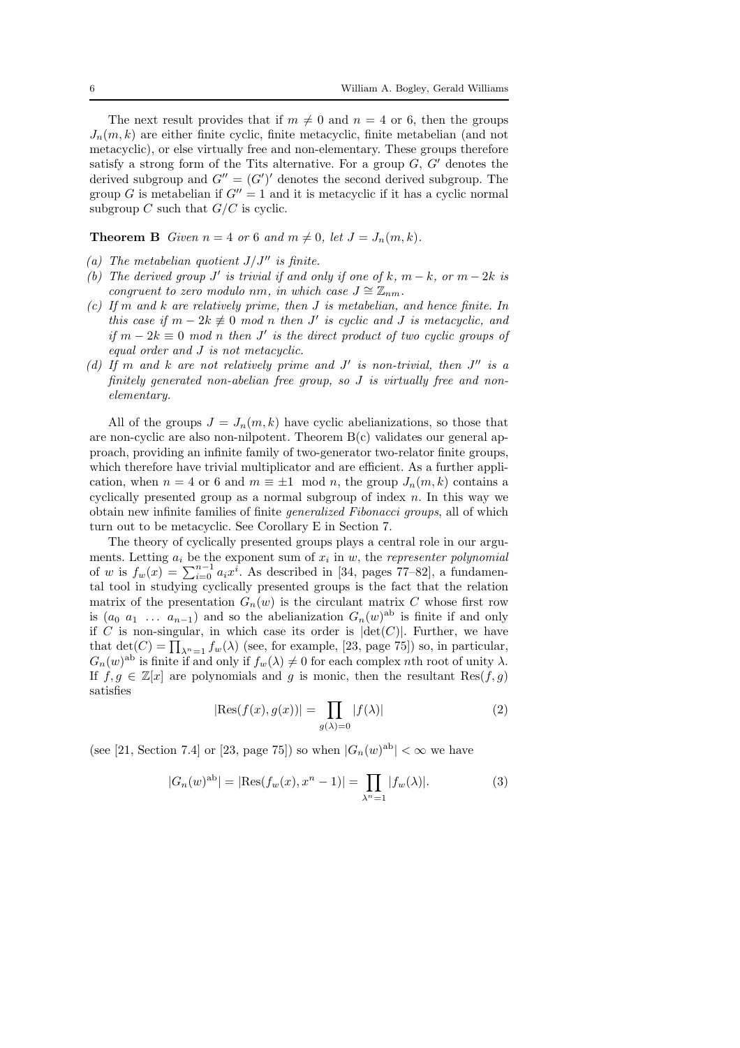The next result provides that if $m \neq 0$ and $n = 4$ or 6, then the groups $J_n(m,k)$ are either finite cyclic, finite metacyclic, finite metabelian (and not metacyclic), or else virtually free and non-elementary. These groups therefore satisfy a strong form of the Tits alternative. For a group $G$, $G'$ denotes the derived subgroup and $G'' = (G')'$ denotes the second derived subgroup. The group $G$ is metabelian if $G'' = 1$ and it is metacyclic if it has a cyclic normal subgroup $C$ such that $G/C$ is cyclic.

**Theorem B** *Given $n = 4$ or 6 and $m \neq 0$, let $J = J_n(m,k)$.*

*(a) The metabelian quotient $J/J''$ is finite.*

*(b) The derived group $J'$ is trivial if and only if one of $k$, $m-k$, or $m-2k$ is congruent to zero modulo $nm$, in which case $J \cong \mathbb{Z}_{nm}$.*

*(c) If $m$ and $k$ are relatively prime, then $J$ is metabelian, and hence finite. In this case if $m - 2k \not\equiv 0$ mod $n$ then $J'$ is cyclic and $J$ is metacyclic, and if $m - 2k \equiv 0$ mod $n$ then $J'$ is the direct product of two cyclic groups of equal order and $J$ is not metacyclic.*

*(d) If $m$ and $k$ are not relatively prime and $J'$ is non-trivial, then $J''$ is a finitely generated non-abelian free group, so $J$ is virtually free and non-elementary.*

All of the groups $J = J_n(m,k)$ have cyclic abelianizations, so those that are non-cyclic are also non-nilpotent. Theorem B(c) validates our general approach, providing an infinite family of two-generator two-relator finite groups, which therefore have trivial multiplicator and are efficient. As a further application, when $n = 4$ or 6 and $m \equiv \pm 1 \mod n$, the group $J_n(m,k)$ contains a cyclically presented group as a normal subgroup of index $n$. In this way we obtain new infinite families of finite *generalized Fibonacci groups*, all of which turn out to be metacyclic. See Corollary E in Section 7.

The theory of cyclically presented groups plays a central role in our arguments. Letting $a_i$ be the exponent sum of $x_i$ in $w$, the *representer polynomial* of $w$ is $f_w(x) = \sum_{i=0}^{n-1} a_i x^i$. As described in [34, pages 77–82], a fundamental tool in studying cyclically presented groups is the fact that the relation matrix of the presentation $G_n(w)$ is the circulant matrix $C$ whose first row is $(a_0\ a_1\ \ldots\ a_{n-1})$ and so the abelianization $G_n(w)^{\mathrm{ab}}$ is finite if and only if $C$ is non-singular, in which case its order is $|\det(C)|$. Further, we have that $\det(C) = \prod_{\lambda^n=1} f_w(\lambda)$ (see, for example, [23, page 75]) so, in particular, $G_n(w)^{\mathrm{ab}}$ is finite if and only if $f_w(\lambda) \neq 0$ for each complex $n$th root of unity $\lambda$. If $f, g \in \mathbb{Z}[x]$ are polynomials and $g$ is monic, then the resultant $\mathrm{Res}(f,g)$ satisfies

$$|\mathrm{Res}(f(x), g(x))| = \prod_{g(\lambda)=0} |f(\lambda)| \tag{2}$$

(see [21, Section 7.4] or [23, page 75]) so when $|G_n(w)^{\mathrm{ab}}| < \infty$ we have

$$|G_n(w)^{\mathrm{ab}}| = |\mathrm{Res}(f_w(x), x^n - 1)| = \prod_{\lambda^n=1} |f_w(\lambda)|. \tag{3}$$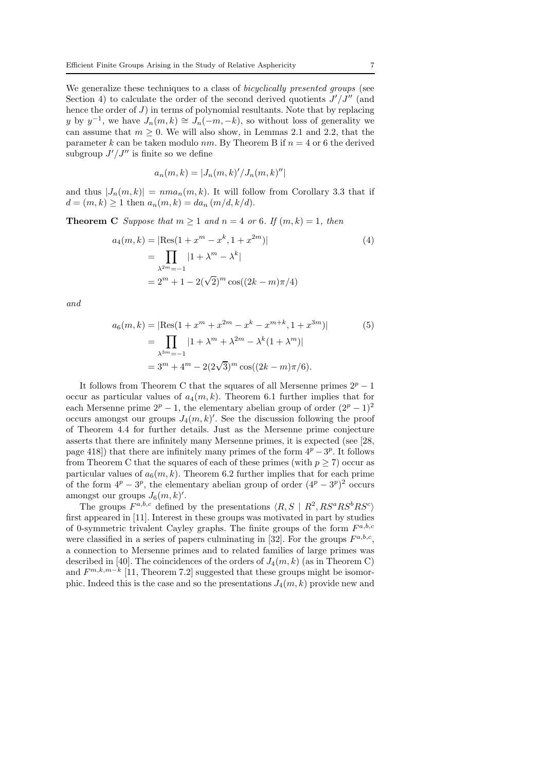We generalize these techniques to a class of *bicyclically presented groups* (see Section 4) to calculate the order of the second derived quotients $J'/J''$ (and hence the order of $J$) in terms of polynomial resultants. Note that by replacing $y$ by $y^{-1}$, we have $J_n(m,k) \cong J_n(-m,-k)$, so without loss of generality we can assume that $m \geq 0$. We will also show, in Lemmas 2.1 and 2.2, that the parameter $k$ can be taken modulo $nm$. By Theorem B if $n = 4$ or 6 the derived subgroup $J'/J''$ is finite so we define

$$a_n(m,k) = |J_n(m,k)'/J_n(m,k)''|$$

and thus $|J_n(m,k)| = nma_n(m,k)$. It will follow from Corollary 3.3 that if $d = (m,k) \geq 1$ then $a_n(m,k) = da_n(m/d, k/d)$.

**Theorem C** *Suppose that $m \geq 1$ and $n = 4$ or 6. If $(m,k) = 1$, then*

$$\begin{aligned} a_4(m,k) &= |\mathrm{Res}(1 + x^m - x^k, 1 + x^{2m})| \\ &= \prod_{\lambda^{2m}=-1} |1 + \lambda^m - \lambda^k| \\ &= 2^m + 1 - 2(\sqrt{2})^m \cos((2k-m)\pi/4) \end{aligned} \tag{4}$$

*and*

$$\begin{aligned} a_6(m,k) &= |\mathrm{Res}(1 + x^m + x^{2m} - x^k - x^{m+k}, 1 + x^{3m})| \\ &= \prod_{\lambda^{3m}=-1} |1 + \lambda^m + \lambda^{2m} - \lambda^k(1 + \lambda^m)| \\ &= 3^m + 4^m - 2(2\sqrt{3})^m \cos((2k-m)\pi/6). \end{aligned} \tag{5}$$

It follows from Theorem C that the squares of all Mersenne primes $2^p - 1$ occur as particular values of $a_4(m,k)$. Theorem 6.1 further implies that for each Mersenne prime $2^p - 1$, the elementary abelian group of order $(2^p - 1)^2$ occurs amongst our groups $J_4(m,k)'$. See the discussion following the proof of Theorem 4.4 for further details. Just as the Mersenne prime conjecture asserts that there are infinitely many Mersenne primes, it is expected (see [28, page 418]) that there are infinitely many primes of the form $4^p - 3^p$. It follows from Theorem C that the squares of each of these primes (with $p \geq 7$) occur as particular values of $a_6(m,k)$. Theorem 6.2 further implies that for each prime of the form $4^p - 3^p$, the elementary abelian group of order $(4^p - 3^p)^2$ occurs amongst our groups $J_6(m,k)'$.

The groups $F^{a,b,c}$ defined by the presentations $\langle R, S \mid R^2, RS^aRS^bRS^c \rangle$ first appeared in [11]. Interest in these groups was motivated in part by studies of 0-symmetric trivalent Cayley graphs. The finite groups of the form $F^{a,b,c}$ were classified in a series of papers culminating in [32]. For the groups $F^{a,b,c}$, a connection to Mersenne primes and to related families of large primes was described in [40]. The coincidences of the orders of $J_4(m,k)$ (as in Theorem C) and $F^{m,k,m-k}$ [11, Theorem 7.2] suggested that these groups might be isomorphic. Indeed this is the case and so the presentations $J_4(m,k)$ provide new and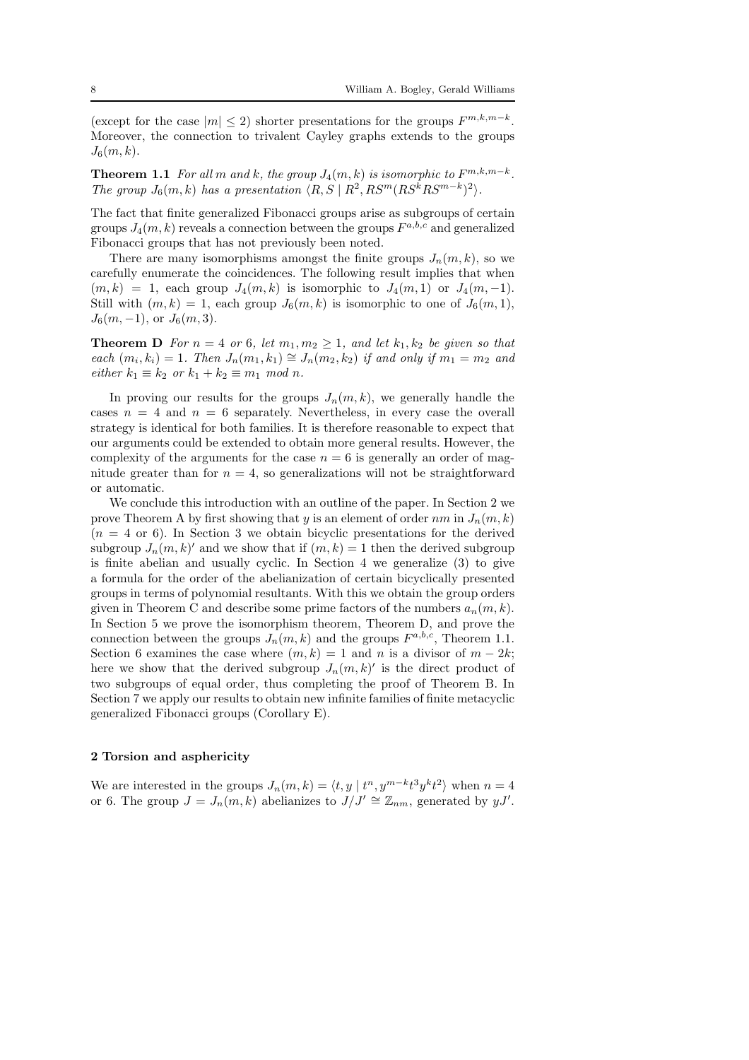(except for the case $|m| \leq 2$) shorter presentations for the groups $F^{m,k,m-k}$. Moreover, the connection to trivalent Cayley graphs extends to the groups $J_6(m,k)$.

**Theorem 1.1** *For all $m$ and $k$, the group $J_4(m,k)$ is isomorphic to $F^{m,k,m-k}$. The group $J_6(m,k)$ has a presentation $\langle R, S \mid R^2, RS^m(RS^kRS^{m-k})^2\rangle$.*

The fact that finite generalized Fibonacci groups arise as subgroups of certain groups $J_4(m,k)$ reveals a connection between the groups $F^{a,b,c}$ and generalized Fibonacci groups that has not previously been noted.

There are many isomorphisms amongst the finite groups $J_n(m,k)$, so we carefully enumerate the coincidences. The following result implies that when $(m,k) = 1$, each group $J_4(m,k)$ is isomorphic to $J_4(m,1)$ or $J_4(m,-1)$. Still with $(m,k) = 1$, each group $J_6(m,k)$ is isomorphic to one of $J_6(m,1)$, $J_6(m,-1)$, or $J_6(m,3)$.

**Theorem D** *For $n = 4$ or $6$, let $m_1, m_2 \geq 1$, and let $k_1, k_2$ be given so that each $(m_i, k_i) = 1$. Then $J_n(m_1,k_1) \cong J_n(m_2,k_2)$ if and only if $m_1 = m_2$ and either $k_1 \equiv k_2$ or $k_1 + k_2 \equiv m_1$ mod $n$.*

In proving our results for the groups $J_n(m,k)$, we generally handle the cases $n = 4$ and $n = 6$ separately. Nevertheless, in every case the overall strategy is identical for both families. It is therefore reasonable to expect that our arguments could be extended to obtain more general results. However, the complexity of the arguments for the case $n = 6$ is generally an order of magnitude greater than for $n = 4$, so generalizations will not be straightforward or automatic.

We conclude this introduction with an outline of the paper. In Section 2 we prove Theorem A by first showing that $y$ is an element of order $nm$ in $J_n(m,k)$ ($n = 4$ or 6). In Section 3 we obtain bicyclic presentations for the derived subgroup $J_n(m,k)'$ and we show that if $(m,k) = 1$ then the derived subgroup is finite abelian and usually cyclic. In Section 4 we generalize (3) to give a formula for the order of the abelianization of certain bicyclically presented groups in terms of polynomial resultants. With this we obtain the group orders given in Theorem C and describe some prime factors of the numbers $a_n(m,k)$. In Section 5 we prove the isomorphism theorem, Theorem D, and prove the connection between the groups $J_n(m,k)$ and the groups $F^{a,b,c}$, Theorem 1.1. Section 6 examines the case where $(m,k) = 1$ and $n$ is a divisor of $m - 2k$; here we show that the derived subgroup $J_n(m,k)'$ is the direct product of two subgroups of equal order, thus completing the proof of Theorem B. In Section 7 we apply our results to obtain new infinite families of finite metacyclic generalized Fibonacci groups (Corollary E).

## 2 Torsion and asphericity

We are interested in the groups $J_n(m,k) = \langle t, y \mid t^n, y^{m-k}t^3y^kt^2\rangle$ when $n = 4$ or 6. The group $J = J_n(m,k)$ abelianizes to $J/J' \cong \mathbb{Z}_{nm}$, generated by $yJ'$.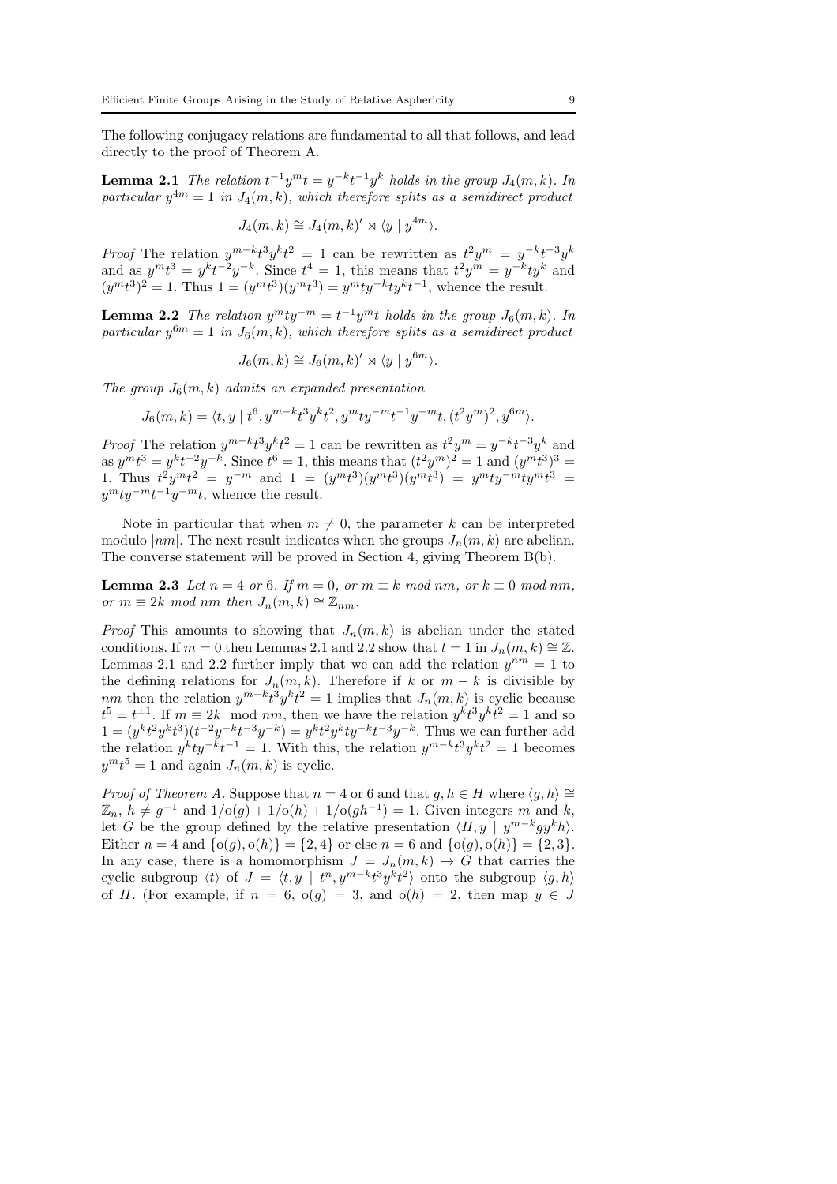The following conjugacy relations are fundamental to all that follows, and lead directly to the proof of Theorem A.

**Lemma 2.1** *The relation $t^{-1}y^m t = y^{-k}t^{-1}y^k$ holds in the group $J_4(m,k)$. In particular $y^{4m} = 1$ in $J_4(m,k)$, which therefore splits as a semidirect product*

$$J_4(m,k) \cong J_4(m,k)' \rtimes \langle y \mid y^{4m} \rangle.$$

*Proof* The relation $y^{m-k}t^3y^kt^2 = 1$ can be rewritten as $t^2y^m = y^{-k}t^{-3}y^k$ and as $y^mt^3 = y^kt^{-2}y^{-k}$. Since $t^4 = 1$, this means that $t^2y^m = y^{-k}ty^k$ and $(y^mt^3)^2 = 1$. Thus $1 = (y^mt^3)(y^mt^3) = y^mty^{-k}ty^kt^{-1}$, whence the result.

**Lemma 2.2** *The relation $y^mty^{-m} = t^{-1}y^mt$ holds in the group $J_6(m,k)$. In particular $y^{6m} = 1$ in $J_6(m,k)$, which therefore splits as a semidirect product*

$$J_6(m,k) \cong J_6(m,k)' \rtimes \langle y \mid y^{6m} \rangle.$$

*The group $J_6(m,k)$ admits an expanded presentation*

$$J_6(m,k) = \langle t, y \mid t^6, y^{m-k}t^3y^kt^2, y^mty^{-m}t^{-1}y^{-m}t, (t^2y^m)^2, y^{6m} \rangle.$$

*Proof* The relation $y^{m-k}t^3y^kt^2 = 1$ can be rewritten as $t^2y^m = y^{-k}t^{-3}y^k$ and as $y^mt^3 = y^kt^{-2}y^{-k}$. Since $t^6 = 1$, this means that $(t^2y^m)^2 = 1$ and $(y^mt^3)^3 = 1$. Thus $t^2y^mt^2 = y^{-m}$ and $1 = (y^mt^3)(y^mt^3)(y^mt^3) = y^mty^{-m}ty^mt^3 = y^mty^{-m}t^{-1}y^{-m}t$, whence the result.

Note in particular that when $m \neq 0$, the parameter $k$ can be interpreted modulo $|nm|$. The next result indicates when the groups $J_n(m,k)$ are abelian. The converse statement will be proved in Section 4, giving Theorem B(b).

**Lemma 2.3** *Let $n = 4$ or $6$. If $m = 0$, or $m \equiv k$ mod $nm$, or $k \equiv 0$ mod $nm$, or $m \equiv 2k$ mod $nm$ then $J_n(m,k) \cong \mathbb{Z}_{nm}$.*

*Proof* This amounts to showing that $J_n(m,k)$ is abelian under the stated conditions. If $m = 0$ then Lemmas 2.1 and 2.2 show that $t = 1$ in $J_n(m,k) \cong \mathbb{Z}$. Lemmas 2.1 and 2.2 further imply that we can add the relation $y^{nm} = 1$ to the defining relations for $J_n(m,k)$. Therefore if $k$ or $m-k$ is divisible by $nm$ then the relation $y^{m-k}t^3y^kt^2 = 1$ implies that $J_n(m,k)$ is cyclic because $t^5 = t^{\pm 1}$. If $m \equiv 2k \mod nm$, then we have the relation $y^kt^3y^kt^2 = 1$ and so $1 = (y^kt^2y^kt^3)(t^{-2}y^{-k}t^{-3}y^{-k}) = y^kt^2y^kty^{-k}t^{-3}y^{-k}$. Thus we can further add the relation $y^kty^{-k}t^{-1} = 1$. With this, the relation $y^{m-k}t^3y^kt^2 = 1$ becomes $y^mt^5 = 1$ and again $J_n(m,k)$ is cyclic.

*Proof of Theorem A.* Suppose that $n = 4$ or $6$ and that $g, h \in H$ where $\langle g, h \rangle \cong \mathbb{Z}_n$, $h \neq g^{-1}$ and $1/\text{o}(g) + 1/\text{o}(h) + 1/\text{o}(gh^{-1}) = 1$. Given integers $m$ and $k$, let $G$ be the group defined by the relative presentation $\langle H, y \mid y^{m-k}gy^kh \rangle$. Either $n = 4$ and $\{\text{o}(g), \text{o}(h)\} = \{2, 4\}$ or else $n = 6$ and $\{\text{o}(g), \text{o}(h)\} = \{2, 3\}$. In any case, there is a homomorphism $J = J_n(m,k) \to G$ that carries the cyclic subgroup $\langle t \rangle$ of $J = \langle t, y \mid t^n, y^{m-k}t^3y^kt^2 \rangle$ onto the subgroup $\langle g, h \rangle$ of $H$. (For example, if $n = 6$, $\text{o}(g) = 3$, and $\text{o}(h) = 2$, then map $y \in J$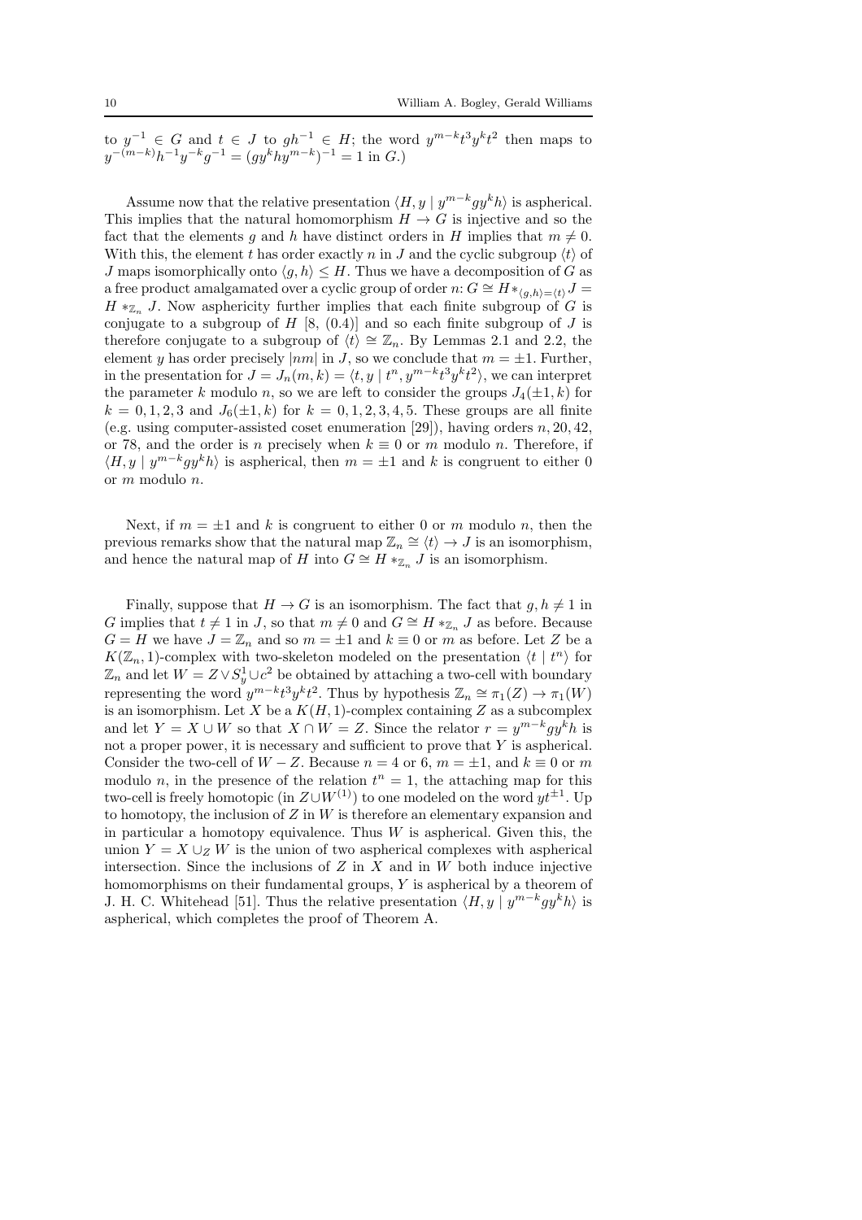to $y^{-1} \in G$ and $t \in J$ to $gh^{-1} \in H$; the word $y^{m-k}t^3y^kt^2$ then maps to $y^{-(m-k)}h^{-1}y^{-k}g^{-1} = (gy^khy^{m-k})^{-1} = 1$ in $G$.)

Assume now that the relative presentation $\langle H, y \mid y^{m-k}gy^kh\rangle$ is aspherical. This implies that the natural homomorphism $H \to G$ is injective and so the fact that the elements $g$ and $h$ have distinct orders in $H$ implies that $m \neq 0$. With this, the element $t$ has order exactly $n$ in $J$ and the cyclic subgroup $\langle t\rangle$ of $J$ maps isomorphically onto $\langle g, h\rangle \leq H$. Thus we have a decomposition of $G$ as a free product amalgamated over a cyclic group of order $n$: $G \cong H *_{\langle g,h\rangle = \langle t\rangle} J = H *_{\mathbb{Z}_n} J$. Now asphericity further implies that each finite subgroup of $G$ is conjugate to a subgroup of $H$ [8, (0.4)] and so each finite subgroup of $J$ is therefore conjugate to a subgroup of $\langle t\rangle \cong \mathbb{Z}_n$. By Lemmas 2.1 and 2.2, the element $y$ has order precisely $|nm|$ in $J$, so we conclude that $m = \pm 1$. Further, in the presentation for $J = J_n(m,k) = \langle t, y \mid t^n, y^{m-k}t^3y^kt^2\rangle$, we can interpret the parameter $k$ modulo $n$, so we are left to consider the groups $J_4(\pm 1, k)$ for $k = 0, 1, 2, 3$ and $J_6(\pm 1, k)$ for $k = 0, 1, 2, 3, 4, 5$. These groups are all finite (e.g. using computer-assisted coset enumeration [29]), having orders $n, 20, 42$, or $78$, and the order is $n$ precisely when $k \equiv 0$ or $m$ modulo $n$. Therefore, if $\langle H, y \mid y^{m-k}gy^kh\rangle$ is aspherical, then $m = \pm 1$ and $k$ is congruent to either $0$ or $m$ modulo $n$.

Next, if $m = \pm 1$ and $k$ is congruent to either $0$ or $m$ modulo $n$, then the previous remarks show that the natural map $\mathbb{Z}_n \cong \langle t\rangle \to J$ is an isomorphism, and hence the natural map of $H$ into $G \cong H *_{\mathbb{Z}_n} J$ is an isomorphism.

Finally, suppose that $H \to G$ is an isomorphism. The fact that $g, h \neq 1$ in $G$ implies that $t \neq 1$ in $J$, so that $m \neq 0$ and $G \cong H *_{\mathbb{Z}_n} J$ as before. Because $G = H$ we have $J = \mathbb{Z}_n$ and so $m = \pm 1$ and $k \equiv 0$ or $m$ as before. Let $Z$ be a $K(\mathbb{Z}_n, 1)$-complex with two-skeleton modeled on the presentation $\langle t \mid t^n\rangle$ for $\mathbb{Z}_n$ and let $W = Z \vee S^1_y \cup c^2$ be obtained by attaching a two-cell with boundary representing the word $y^{m-k}t^3y^kt^2$. Thus by hypothesis $\mathbb{Z}_n \cong \pi_1(Z) \to \pi_1(W)$ is an isomorphism. Let $X$ be a $K(H, 1)$-complex containing $Z$ as a subcomplex and let $Y = X \cup W$ so that $X \cap W = Z$. Since the relator $r = y^{m-k}gy^kh$ is not a proper power, it is necessary and sufficient to prove that $Y$ is aspherical. Consider the two-cell of $W - Z$. Because $n = 4$ or $6$, $m = \pm 1$, and $k \equiv 0$ or $m$ modulo $n$, in the presence of the relation $t^n = 1$, the attaching map for this two-cell is freely homotopic (in $Z \cup W^{(1)}$) to one modeled on the word $yt^{\pm 1}$. Up to homotopy, the inclusion of $Z$ in $W$ is therefore an elementary expansion and in particular a homotopy equivalence. Thus $W$ is aspherical. Given this, the union $Y = X \cup_Z W$ is the union of two aspherical complexes with aspherical intersection. Since the inclusions of $Z$ in $X$ and in $W$ both induce injective homomorphisms on their fundamental groups, $Y$ is aspherical by a theorem of J. H. C. Whitehead [51]. Thus the relative presentation $\langle H, y \mid y^{m-k}gy^kh\rangle$ is aspherical, which completes the proof of Theorem A.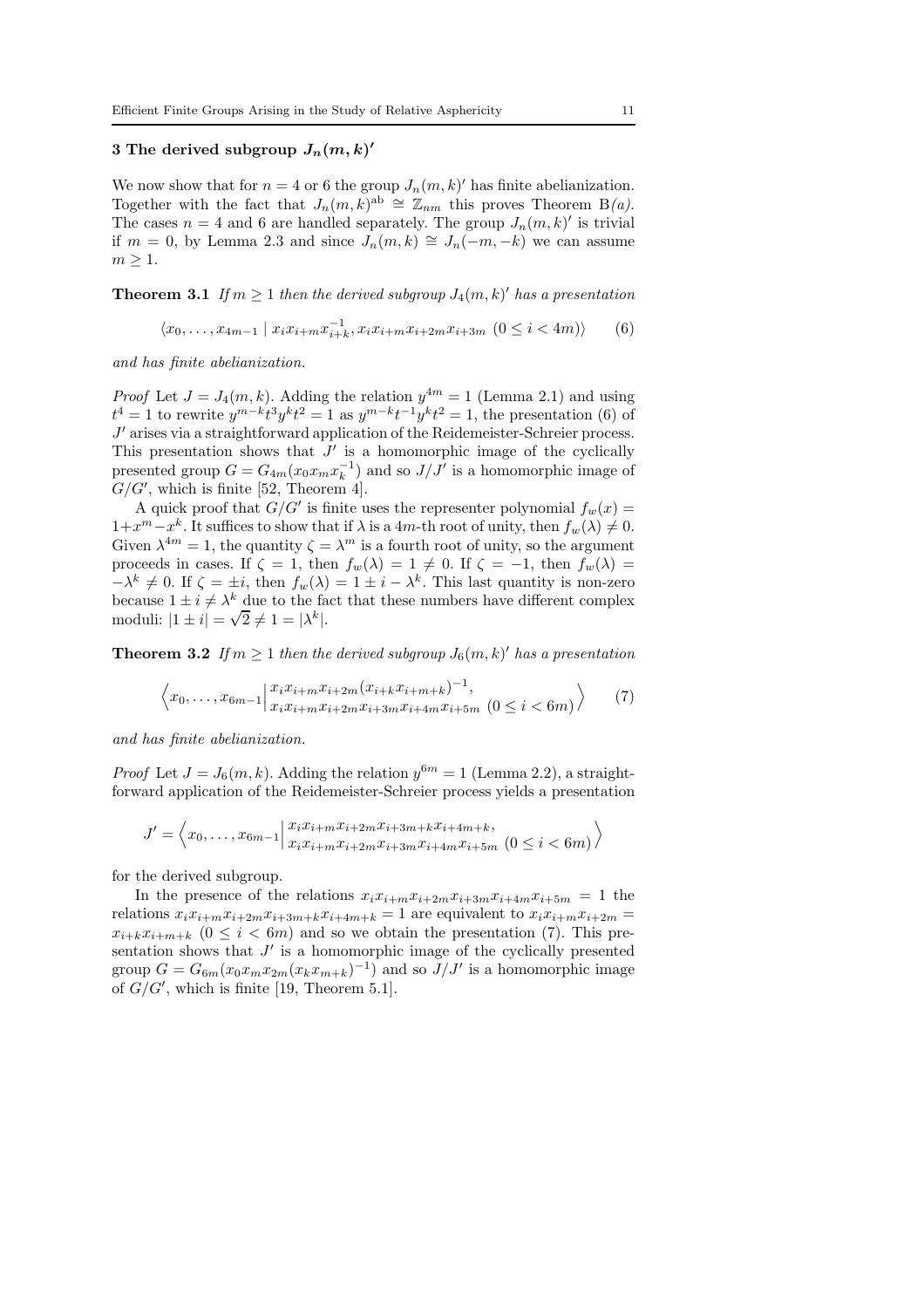## 3 The derived subgroup $J_n(m,k)'$

We now show that for $n = 4$ or 6 the group $J_n(m,k)'$ has finite abelianization. Together with the fact that $J_n(m,k)^{\mathrm{ab}} \cong \mathbb{Z}_{nm}$ this proves Theorem B*(a)*. The cases $n = 4$ and 6 are handled separately. The group $J_n(m,k)'$ is trivial if $m = 0$, by Lemma 2.3 and since $J_n(m,k) \cong J_n(-m,-k)$ we can assume $m \geq 1$.

**Theorem 3.1** *If $m \geq 1$ then the derived subgroup $J_4(m,k)'$ has a presentation*

$$\langle x_0, \ldots, x_{4m-1} \mid x_i x_{i+m} x_{i+k}^{-1}, x_i x_{i+m} x_{i+2m} x_{i+3m} \ (0 \leq i < 4m) \rangle \qquad (6)$$

*and has finite abelianization.*

*Proof* Let $J = J_4(m,k)$. Adding the relation $y^{4m} = 1$ (Lemma 2.1) and using $t^4 = 1$ to rewrite $y^{m-k} t^3 y^k t^2 = 1$ as $y^{m-k} t^{-1} y^k t^2 = 1$, the presentation (6) of $J'$ arises via a straightforward application of the Reidemeister-Schreier process. This presentation shows that $J'$ is a homomorphic image of the cyclically presented group $G = G_{4m}(x_0 x_m x_k^{-1})$ and so $J/J'$ is a homomorphic image of $G/G'$, which is finite [52, Theorem 4].

A quick proof that $G/G'$ is finite uses the representer polynomial $f_w(x) = 1 + x^m - x^k$. It suffices to show that if $\lambda$ is a $4m$-th root of unity, then $f_w(\lambda) \neq 0$. Given $\lambda^{4m} = 1$, the quantity $\zeta = \lambda^m$ is a fourth root of unity, so the argument proceeds in cases. If $\zeta = 1$, then $f_w(\lambda) = 1 \neq 0$. If $\zeta = -1$, then $f_w(\lambda) = -\lambda^k \neq 0$. If $\zeta = \pm i$, then $f_w(\lambda) = 1 \pm i - \lambda^k$. This last quantity is non-zero because $1 \pm i \neq \lambda^k$ due to the fact that these numbers have different complex moduli: $|1 \pm i| = \sqrt{2} \neq 1 = |\lambda^k|$.

**Theorem 3.2** *If $m \geq 1$ then the derived subgroup $J_6(m,k)'$ has a presentation*

$$\left\langle x_0, \ldots, x_{6m-1} \middle| \begin{array}{l} x_i x_{i+m} x_{i+2m} (x_{i+k} x_{i+m+k})^{-1}, \\ x_i x_{i+m} x_{i+2m} x_{i+3m} x_{i+4m} x_{i+5m} \ (0 \leq i < 6m) \end{array} \right\rangle \qquad (7)$$

*and has finite abelianization.*

*Proof* Let $J = J_6(m,k)$. Adding the relation $y^{6m} = 1$ (Lemma 2.2), a straightforward application of the Reidemeister-Schreier process yields a presentation

$$J' = \left\langle x_0, \ldots, x_{6m-1} \middle| \begin{array}{l} x_i x_{i+m} x_{i+2m} x_{i+3m+k} x_{i+4m+k}, \\ x_i x_{i+m} x_{i+2m} x_{i+3m} x_{i+4m} x_{i+5m} \ (0 \leq i < 6m) \end{array} \right\rangle$$

for the derived subgroup.

In the presence of the relations $x_i x_{i+m} x_{i+2m} x_{i+3m} x_{i+4m} x_{i+5m} = 1$ the relations $x_i x_{i+m} x_{i+2m} x_{i+3m+k} x_{i+4m+k} = 1$ are equivalent to $x_i x_{i+m} x_{i+2m} = x_{i+k} x_{i+m+k}$ $(0 \leq i < 6m)$ and so we obtain the presentation (7). This presentation shows that $J'$ is a homomorphic image of the cyclically presented group $G = G_{6m}(x_0 x_m x_{2m} (x_k x_{m+k})^{-1})$ and so $J/J'$ is a homomorphic image of $G/G'$, which is finite [19, Theorem 5.1].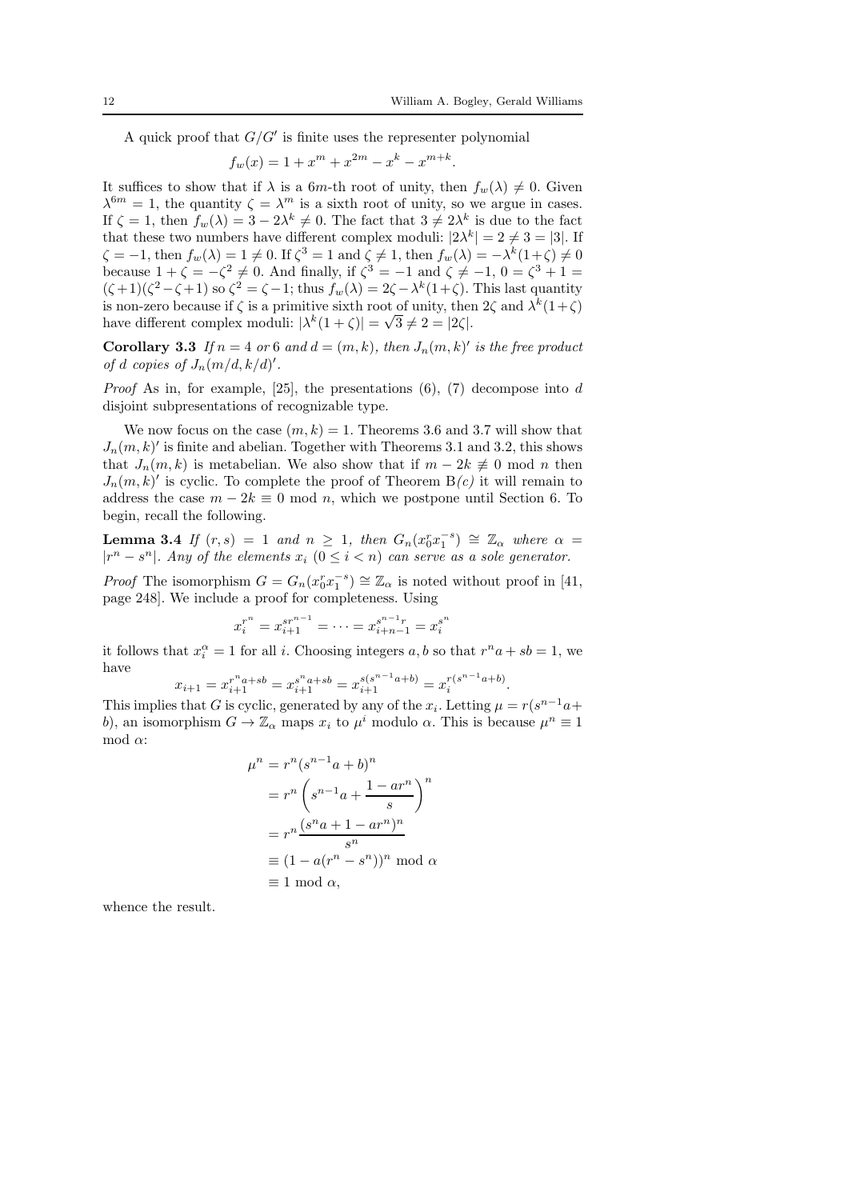A quick proof that $G/G'$ is finite uses the representer polynomial

$$f_w(x) = 1 + x^m + x^{2m} - x^k - x^{m+k}.$$

It suffices to show that if $\lambda$ is a $6m$-th root of unity, then $f_w(\lambda) \neq 0$. Given $\lambda^{6m} = 1$, the quantity $\zeta = \lambda^m$ is a sixth root of unity, so we argue in cases. If $\zeta = 1$, then $f_w(\lambda) = 3 - 2\lambda^k \neq 0$. The fact that $3 \neq 2\lambda^k$ is due to the fact that these two numbers have different complex moduli: $|2\lambda^k| = 2 \neq 3 = |3|$. If $\zeta = -1$, then $f_w(\lambda) = 1 \neq 0$. If $\zeta^3 = 1$ and $\zeta \neq 1$, then $f_w(\lambda) = -\lambda^k(1+\zeta) \neq 0$ because $1 + \zeta = -\zeta^2 \neq 0$. And finally, if $\zeta^3 = -1$ and $\zeta \neq -1$, $0 = \zeta^3 + 1 = (\zeta+1)(\zeta^2 - \zeta + 1)$ so $\zeta^2 = \zeta - 1$; thus $f_w(\lambda) = 2\zeta - \lambda^k(1+\zeta)$. This last quantity is non-zero because if $\zeta$ is a primitive sixth root of unity, then $2\zeta$ and $\lambda^k(1+\zeta)$ have different complex moduli: $|\lambda^k(1+\zeta)| = \sqrt{3} \neq 2 = |2\zeta|$.

**Corollary 3.3** *If $n = 4$ or $6$ and $d = (m, k)$, then $J_n(m, k)'$ is the free product of $d$ copies of $J_n(m/d, k/d)'$.*

*Proof* As in, for example, [25], the presentations (6), (7) decompose into $d$ disjoint subpresentations of recognizable type.

We now focus on the case $(m, k) = 1$. Theorems 3.6 and 3.7 will show that $J_n(m, k)'$ is finite and abelian. Together with Theorems 3.1 and 3.2, this shows that $J_n(m, k)$ is metabelian. We also show that if $m - 2k \not\equiv 0 \bmod n$ then $J_n(m, k)'$ is cyclic. To complete the proof of Theorem B*(c)* it will remain to address the case $m - 2k \equiv 0 \bmod n$, which we postpone until Section 6. To begin, recall the following.

**Lemma 3.4** *If $(r, s) = 1$ and $n \geq 1$, then $G_n(x_0^r x_1^{-s}) \cong \mathbb{Z}_\alpha$ where $\alpha = |r^n - s^n|$. Any of the elements $x_i$ $(0 \leq i < n)$ can serve as a sole generator.*

*Proof* The isomorphism $G = G_n(x_0^r x_1^{-s}) \cong \mathbb{Z}_\alpha$ is noted without proof in [41, page 248]. We include a proof for completeness. Using

$$x_i^{r^n} = x_{i+1}^{sr^{n-1}} = \cdots = x_{i+n-1}^{s^{n-1}r} = x_i^{s^n}$$

it follows that $x_i^\alpha = 1$ for all $i$. Choosing integers $a, b$ so that $r^n a + sb = 1$, we have

$$x_{i+1} = x_{i+1}^{r^n a + sb} = x_{i+1}^{s^n a + sb} = x_{i+1}^{s(s^{n-1}a+b)} = x_i^{r(s^{n-1}a+b)}.$$

This implies that $G$ is cyclic, generated by any of the $x_i$. Letting $\mu = r(s^{n-1}a + b)$, an isomorphism $G \to \mathbb{Z}_\alpha$ maps $x_i$ to $\mu^i$ modulo $\alpha$. This is because $\mu^n \equiv 1 \bmod \alpha$:

$$\begin{aligned}
\mu^n &= r^n(s^{n-1}a + b)^n \\
&= r^n \left( s^{n-1}a + \frac{1 - ar^n}{s} \right)^n \\
&= r^n \frac{(s^n a + 1 - ar^n)^n}{s^n} \\
&\equiv (1 - a(r^n - s^n))^n \bmod \alpha \\
&\equiv 1 \bmod \alpha,
\end{aligned}$$

whence the result.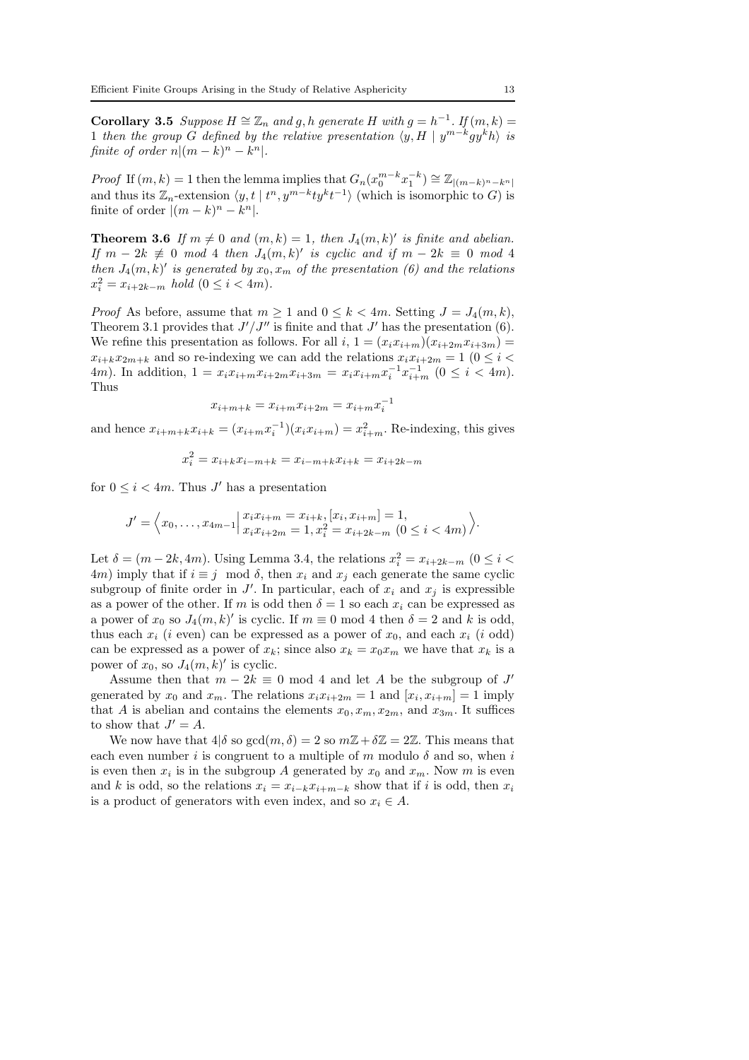**Corollary 3.5** *Suppose $H \cong \mathbb{Z}_n$ and $g, h$ generate $H$ with $g = h^{-1}$. If $(m, k) = 1$ then the group $G$ defined by the relative presentation $\langle y, H \mid y^{m-k}gy^k h\rangle$ is finite of order $n|(m-k)^n - k^n|$.*

*Proof* If $(m, k) = 1$ then the lemma implies that $G_n(x_0^{m-k}x_1^{-k}) \cong \mathbb{Z}_{|(m-k)^n - k^n|}$ and thus its $\mathbb{Z}_n$-extension $\langle y, t \mid t^n, y^{m-k}ty^k t^{-1}\rangle$ (which is isomorphic to $G$) is finite of order $|(m-k)^n - k^n|$.

**Theorem 3.6** *If $m \neq 0$ and $(m, k) = 1$, then $J_4(m, k)'$ is finite and abelian. If $m - 2k \not\equiv 0 \bmod 4$ then $J_4(m, k)'$ is cyclic and if $m - 2k \equiv 0 \bmod 4$ then $J_4(m, k)'$ is generated by $x_0, x_m$ of the presentation (6) and the relations $x_i^2 = x_{i+2k-m}$ hold $(0 \leq i < 4m)$.*

*Proof* As before, assume that $m \geq 1$ and $0 \leq k < 4m$. Setting $J = J_4(m, k)$, Theorem 3.1 provides that $J'/J''$ is finite and that $J'$ has the presentation (6). We refine this presentation as follows. For all $i$, $1 = (x_i x_{i+m})(x_{i+2m}x_{i+3m}) = x_{i+k}x_{2m+k}$ and so re-indexing we can add the relations $x_i x_{i+2m} = 1$ $(0 \leq i < 4m)$. In addition, $1 = x_i x_{i+m} x_{i+2m} x_{i+3m} = x_i x_{i+m} x_i^{-1} x_{i+m}^{-1}$ $(0 \leq i < 4m)$. Thus

$$x_{i+m+k} = x_{i+m}x_{i+2m} = x_{i+m}x_i^{-1}$$

and hence $x_{i+m+k}x_{i+k} = (x_{i+m}x_i^{-1})(x_i x_{i+m}) = x_{i+m}^2$. Re-indexing, this gives

$$x_i^2 = x_{i+k}x_{i-m+k} = x_{i-m+k}x_{i+k} = x_{i+2k-m}$$

for $0 \leq i < 4m$. Thus $J'$ has a presentation

$$J' = \left\langle x_0, \ldots, x_{4m-1} \,\middle|\, \begin{array}{l} x_i x_{i+m} = x_{i+k}, [x_i, x_{i+m}] = 1, \\ x_i x_{i+2m} = 1, x_i^2 = x_{i+2k-m} \ (0 \leq i < 4m) \end{array} \right\rangle.$$

Let $\delta = (m - 2k, 4m)$. Using Lemma 3.4, the relations $x_i^2 = x_{i+2k-m}$ $(0 \leq i < 4m)$ imply that if $i \equiv j \mod \delta$, then $x_i$ and $x_j$ each generate the same cyclic subgroup of finite order in $J'$. In particular, each of $x_i$ and $x_j$ is expressible as a power of the other. If $m$ is odd then $\delta = 1$ so each $x_i$ can be expressed as a power of $x_0$ so $J_4(m, k)'$ is cyclic. If $m \equiv 0 \bmod 4$ then $\delta = 2$ and $k$ is odd, thus each $x_i$ ($i$ even) can be expressed as a power of $x_0$, and each $x_i$ ($i$ odd) can be expressed as a power of $x_k$; since also $x_k = x_0 x_m$ we have that $x_k$ is a power of $x_0$, so $J_4(m, k)'$ is cyclic.

Assume then that $m - 2k \equiv 0 \bmod 4$ and let $A$ be the subgroup of $J'$ generated by $x_0$ and $x_m$. The relations $x_i x_{i+2m} = 1$ and $[x_i, x_{i+m}] = 1$ imply that $A$ is abelian and contains the elements $x_0, x_m, x_{2m}$, and $x_{3m}$. It suffices to show that $J' = A$.

We now have that $4|\delta$ so $\gcd(m, \delta) = 2$ so $m\mathbb{Z} + \delta\mathbb{Z} = 2\mathbb{Z}$. This means that each even number $i$ is congruent to a multiple of $m$ modulo $\delta$ and so, when $i$ is even then $x_i$ is in the subgroup $A$ generated by $x_0$ and $x_m$. Now $m$ is even and $k$ is odd, so the relations $x_i = x_{i-k}x_{i+m-k}$ show that if $i$ is odd, then $x_i$ is a product of generators with even index, and so $x_i \in A$.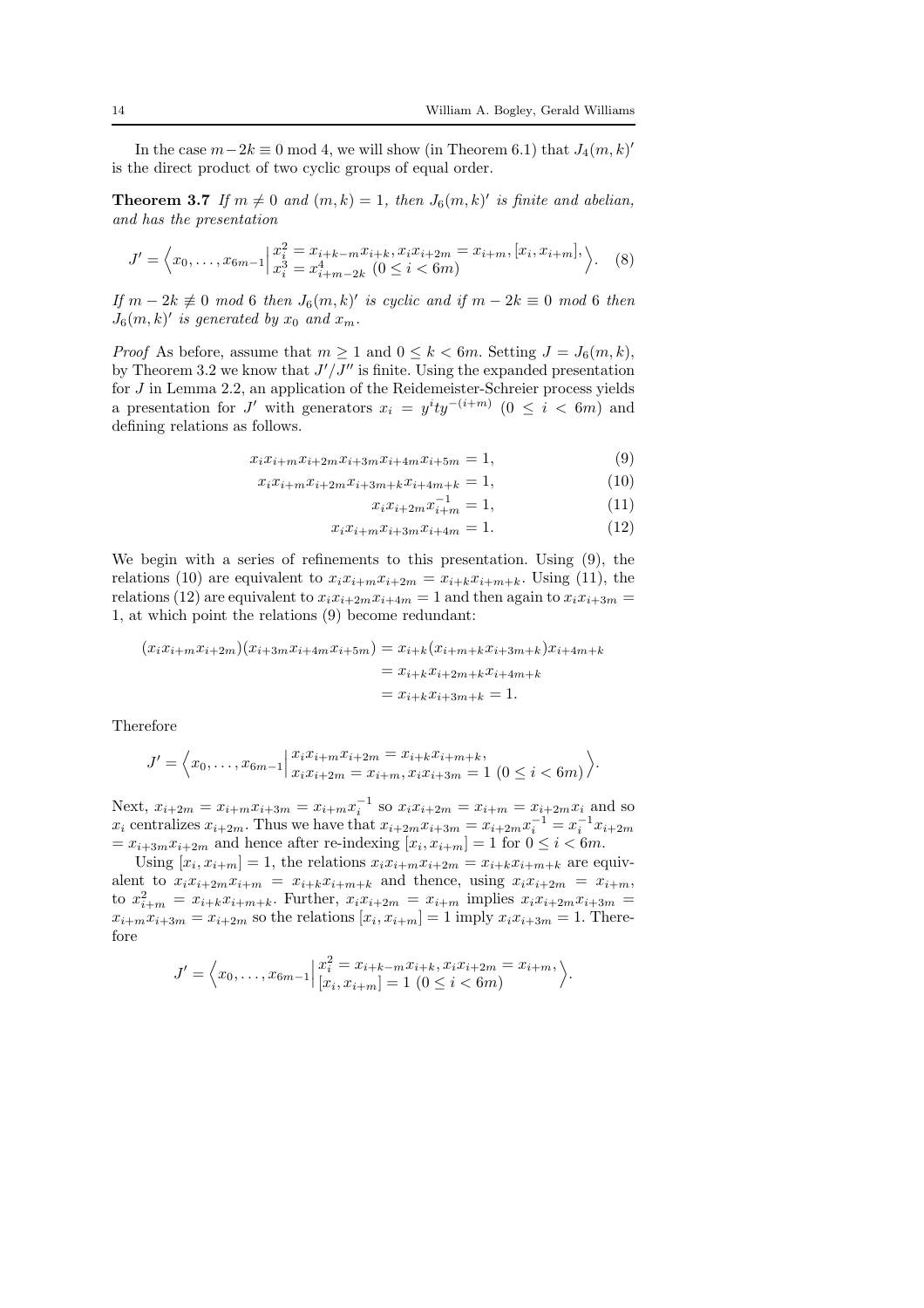In the case $m-2k \equiv 0 \bmod 4$, we will show (in Theorem 6.1) that $J_4(m,k)'$ is the direct product of two cyclic groups of equal order.

**Theorem 3.7** *If $m \neq 0$ and $(m,k)=1$, then $J_6(m,k)'$ is finite and abelian, and has the presentation*

$$J' = \left\langle x_0, \ldots, x_{6m-1} \,\middle|\, \begin{array}{l} x_i^2 = x_{i+k-m}x_{i+k}, x_i x_{i+2m} = x_{i+m}, [x_i, x_{i+m}], \\ x_i^3 = x_{i+m-2k}^4 \ (0 \leq i < 6m) \end{array} \right\rangle. \quad (8)$$

*If $m-2k \not\equiv 0$ mod 6 then $J_6(m,k)'$ is cyclic and if $m-2k \equiv 0$ mod 6 then $J_6(m,k)'$ is generated by $x_0$ and $x_m$.*

*Proof* As before, assume that $m \geq 1$ and $0 \leq k < 6m$. Setting $J = J_6(m,k)$, by Theorem 3.2 we know that $J'/J''$ is finite. Using the expanded presentation for $J$ in Lemma 2.2, an application of the Reidemeister-Schreier process yields a presentation for $J'$ with generators $x_i = y^i t y^{-(i+m)}$ $(0 \leq i < 6m)$ and defining relations as follows.

$$x_i x_{i+m} x_{i+2m} x_{i+3m} x_{i+4m} x_{i+5m} = 1, \quad (9)$$

$$x_i x_{i+m} x_{i+2m} x_{i+3m+k} x_{i+4m+k} = 1, \quad (10)$$

$$x_i x_{i+2m} x_{i+m}^{-1} = 1, \quad (11)$$

$$x_i x_{i+m} x_{i+3m} x_{i+4m} = 1. \quad (12)$$

We begin with a series of refinements to this presentation. Using (9), the relations (10) are equivalent to $x_i x_{i+m} x_{i+2m} = x_{i+k} x_{i+m+k}$. Using (11), the relations (12) are equivalent to $x_i x_{i+2m} x_{i+4m} = 1$ and then again to $x_i x_{i+3m} = 1$, at which point the relations (9) become redundant:

$$\begin{aligned}
(x_i x_{i+m} x_{i+2m})(x_{i+3m} x_{i+4m} x_{i+5m}) &= x_{i+k}(x_{i+m+k} x_{i+3m+k}) x_{i+4m+k} \\
&= x_{i+k} x_{i+2m+k} x_{i+4m+k} \\
&= x_{i+k} x_{i+3m+k} = 1.
\end{aligned}$$

Therefore

$$J' = \left\langle x_0, \ldots, x_{6m-1} \,\middle|\, \begin{array}{l} x_i x_{i+m} x_{i+2m} = x_{i+k} x_{i+m+k}, \\ x_i x_{i+2m} = x_{i+m}, x_i x_{i+3m} = 1 \ (0 \leq i < 6m) \end{array} \right\rangle.$$

Next, $x_{i+2m} = x_{i+m} x_{i+3m} = x_{i+m} x_i^{-1}$ so $x_i x_{i+2m} = x_{i+m} = x_{i+2m} x_i$ and so $x_i$ centralizes $x_{i+2m}$. Thus we have that $x_{i+2m} x_{i+3m} = x_{i+2m} x_i^{-1} = x_i^{-1} x_{i+2m} = x_{i+3m} x_{i+2m}$ and hence after re-indexing $[x_i, x_{i+m}] = 1$ for $0 \leq i < 6m$.

Using $[x_i, x_{i+m}] = 1$, the relations $x_i x_{i+m} x_{i+2m} = x_{i+k} x_{i+m+k}$ are equivalent to $x_i x_{i+2m} x_{i+m} = x_{i+k} x_{i+m+k}$ and thence, using $x_i x_{i+2m} = x_{i+m}$, to $x_{i+m}^2 = x_{i+k} x_{i+m+k}$. Further, $x_i x_{i+2m} = x_{i+m}$ implies $x_i x_{i+2m} x_{i+3m} = x_{i+m} x_{i+3m} = x_{i+2m}$ so the relations $[x_i, x_{i+m}] = 1$ imply $x_i x_{i+3m} = 1$. Therefore

$$J' = \left\langle x_0, \ldots, x_{6m-1} \,\middle|\, \begin{array}{l} x_i^2 = x_{i+k-m} x_{i+k}, x_i x_{i+2m} = x_{i+m}, \\ [x_i, x_{i+m}] = 1 \ (0 \leq i < 6m) \end{array} \right\rangle.$$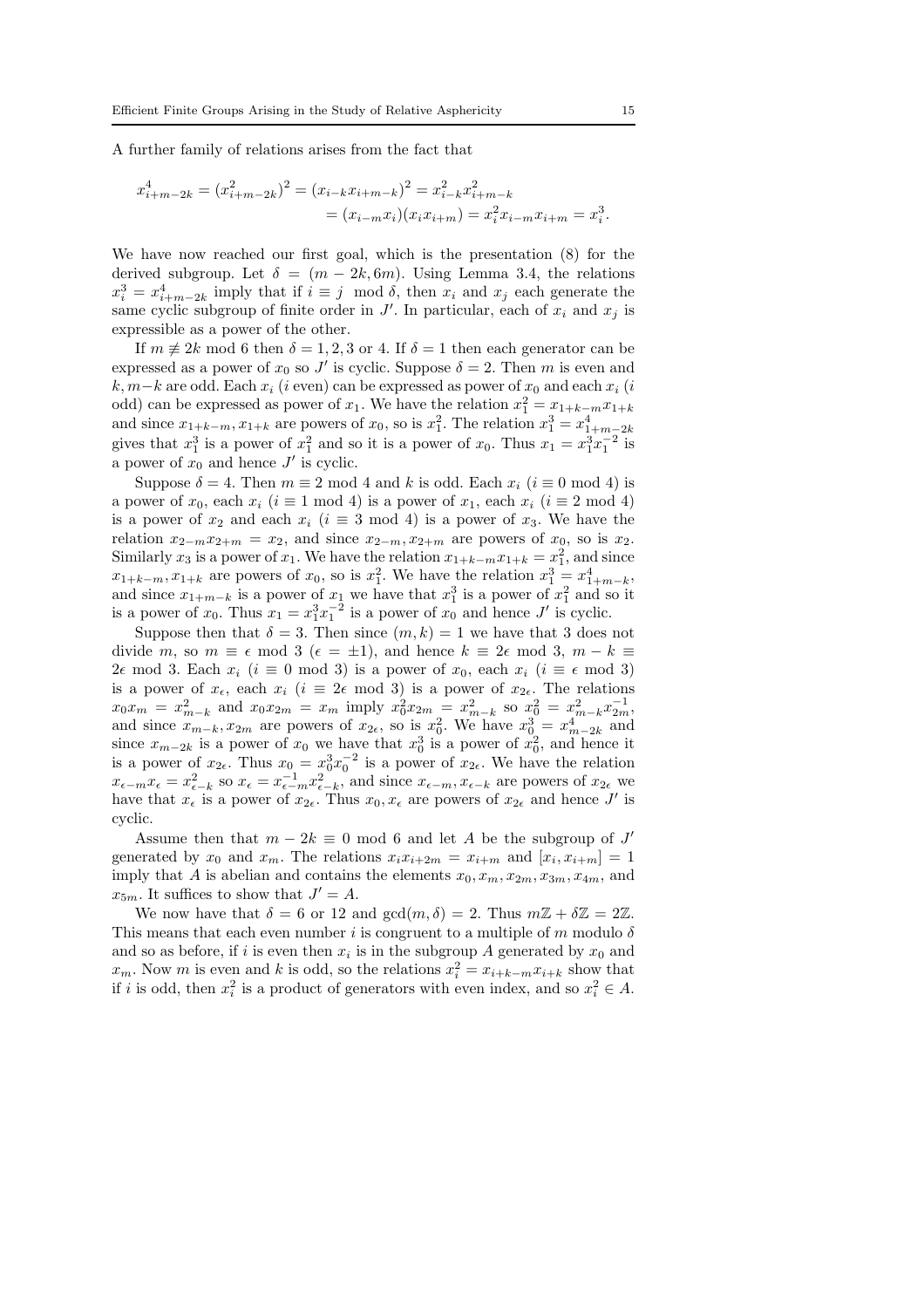A further family of relations arises from the fact that

$$
\begin{aligned}
x_{i+m-2k}^4 = (x_{i+m-2k}^2)^2 &= (x_{i-k}x_{i+m-k})^2 = x_{i-k}^2 x_{i+m-k}^2 \\
&= (x_{i-m}x_i)(x_i x_{i+m}) = x_i^2 x_{i-m} x_{i+m} = x_i^3.
\end{aligned}
$$

We have now reached our first goal, which is the presentation (8) for the derived subgroup. Let $\delta = (m-2k, 6m)$. Using Lemma 3.4, the relations $x_i^3 = x_{i+m-2k}^4$ imply that if $i \equiv j \mod \delta$, then $x_i$ and $x_j$ each generate the same cyclic subgroup of finite order in $J'$. In particular, each of $x_i$ and $x_j$ is expressible as a power of the other.

If $m \not\equiv 2k \bmod 6$ then $\delta = 1, 2, 3$ or 4. If $\delta = 1$ then each generator can be expressed as a power of $x_0$ so $J'$ is cyclic. Suppose $\delta = 2$. Then $m$ is even and $k, m-k$ are odd. Each $x_i$ ($i$ even) can be expressed as power of $x_0$ and each $x_i$ ($i$ odd) can be expressed as power of $x_1$. We have the relation $x_1^2 = x_{1+k-m}x_{1+k}$ and since $x_{1+k-m}, x_{1+k}$ are powers of $x_0$, so is $x_1^2$. The relation $x_1^3 = x_{1+m-2k}^4$ gives that $x_1^3$ is a power of $x_1^2$ and so it is a power of $x_0$. Thus $x_1 = x_1^3 x_1^{-2}$ is a power of $x_0$ and hence $J'$ is cyclic.

Suppose $\delta = 4$. Then $m \equiv 2 \bmod 4$ and $k$ is odd. Each $x_i$ ($i \equiv 0 \bmod 4$) is a power of $x_0$, each $x_i$ ($i \equiv 1 \bmod 4$) is a power of $x_1$, each $x_i$ ($i \equiv 2 \bmod 4$) is a power of $x_2$ and each $x_i$ ($i \equiv 3 \bmod 4$) is a power of $x_3$. We have the relation $x_{2-m}x_{2+m} = x_2$, and since $x_{2-m}, x_{2+m}$ are powers of $x_0$, so is $x_2$. Similarly $x_3$ is a power of $x_1$. We have the relation $x_{1+k-m}x_{1+k} = x_1^2$, and since $x_{1+k-m}, x_{1+k}$ are powers of $x_0$, so is $x_1^2$. We have the relation $x_1^3 = x_{1+m-k}^4$, and since $x_{1+m-k}$ is a power of $x_1$ we have that $x_1^3$ is a power of $x_1^2$ and so it is a power of $x_0$. Thus $x_1 = x_1^3 x_1^{-2}$ is a power of $x_0$ and hence $J'$ is cyclic.

Suppose then that $\delta = 3$. Then since $(m, k) = 1$ we have that 3 does not divide $m$, so $m \equiv \epsilon \bmod 3$ ($\epsilon = \pm 1$), and hence $k \equiv 2\epsilon \bmod 3$, $m - k \equiv 2\epsilon \bmod 3$. Each $x_i$ ($i \equiv 0 \bmod 3$) is a power of $x_0$, each $x_i$ ($i \equiv \epsilon \bmod 3$) is a power of $x_\epsilon$, each $x_i$ ($i \equiv 2\epsilon \bmod 3$) is a power of $x_{2\epsilon}$. The relations $x_0 x_m = x_{m-k}^2$ and $x_0 x_{2m} = x_m$ imply $x_0^2 x_{2m} = x_{m-k}^2$ so $x_0^2 = x_{m-k}^2 x_{2m}^{-1}$, and since $x_{m-k}, x_{2m}$ are powers of $x_{2\epsilon}$, so is $x_0^2$. We have $x_0^3 = x_{m-2k}^4$ and since $x_{m-2k}$ is a power of $x_0$ we have that $x_0^3$ is a power of $x_0^2$, and hence it is a power of $x_{2\epsilon}$. Thus $x_0 = x_0^3 x_0^{-2}$ is a power of $x_{2\epsilon}$. We have the relation $x_{\epsilon-m}x_\epsilon = x_{\epsilon-k}^2$ so $x_\epsilon = x_{\epsilon-m}^{-1} x_{\epsilon-k}^2$, and since $x_{\epsilon-m}, x_{\epsilon-k}$ are powers of $x_{2\epsilon}$ we have that $x_\epsilon$ is a power of $x_{2\epsilon}$. Thus $x_0, x_\epsilon$ are powers of $x_{2\epsilon}$ and hence $J'$ is cyclic.

Assume then that $m - 2k \equiv 0 \bmod 6$ and let $A$ be the subgroup of $J'$ generated by $x_0$ and $x_m$. The relations $x_i x_{i+2m} = x_{i+m}$ and $[x_i, x_{i+m}] = 1$ imply that $A$ is abelian and contains the elements $x_0, x_m, x_{2m}, x_{3m}, x_{4m}$, and $x_{5m}$. It suffices to show that $J' = A$.

We now have that $\delta = 6$ or 12 and $\gcd(m, \delta) = 2$. Thus $m\mathbb{Z} + \delta\mathbb{Z} = 2\mathbb{Z}$. This means that each even number $i$ is congruent to a multiple of $m$ modulo $\delta$ and so as before, if $i$ is even then $x_i$ is in the subgroup $A$ generated by $x_0$ and $x_m$. Now $m$ is even and $k$ is odd, so the relations $x_i^2 = x_{i+k-m}x_{i+k}$ show that if $i$ is odd, then $x_i^2$ is a product of generators with even index, and so $x_i^2 \in A$.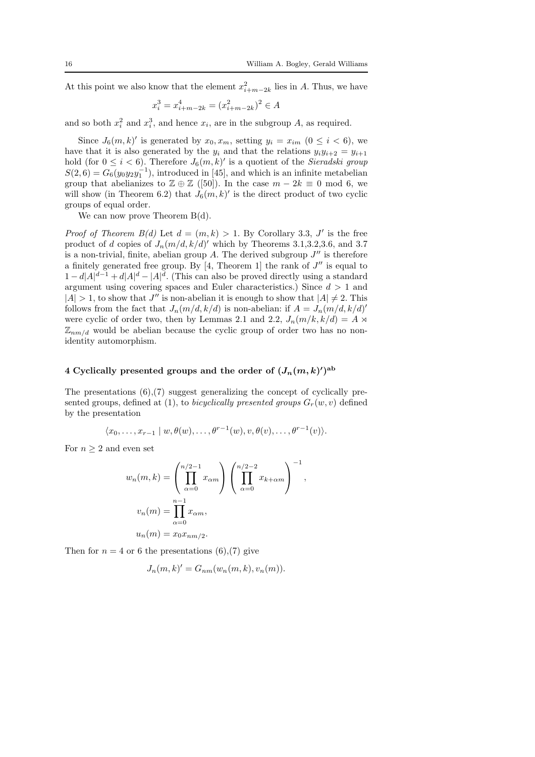At this point we also know that the element $x_{i+m-2k}^2$ lies in $A$. Thus, we have

$$x_i^3 = x_{i+m-2k}^4 = (x_{i+m-2k}^2)^2 \in A$$

and so both $x_i^2$ and $x_i^3$, and hence $x_i$, are in the subgroup $A$, as required.

Since $J_6(m,k)'$ is generated by $x_0, x_m$, setting $y_i = x_{im}$ $(0 \leq i < 6)$, we have that it is also generated by the $y_i$ and that the relations $y_i y_{i+2} = y_{i+1}$ hold (for $0 \leq i < 6$). Therefore $J_6(m,k)'$ is a quotient of the *Sieradski group* $S(2,6) = G_6(y_0 y_2 y_1^{-1})$, introduced in [45], and which is an infinite metabelian group that abelianizes to $\mathbb{Z} \oplus \mathbb{Z}$ ([50]). In the case $m - 2k \equiv 0 \bmod 6$, we will show (in Theorem 6.2) that $J_6(m,k)'$ is the direct product of two cyclic groups of equal order.

We can now prove Theorem B(d).

*Proof of Theorem B(d)* Let $d = (m,k) > 1$. By Corollary 3.3, $J'$ is the free product of $d$ copies of $J_n(m/d, k/d)'$ which by Theorems 3.1,3.2,3.6, and 3.7 is a non-trivial, finite, abelian group $A$. The derived subgroup $J''$ is therefore a finitely generated free group. By [4, Theorem 1] the rank of $J''$ is equal to $1 - d|A|^{d-1} + d|A|^d - |A|^d$. (This can also be proved directly using a standard argument using covering spaces and Euler characteristics.) Since $d > 1$ and $|A| > 1$, to show that $J''$ is non-abelian it is enough to show that $|A| \neq 2$. This follows from the fact that $J_n(m/d, k/d)$ is non-abelian: if $A = J_n(m/d, k/d)'$ were cyclic of order two, then by Lemmas 2.1 and 2.2, $J_n(m/k, k/d) = A \rtimes \mathbb{Z}_{nm/d}$ would be abelian because the cyclic group of order two has no non-identity automorphism.

## 4 Cyclically presented groups and the order of $(J_n(m,k)')^{\mathrm{ab}}$

The presentations (6),(7) suggest generalizing the concept of cyclically presented groups, defined at (1), to *bicyclically presented groups* $G_r(w,v)$ defined by the presentation

$$\langle x_0, \ldots, x_{r-1} \mid w, \theta(w), \ldots, \theta^{r-1}(w), v, \theta(v), \ldots, \theta^{r-1}(v) \rangle.$$

For $n \geq 2$ and even set

$$w_n(m,k) = \left( \prod_{\alpha=0}^{n/2-1} x_{\alpha m} \right) \left( \prod_{\alpha=0}^{n/2-2} x_{k+\alpha m} \right)^{-1},$$

$$v_n(m) = \prod_{\alpha=0}^{n-1} x_{\alpha m},$$

$$u_n(m) = x_0 x_{nm/2}.$$

Then for $n = 4$ or $6$ the presentations (6),(7) give

$$J_n(m,k)' = G_{nm}(w_n(m,k), v_n(m)).$$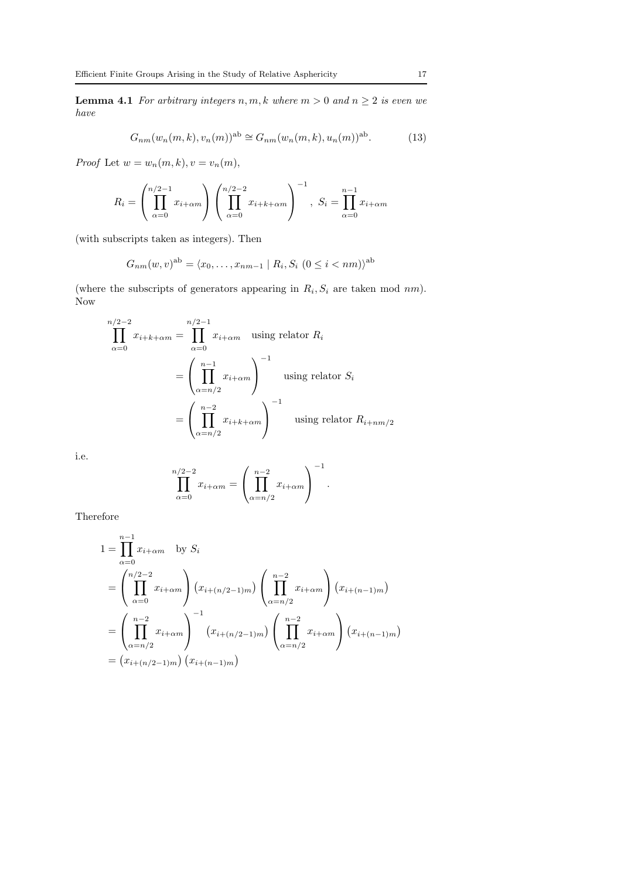**Lemma 4.1** *For arbitrary integers $n, m, k$ where $m > 0$ and $n \geq 2$ is even we have*

$$G_{nm}(w_n(m,k), v_n(m))^{\mathrm{ab}} \cong G_{nm}(w_n(m,k), u_n(m))^{\mathrm{ab}}. \tag{13}$$

*Proof* Let $w = w_n(m,k), v = v_n(m)$,

$$R_i = \left( \prod_{\alpha=0}^{n/2-1} x_{i+\alpha m} \right) \left( \prod_{\alpha=0}^{n/2-2} x_{i+k+\alpha m} \right)^{-1}, \; S_i = \prod_{\alpha=0}^{n-1} x_{i+\alpha m}$$

(with subscripts taken as integers). Then

$$G_{nm}(w,v)^{\mathrm{ab}} = \langle x_0, \ldots, x_{nm-1} \mid R_i, S_i \; (0 \leq i < nm) \rangle^{\mathrm{ab}}$$

(where the subscripts of generators appearing in $R_i, S_i$ are taken mod $nm$). Now

$$\begin{aligned}
\prod_{\alpha=0}^{n/2-2} x_{i+k+\alpha m} &= \prod_{\alpha=0}^{n/2-1} x_{i+\alpha m} \quad \text{using relator } R_i \\
&= \left( \prod_{\alpha=n/2}^{n-1} x_{i+\alpha m} \right)^{-1} \quad \text{using relator } S_i \\
&= \left( \prod_{\alpha=n/2}^{n-2} x_{i+k+\alpha m} \right)^{-1} \quad \text{using relator } R_{i+nm/2}
\end{aligned}$$

i.e.

$$\prod_{\alpha=0}^{n/2-2} x_{i+\alpha m} = \left( \prod_{\alpha=n/2}^{n-2} x_{i+\alpha m} \right)^{-1}.$$

Therefore

$$\begin{aligned}
1 &= \prod_{\alpha=0}^{n-1} x_{i+\alpha m} \quad \text{by } S_i \\
&= \left( \prod_{\alpha=0}^{n/2-2} x_{i+\alpha m} \right) \left( x_{i+(n/2-1)m} \right) \left( \prod_{\alpha=n/2}^{n-2} x_{i+\alpha m} \right) \left( x_{i+(n-1)m} \right) \\
&= \left( \prod_{\alpha=n/2}^{n-2} x_{i+\alpha m} \right)^{-1} \left( x_{i+(n/2-1)m} \right) \left( \prod_{\alpha=n/2}^{n-2} x_{i+\alpha m} \right) \left( x_{i+(n-1)m} \right) \\
&= \left( x_{i+(n/2-1)m} \right) \left( x_{i+(n-1)m} \right)
\end{aligned}$$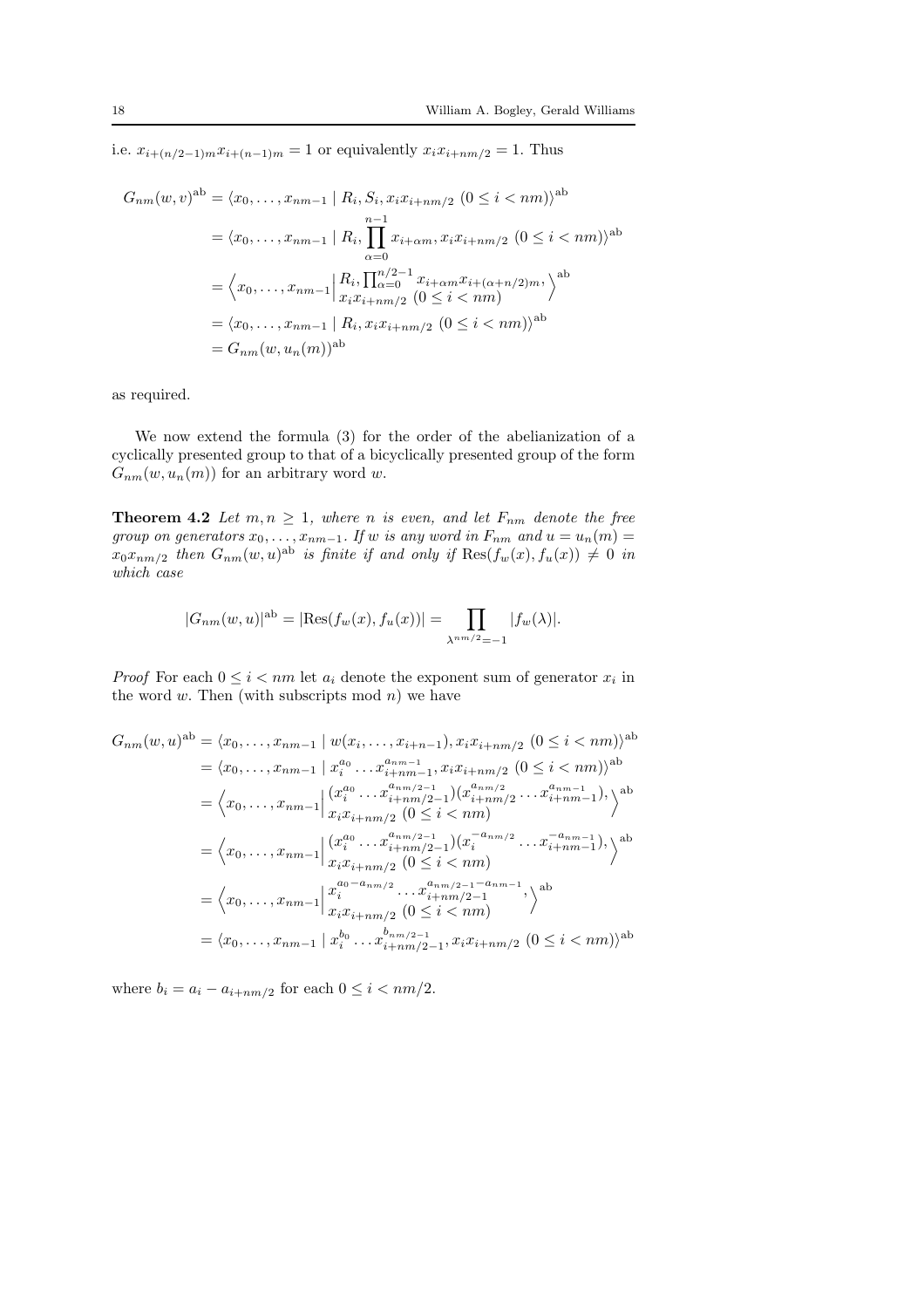i.e. $x_{i+(n/2-1)m}x_{i+(n-1)m} = 1$ or equivalently $x_i x_{i+nm/2} = 1$. Thus

$$
\begin{aligned}
G_{nm}(w,v)^{\mathrm{ab}} &= \langle x_0,\ldots,x_{nm-1} \mid R_i, S_i, x_i x_{i+nm/2}\ (0 \le i < nm)\rangle^{\mathrm{ab}} \\
&= \langle x_0,\ldots,x_{nm-1} \mid R_i, \prod_{\alpha=0}^{n-1} x_{i+\alpha m}, x_i x_{i+nm/2}\ (0 \le i < nm)\rangle^{\mathrm{ab}} \\
&= \left\langle x_0,\ldots,x_{nm-1} \,\middle|\, \begin{matrix} R_i, \prod_{\alpha=0}^{n/2-1} x_{i+\alpha m}x_{i+(\alpha+n/2)m}, \\ x_i x_{i+nm/2}\ (0 \le i < nm) \end{matrix} \right\rangle^{\mathrm{ab}} \\
&= \langle x_0,\ldots,x_{nm-1} \mid R_i, x_i x_{i+nm/2}\ (0 \le i < nm)\rangle^{\mathrm{ab}} \\
&= G_{nm}(w,u_n(m))^{\mathrm{ab}}
\end{aligned}
$$

as required.

We now extend the formula (3) for the order of the abelianization of a cyclically presented group to that of a bicyclically presented group of the form $G_{nm}(w,u_n(m))$ for an arbitrary word $w$.

**Theorem 4.2** *Let $m,n \ge 1$, where $n$ is even, and let $F_{nm}$ denote the free group on generators $x_0,\ldots,x_{nm-1}$. If $w$ is any word in $F_{nm}$ and $u = u_n(m) = x_0 x_{nm/2}$ then $G_{nm}(w,u)^{\mathrm{ab}}$ is finite if and only if $\mathrm{Res}(f_w(x), f_u(x)) \neq 0$ in which case*

$$
|G_{nm}(w,u)|^{\mathrm{ab}} = |\mathrm{Res}(f_w(x), f_u(x))| = \prod_{\lambda^{nm/2}=-1} |f_w(\lambda)|.
$$

*Proof* For each $0 \le i < nm$ let $a_i$ denote the exponent sum of generator $x_i$ in the word $w$. Then (with subscripts mod $n$) we have

$$
\begin{aligned}
G_{nm}(w,u)^{\mathrm{ab}} &= \langle x_0,\ldots,x_{nm-1} \mid w(x_i,\ldots,x_{i+n-1}), x_i x_{i+nm/2}\ (0 \le i < nm)\rangle^{\mathrm{ab}} \\
&= \langle x_0,\ldots,x_{nm-1} \mid x_i^{a_0}\ldots x_{i+nm-1}^{a_{nm-1}}, x_i x_{i+nm/2}\ (0 \le i < nm)\rangle^{\mathrm{ab}} \\
&= \left\langle x_0,\ldots,x_{nm-1} \,\middle|\, \begin{matrix} (x_i^{a_0}\ldots x_{i+nm/2-1}^{a_{nm/2-1}})(x_{i+nm/2}^{a_{nm/2}}\ldots x_{i+nm-1}^{a_{nm-1}}), \\ x_i x_{i+nm/2}\ (0 \le i < nm) \end{matrix} \right\rangle^{\mathrm{ab}} \\
&= \left\langle x_0,\ldots,x_{nm-1} \,\middle|\, \begin{matrix} (x_i^{a_0}\ldots x_{i+nm/2-1}^{a_{nm/2-1}})(x_i^{-a_{nm/2}}\ldots x_{i+nm-1}^{-a_{nm-1}}), \\ x_i x_{i+nm/2}\ (0 \le i < nm) \end{matrix} \right\rangle^{\mathrm{ab}} \\
&= \left\langle x_0,\ldots,x_{nm-1} \,\middle|\, \begin{matrix} x_i^{a_0-a_{nm/2}}\ldots x_{i+nm/2-1}^{a_{nm/2-1}-a_{nm-1}}, \\ x_i x_{i+nm/2}\ (0 \le i < nm) \end{matrix} \right\rangle^{\mathrm{ab}} \\
&= \langle x_0,\ldots,x_{nm-1} \mid x_i^{b_0}\ldots x_{i+nm/2-1}^{b_{nm/2-1}}, x_i x_{i+nm/2}\ (0 \le i < nm)\rangle^{\mathrm{ab}}
\end{aligned}
$$

where $b_i = a_i - a_{i+nm/2}$ for each $0 \le i < nm/2$.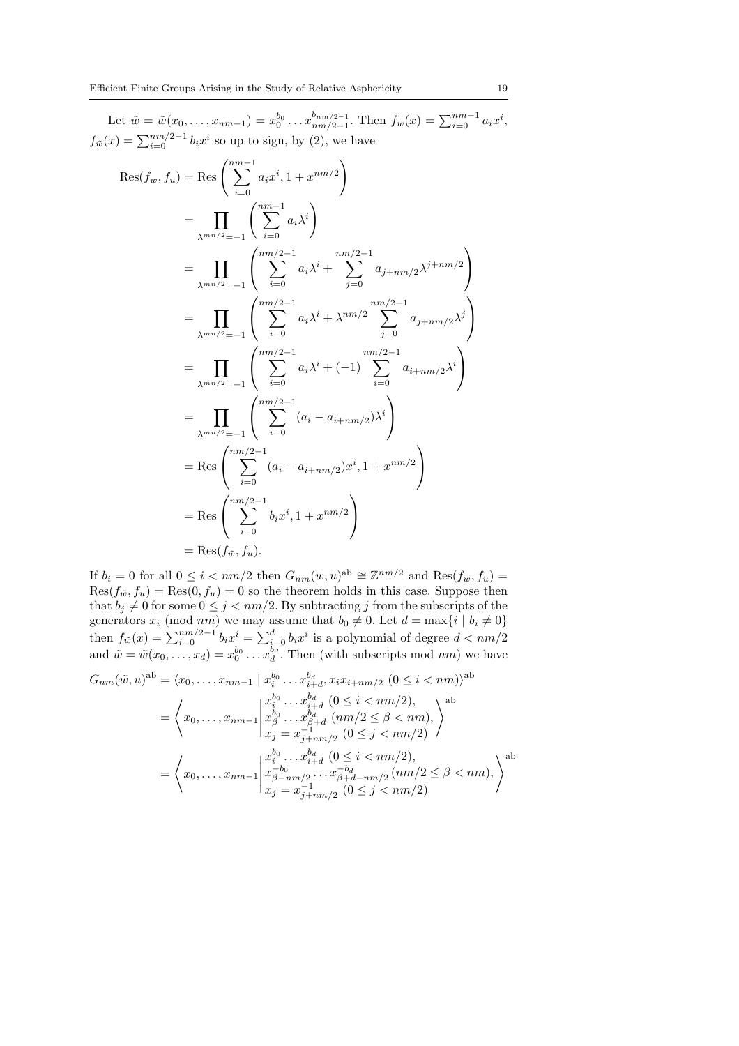Let $\tilde{w} = \tilde{w}(x_0, \ldots, x_{nm-1}) = x_0^{b_0} \ldots x_{nm/2-1}^{b_{nm/2-1}}$. Then $f_w(x) = \sum_{i=0}^{nm-1} a_i x^i$, $f_{\tilde{w}}(x) = \sum_{i=0}^{nm/2-1} b_i x^i$ so up to sign, by (2), we have

$$
\begin{aligned}
\mathrm{Res}(f_w, f_u) &= \mathrm{Res}\left(\sum_{i=0}^{nm-1} a_i x^i, 1 + x^{nm/2}\right) \\
&= \prod_{\lambda^{mn/2}=-1} \left(\sum_{i=0}^{nm-1} a_i \lambda^i\right) \\
&= \prod_{\lambda^{mn/2}=-1} \left(\sum_{i=0}^{nm/2-1} a_i \lambda^i + \sum_{j=0}^{nm/2-1} a_{j+nm/2} \lambda^{j+nm/2}\right) \\
&= \prod_{\lambda^{mn/2}=-1} \left(\sum_{i=0}^{nm/2-1} a_i \lambda^i + \lambda^{nm/2} \sum_{j=0}^{nm/2-1} a_{j+nm/2} \lambda^{j}\right) \\
&= \prod_{\lambda^{mn/2}=-1} \left(\sum_{i=0}^{nm/2-1} a_i \lambda^i + (-1) \sum_{i=0}^{nm/2-1} a_{i+nm/2} \lambda^{i}\right) \\
&= \prod_{\lambda^{mn/2}=-1} \left(\sum_{i=0}^{nm/2-1} (a_i - a_{i+nm/2}) \lambda^i\right) \\
&= \mathrm{Res}\left(\sum_{i=0}^{nm/2-1} (a_i - a_{i+nm/2}) x^i, 1 + x^{nm/2}\right) \\
&= \mathrm{Res}\left(\sum_{i=0}^{nm/2-1} b_i x^i, 1 + x^{nm/2}\right) \\
&= \mathrm{Res}(f_{\tilde{w}}, f_u).
\end{aligned}
$$

If $b_i = 0$ for all $0 \leq i < nm/2$ then $G_{nm}(w,u)^{\mathrm{ab}} \cong \mathbb{Z}^{nm/2}$ and $\mathrm{Res}(f_w, f_u) = \mathrm{Res}(f_{\tilde{w}}, f_u) = \mathrm{Res}(0, f_u) = 0$ so the theorem holds in this case. Suppose then that $b_j \neq 0$ for some $0 \leq j < nm/2$. By subtracting $j$ from the subscripts of the generators $x_i$ (mod $nm$) we may assume that $b_0 \neq 0$. Let $d = \max\{i \mid b_i \neq 0\}$ then $f_{\tilde{w}}(x) = \sum_{i=0}^{nm/2-1} b_i x^i = \sum_{i=0}^{d} b_i x^i$ is a polynomial of degree $d < nm/2$ and $\tilde{w} = \tilde{w}(x_0, \ldots, x_d) = x_0^{b_0} \ldots x_d^{b_d}$. Then (with subscripts mod $nm$) we have

$$
\begin{aligned}
G_{nm}(\tilde{w}, u)^{\mathrm{ab}} &= \langle x_0, \ldots, x_{nm-1} \mid x_i^{b_0} \ldots x_{i+d}^{b_d}, x_i x_{i+nm/2}\ (0 \leq i < nm) \rangle^{\mathrm{ab}} \\
&= \left\langle x_0, \ldots, x_{nm-1} \middle| \begin{array}{l} x_i^{b_0} \ldots x_{i+d}^{b_d}\ (0 \leq i < nm/2), \\ x_\beta^{b_0} \ldots x_{\beta+d}^{b_d}\ (nm/2 \leq \beta < nm), \\ x_j = x_{j+nm/2}^{-1}\ (0 \leq j < nm/2) \end{array} \right\rangle^{\mathrm{ab}} \\
&= \left\langle x_0, \ldots, x_{nm-1} \middle| \begin{array}{l} x_i^{b_0} \ldots x_{i+d}^{b_d}\ (0 \leq i < nm/2), \\ x_{\beta-nm/2}^{-b_0} \ldots x_{\beta+d-nm/2}^{-b_d}\ (nm/2 \leq \beta < nm), \\ x_j = x_{j+nm/2}^{-1}\ (0 \leq j < nm/2) \end{array} \right\rangle^{\mathrm{ab}}
\end{aligned}
$$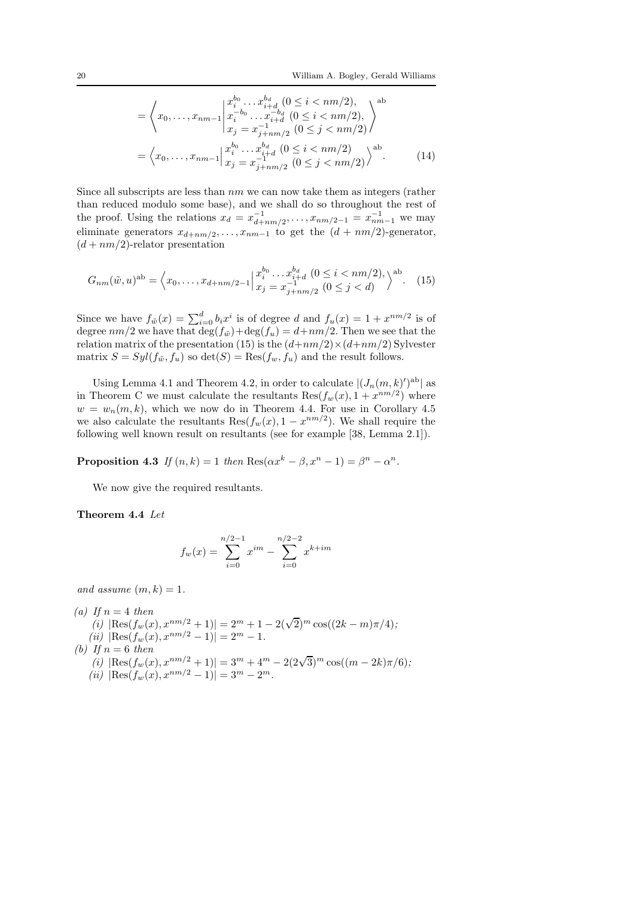$$= \left\langle x_0, \ldots, x_{nm-1} \;\middle|\; \begin{array}{l} x_i^{b_0} \ldots x_{i+d}^{b_d} \ (0 \le i < nm/2), \\ x_i^{-b_0} \ldots x_{i+d}^{-b_d} \ (0 \le i < nm/2), \\ x_j = x_{j+nm/2}^{-1} \ (0 \le j < nm/2) \end{array} \right\rangle^{\mathrm{ab}}$$

$$= \left\langle x_0, \ldots, x_{nm-1} \;\middle|\; \begin{array}{l} x_i^{b_0} \ldots x_{i+d}^{b_d} \ (0 \le i < nm/2) \\ x_j = x_{j+nm/2}^{-1} \ (0 \le j < nm/2) \end{array} \right\rangle^{\mathrm{ab}}. \tag{14}$$

Since all subscripts are less than $nm$ we can now take them as integers (rather than reduced modulo some base), and we shall do so throughout the rest of the proof. Using the relations $x_d = x_{d+nm/2}^{-1}, \ldots, x_{nm/2-1} = x_{nm-1}^{-1}$ we may eliminate generators $x_{d+nm/2}, \ldots, x_{nm-1}$ to get the $(d + nm/2)$-generator, $(d + nm/2)$-relator presentation

$$G_{nm}(\tilde{w}, u)^{\mathrm{ab}} = \left\langle x_0, \ldots, x_{d+nm/2-1} \;\middle|\; \begin{array}{l} x_i^{b_0} \ldots x_{i+d}^{b_d} \ (0 \le i < nm/2), \\ x_j = x_{j+nm/2}^{-1} \ (0 \le j < d) \end{array} \right\rangle^{\mathrm{ab}}. \tag{15}$$

Since we have $f_{\tilde{w}}(x) = \sum_{i=0}^{d} b_i x^i$ is of degree $d$ and $f_u(x) = 1 + x^{nm/2}$ is of degree $nm/2$ we have that $\deg(f_{\tilde{w}}) + \deg(f_u) = d + nm/2$. Then we see that the relation matrix of the presentation (15) is the $(d+nm/2) \times (d+nm/2)$ Sylvester matrix $S = Syl(f_{\tilde{w}}, f_u)$ so $\det(S) = \mathrm{Res}(f_w, f_u)$ and the result follows.

Using Lemma 4.1 and Theorem 4.2, in order to calculate $|(J_n(m,k)')^{\mathrm{ab}}|$ as in Theorem C we must calculate the resultants $\mathrm{Res}(f_w(x), 1 + x^{nm/2})$ where $w = w_n(m,k)$, which we now do in Theorem 4.4. For use in Corollary 4.5 we also calculate the resultants $\mathrm{Res}(f_w(x), 1 - x^{nm/2})$. We shall require the following well known result on resultants (see for example [38, Lemma 2.1]).

**Proposition 4.3** *If* $(n,k) = 1$ *then* $\mathrm{Res}(\alpha x^k - \beta, x^n - 1) = \beta^n - \alpha^n$.

We now give the required resultants.

**Theorem 4.4** *Let*

$$f_w(x) = \sum_{i=0}^{n/2-1} x^{im} - \sum_{i=0}^{n/2-2} x^{k+im}$$

*and assume* $(m,k) = 1$.

*(a) If* $n = 4$ *then*
- *(i)* $|\mathrm{Res}(f_w(x), x^{nm/2} + 1)| = 2^m + 1 - 2(\sqrt{2})^m \cos((2k - m)\pi/4)$;
- *(ii)* $|\mathrm{Res}(f_w(x), x^{nm/2} - 1)| = 2^m - 1$.

*(b) If* $n = 6$ *then*
- *(i)* $|\mathrm{Res}(f_w(x), x^{nm/2} + 1)| = 3^m + 4^m - 2(2\sqrt{3})^m \cos((m - 2k)\pi/6)$;
- *(ii)* $|\mathrm{Res}(f_w(x), x^{nm/2} - 1)| = 3^m - 2^m$.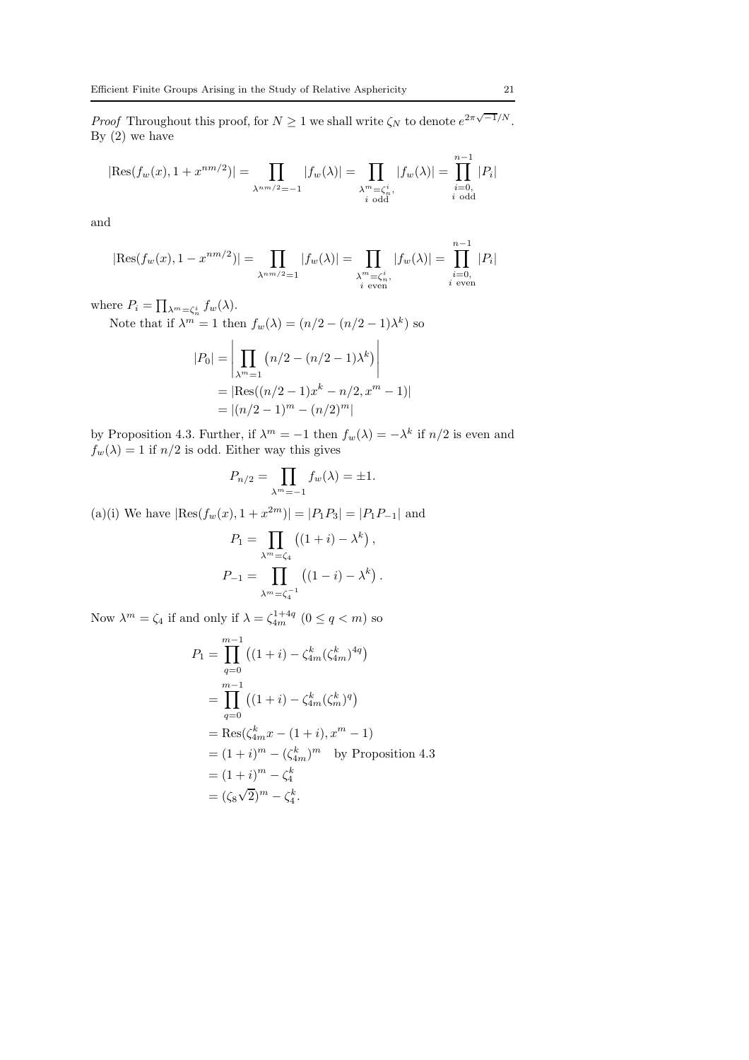*Proof* Throughout this proof, for $N \geq 1$ we shall write $\zeta_N$ to denote $e^{2\pi\sqrt{-1}/N}$. By (2) we have

$$|\mathrm{Res}(f_w(x), 1 + x^{nm/2})| = \prod_{\lambda^{nm/2}=-1} |f_w(\lambda)| = \prod_{\substack{\lambda^m=\zeta_n^i,\\ i \text{ odd}}} |f_w(\lambda)| = \prod_{\substack{i=0,\\ i \text{ odd}}}^{n-1} |P_i|$$

and

$$|\mathrm{Res}(f_w(x), 1 - x^{nm/2})| = \prod_{\lambda^{nm/2}=1} |f_w(\lambda)| = \prod_{\substack{\lambda^m=\zeta_n^i,\\ i \text{ even}}} |f_w(\lambda)| = \prod_{\substack{i=0,\\ i \text{ even}}}^{n-1} |P_i|$$

where $P_i = \prod_{\lambda^m=\zeta_n^i} f_w(\lambda)$.

Note that if $\lambda^m = 1$ then $f_w(\lambda) = (n/2 - (n/2-1)\lambda^k)$ so

$$\begin{aligned}
|P_0| &= \left| \prod_{\lambda^m=1} \left(n/2 - (n/2-1)\lambda^k\right) \right| \\
&= |\mathrm{Res}((n/2-1)x^k - n/2, x^m - 1)| \\
&= |(n/2-1)^m - (n/2)^m|
\end{aligned}$$

by Proposition 4.3. Further, if $\lambda^m = -1$ then $f_w(\lambda) = -\lambda^k$ if $n/2$ is even and $f_w(\lambda) = 1$ if $n/2$ is odd. Either way this gives

$$P_{n/2} = \prod_{\lambda^m=-1} f_w(\lambda) = \pm 1.$$

(a)(i) We have $|\mathrm{Res}(f_w(x), 1 + x^{2m})| = |P_1 P_3| = |P_1 P_{-1}|$ and

$$\begin{aligned}
P_1 &= \prod_{\lambda^m=\zeta_4} \left((1+i) - \lambda^k\right), \\
P_{-1} &= \prod_{\lambda^m=\zeta_4^{-1}} \left((1-i) - \lambda^k\right).
\end{aligned}$$

Now $\lambda^m = \zeta_4$ if and only if $\lambda = \zeta_{4m}^{1+4q}$ $(0 \leq q < m)$ so

$$\begin{aligned}
P_1 &= \prod_{q=0}^{m-1} \left((1+i) - \zeta_{4m}^k (\zeta_{4m}^k)^{4q}\right) \\
&= \prod_{q=0}^{m-1} \left((1+i) - \zeta_{4m}^k (\zeta_m^k)^q\right) \\
&= \mathrm{Res}(\zeta_{4m}^k x - (1+i), x^m - 1) \\
&= (1+i)^m - (\zeta_{4m}^k)^m \quad \text{by Proposition 4.3} \\
&= (1+i)^m - \zeta_4^k \\
&= (\zeta_8 \sqrt{2})^m - \zeta_4^k.
\end{aligned}$$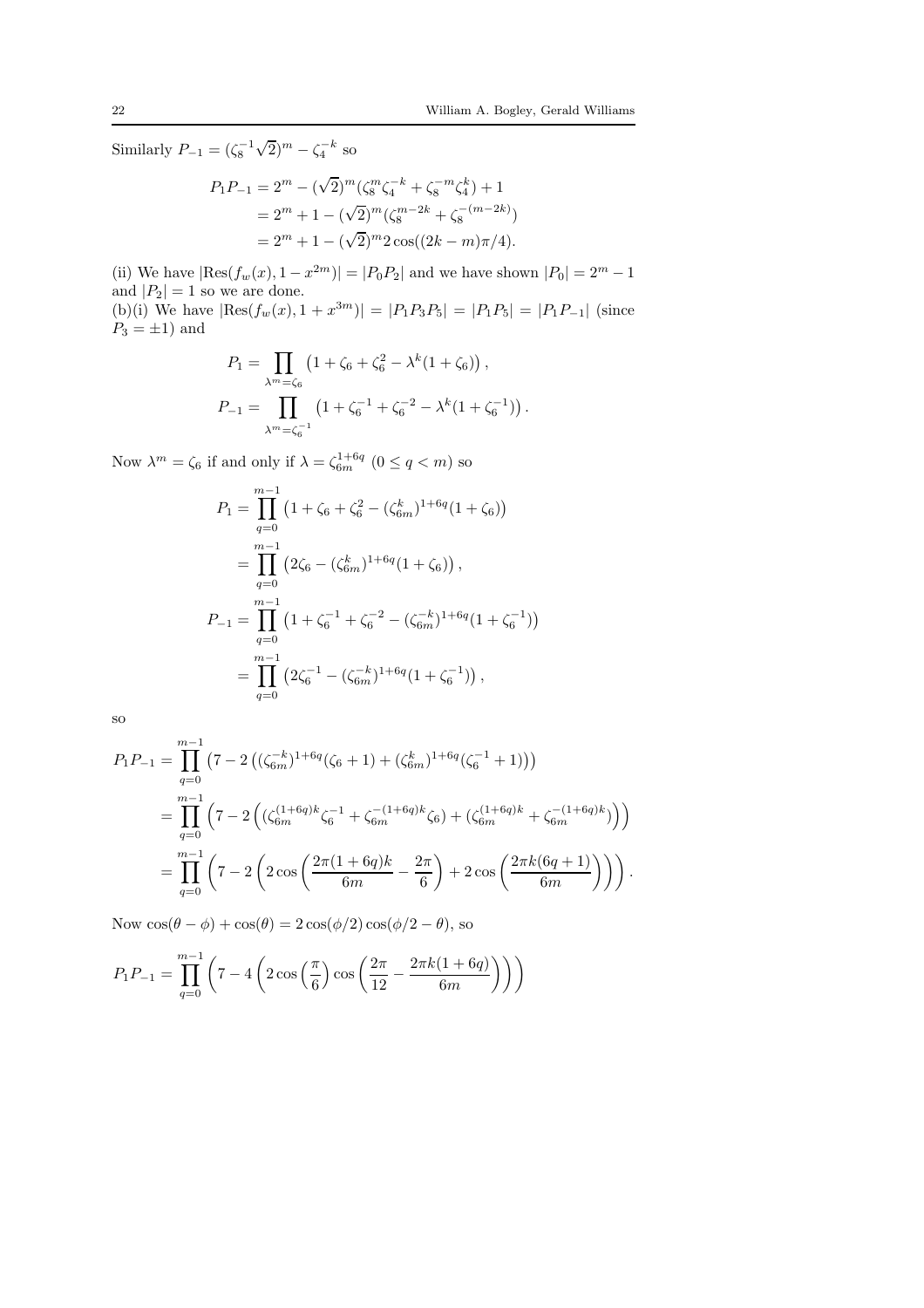Similarly $P_{-1} = (\zeta_8^{-1}\sqrt{2})^m - \zeta_4^{-k}$ so

$$
\begin{aligned}
P_1 P_{-1} &= 2^m - (\sqrt{2})^m(\zeta_8^m \zeta_4^{-k} + \zeta_8^{-m}\zeta_4^k) + 1 \\
&= 2^m + 1 - (\sqrt{2})^m(\zeta_8^{m-2k} + \zeta_8^{-(m-2k)}) \\
&= 2^m + 1 - (\sqrt{2})^m 2\cos((2k-m)\pi/4).
\end{aligned}
$$

(ii) We have $|\mathrm{Res}(f_w(x), 1 - x^{2m})| = |P_0 P_2|$ and we have shown $|P_0| = 2^m - 1$ and $|P_2| = 1$ so we are done.
(b)(i) We have $|\mathrm{Res}(f_w(x), 1 + x^{3m})| = |P_1 P_3 P_5| = |P_1 P_5| = |P_1 P_{-1}|$ (since $P_3 = \pm 1$) and

$$
\begin{aligned}
P_1 &= \prod_{\lambda^m = \zeta_6} \left(1 + \zeta_6 + \zeta_6^2 - \lambda^k(1 + \zeta_6)\right), \\
P_{-1} &= \prod_{\lambda^m = \zeta_6^{-1}} \left(1 + \zeta_6^{-1} + \zeta_6^{-2} - \lambda^k(1 + \zeta_6^{-1})\right).
\end{aligned}
$$

Now $\lambda^m = \zeta_6$ if and only if $\lambda = \zeta_{6m}^{1+6q}$ $(0 \leq q < m)$ so

$$
\begin{aligned}
P_1 &= \prod_{q=0}^{m-1} \left(1 + \zeta_6 + \zeta_6^2 - (\zeta_{6m}^k)^{1+6q}(1 + \zeta_6)\right) \\
&= \prod_{q=0}^{m-1} \left(2\zeta_6 - (\zeta_{6m}^k)^{1+6q}(1 + \zeta_6)\right), \\
P_{-1} &= \prod_{q=0}^{m-1} \left(1 + \zeta_6^{-1} + \zeta_6^{-2} - (\zeta_{6m}^{-k})^{1+6q}(1 + \zeta_6^{-1})\right) \\
&= \prod_{q=0}^{m-1} \left(2\zeta_6^{-1} - (\zeta_{6m}^{-k})^{1+6q}(1 + \zeta_6^{-1})\right),
\end{aligned}
$$

so

$$
\begin{aligned}
P_1 P_{-1} &= \prod_{q=0}^{m-1} \left(7 - 2\left((\zeta_{6m}^{-k})^{1+6q}(\zeta_6 + 1) + (\zeta_{6m}^k)^{1+6q}(\zeta_6^{-1} + 1)\right)\right) \\
&= \prod_{q=0}^{m-1} \left(7 - 2\left((\zeta_{6m}^{(1+6q)k}\zeta_6^{-1} + \zeta_{6m}^{-(1+6q)k}\zeta_6) + (\zeta_{6m}^{(1+6q)k} + \zeta_{6m}^{-(1+6q)k})\right)\right) \\
&= \prod_{q=0}^{m-1} \left(7 - 2\left(2\cos\left(\frac{2\pi(1+6q)k}{6m} - \frac{2\pi}{6}\right) + 2\cos\left(\frac{2\pi k(6q+1)}{6m}\right)\right)\right).
\end{aligned}
$$

Now $\cos(\theta - \phi) + \cos(\theta) = 2\cos(\phi/2)\cos(\phi/2 - \theta)$, so

$$
P_1 P_{-1} = \prod_{q=0}^{m-1} \left(7 - 4\left(2\cos\left(\frac{\pi}{6}\right)\cos\left(\frac{2\pi}{12} - \frac{2\pi k(1+6q)}{6m}\right)\right)\right)
$$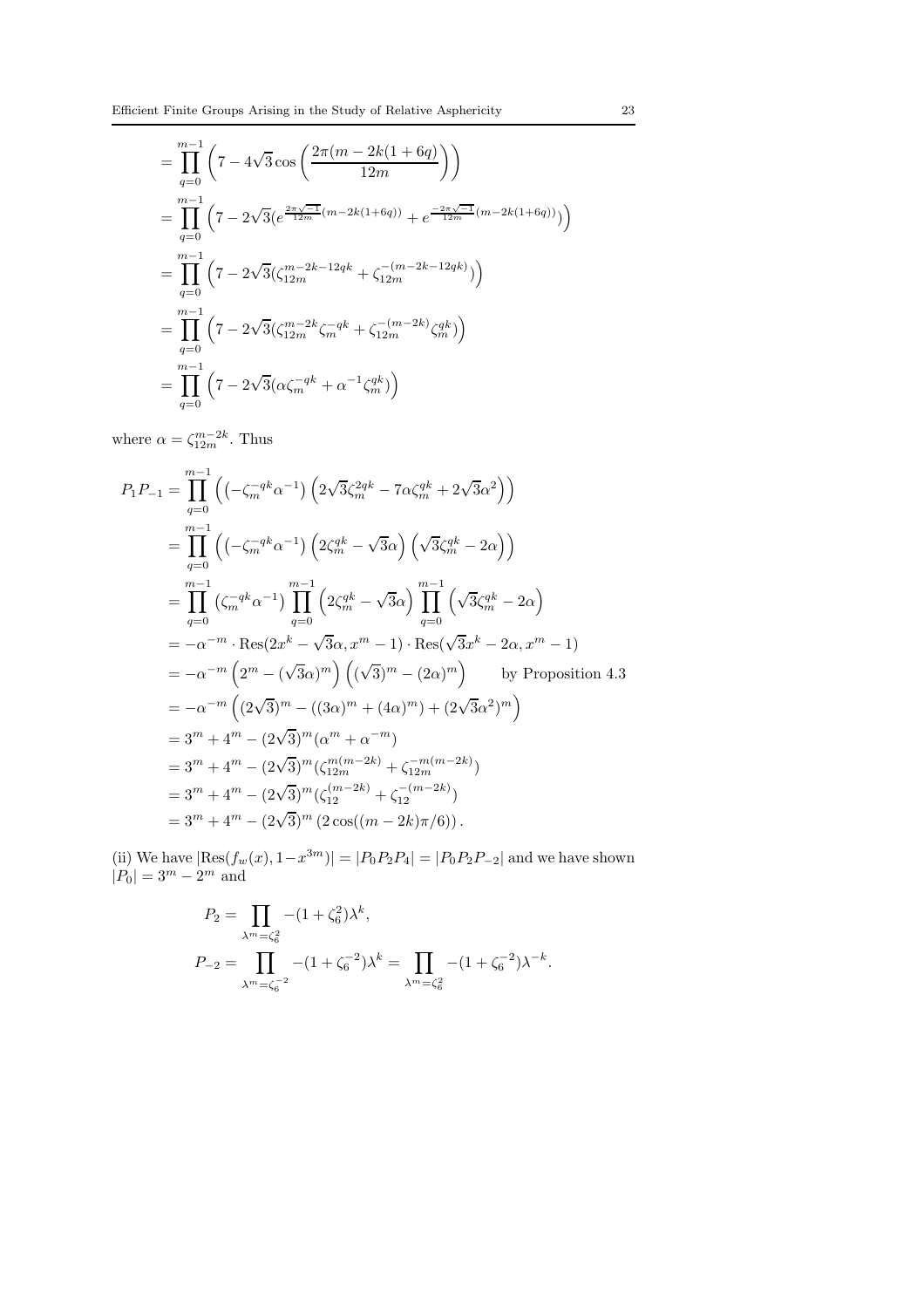$$
\begin{aligned}
&= \prod_{q=0}^{m-1} \left( 7 - 4\sqrt{3} \cos\left( \frac{2\pi(m-2k(1+6q))}{12m} \right) \right) \\
&= \prod_{q=0}^{m-1} \left( 7 - 2\sqrt{3}\left(e^{\frac{2\pi\sqrt{-1}}{12m}(m-2k(1+6q))} + e^{\frac{-2\pi\sqrt{-1}}{12m}(m-2k(1+6q))}\right) \right) \\
&= \prod_{q=0}^{m-1} \left( 7 - 2\sqrt{3}(\zeta_{12m}^{m-2k-12qk} + \zeta_{12m}^{-(m-2k-12qk)}) \right) \\
&= \prod_{q=0}^{m-1} \left( 7 - 2\sqrt{3}(\zeta_{12m}^{m-2k}\zeta_m^{-qk} + \zeta_{12m}^{-(m-2k)}\zeta_m^{qk}) \right) \\
&= \prod_{q=0}^{m-1} \left( 7 - 2\sqrt{3}(\alpha\zeta_m^{-qk} + \alpha^{-1}\zeta_m^{qk}) \right)
\end{aligned}
$$

where $\alpha = \zeta_{12m}^{m-2k}$. Thus

$$
\begin{aligned}
P_1 P_{-1} &= \prod_{q=0}^{m-1} \left( \left(-\zeta_m^{-qk}\alpha^{-1}\right) \left(2\sqrt{3}\zeta_m^{2qk} - 7\alpha\zeta_m^{qk} + 2\sqrt{3}\alpha^2\right) \right) \\
&= \prod_{q=0}^{m-1} \left( \left(-\zeta_m^{-qk}\alpha^{-1}\right) \left(2\zeta_m^{qk} - \sqrt{3}\alpha\right) \left(\sqrt{3}\zeta_m^{qk} - 2\alpha\right) \right) \\
&= \prod_{q=0}^{m-1} \left(\zeta_m^{-qk}\alpha^{-1}\right) \prod_{q=0}^{m-1} \left(2\zeta_m^{qk} - \sqrt{3}\alpha\right) \prod_{q=0}^{m-1} \left(\sqrt{3}\zeta_m^{qk} - 2\alpha\right) \\
&= -\alpha^{-m} \cdot \mathrm{Res}(2x^k - \sqrt{3}\alpha, x^m - 1) \cdot \mathrm{Res}(\sqrt{3}x^k - 2\alpha, x^m - 1) \\
&= -\alpha^{-m} \left(2^m - (\sqrt{3}\alpha)^m\right) \left((\sqrt{3})^m - (2\alpha)^m\right) \qquad \text{by Proposition 4.3} \\
&= -\alpha^{-m} \left((2\sqrt{3})^m - ((3\alpha)^m + (4\alpha)^m) + (2\sqrt{3}\alpha^2)^m\right) \\
&= 3^m + 4^m - (2\sqrt{3})^m(\alpha^m + \alpha^{-m}) \\
&= 3^m + 4^m - (2\sqrt{3})^m(\zeta_{12m}^{m(m-2k)} + \zeta_{12m}^{-m(m-2k)}) \\
&= 3^m + 4^m - (2\sqrt{3})^m(\zeta_{12}^{(m-2k)} + \zeta_{12}^{-(m-2k)}) \\
&= 3^m + 4^m - (2\sqrt{3})^m \left(2\cos((m-2k)\pi/6)\right).
\end{aligned}
$$

(ii) We have $|\mathrm{Res}(f_w(x), 1-x^{3m})| = |P_0P_2P_4| = |P_0P_2P_{-2}|$ and we have shown $|P_0| = 3^m - 2^m$ and

$$
\begin{aligned}
P_2 &= \prod_{\lambda^m = \zeta_6^2} -(1+\zeta_6^2)\lambda^k, \\
P_{-2} &= \prod_{\lambda^m = \zeta_6^{-2}} -(1+\zeta_6^{-2})\lambda^k = \prod_{\lambda^m = \zeta_6^2} -(1+\zeta_6^{-2})\lambda^{-k}.
\end{aligned}
$$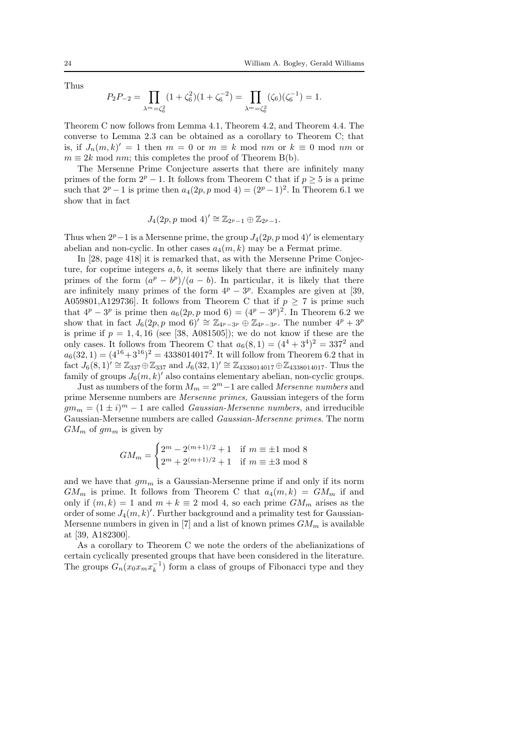Thus

$$P_2 P_{-2} = \prod_{\lambda^m=\zeta_6^2} (1+\zeta_6^2)(1+\zeta_6^{-2}) = \prod_{\lambda^m=\zeta_6^2} (\zeta_6)(\zeta_6^{-1}) = 1.$$

Theorem C now follows from Lemma 4.1, Theorem 4.2, and Theorem 4.4. The converse to Lemma 2.3 can be obtained as a corollary to Theorem C; that is, if $J_n(m,k)' = 1$ then $m = 0$ or $m \equiv k \bmod nm$ or $k \equiv 0 \bmod nm$ or $m \equiv 2k \bmod nm$; this completes the proof of Theorem B(b).

The Mersenne Prime Conjecture asserts that there are infinitely many primes of the form $2^p - 1$. It follows from Theorem C that if $p \geq 5$ is a prime such that $2^p - 1$ is prime then $a_4(2p, p \bmod 4) = (2^p-1)^2$. In Theorem 6.1 we show that in fact

$$J_4(2p, p \bmod 4)' \cong \mathbb{Z}_{2^p-1} \oplus \mathbb{Z}_{2^p-1}.$$

Thus when $2^p-1$ is a Mersenne prime, the group $J_4(2p, p \bmod 4)'$ is elementary abelian and non-cyclic. In other cases $a_4(m,k)$ may be a Fermat prime.

In [28, page 418] it is remarked that, as with the Mersenne Prime Conjecture, for coprime integers $a, b$, it seems likely that there are infinitely many primes of the form $(a^p - b^p)/(a-b)$. In particular, it is likely that there are infinitely many primes of the form $4^p - 3^p$. Examples are given at [39, A059801,A129736]. It follows from Theorem C that if $p \geq 7$ is prime such that $4^p - 3^p$ is prime then $a_6(2p, p \bmod 6) = (4^p - 3^p)^2$. In Theorem 6.2 we show that in fact $J_6(2p, p \bmod 6)' \cong \mathbb{Z}_{4^p-3^p} \oplus \mathbb{Z}_{4^p-3^p}$. The number $4^p + 3^p$ is prime if $p = 1, 4, 16$ (see [38, A081505]); we do not know if these are the only cases. It follows from Theorem C that $a_6(8,1) = (4^4+3^4)^2 = 337^2$ and $a_6(32,1) = (4^{16}+3^{16})^2 = 4338014017^2$. It will follow from Theorem 6.2 that in fact $J_6(8,1)' \cong \mathbb{Z}_{337} \oplus \mathbb{Z}_{337}$ and $J_6(32,1)' \cong \mathbb{Z}_{4338014017} \oplus \mathbb{Z}_{4338014017}$. Thus the family of groups $J_6(m,k)'$ also contains elementary abelian, non-cyclic groups.

Just as numbers of the form $M_m = 2^m - 1$ are called *Mersenne numbers* and prime Mersenne numbers are *Mersenne primes,* Gaussian integers of the form $gm_m = (1 \pm i)^m - 1$ are called *Gaussian-Mersenne numbers,* and irreducible Gaussian-Mersenne numbers are called *Gaussian-Mersenne primes*. The norm $GM_m$ of $gm_m$ is given by

$$GM_m = \begin{cases} 2^m - 2^{(m+1)/2} + 1 & \text{if } m \equiv \pm 1 \bmod 8 \\ 2^m + 2^{(m+1)/2} + 1 & \text{if } m \equiv \pm 3 \bmod 8 \end{cases}$$

and we have that $gm_m$ is a Gaussian-Mersenne prime if and only if its norm $GM_m$ is prime. It follows from Theorem C that $a_4(m,k) = GM_m$ if and only if $(m,k) = 1$ and $m + k \equiv 2 \bmod 4$, so each prime $GM_m$ arises as the order of some $J_4(m,k)'$. Further background and a primality test for Gaussian-Mersenne numbers in given in [7] and a list of known primes $GM_m$ is available at [39, A182300].

As a corollary to Theorem C we note the orders of the abelianizations of certain cyclically presented groups that have been considered in the literature. The groups $G_n(x_0 x_m x_k^{-1})$ form a class of groups of Fibonacci type and they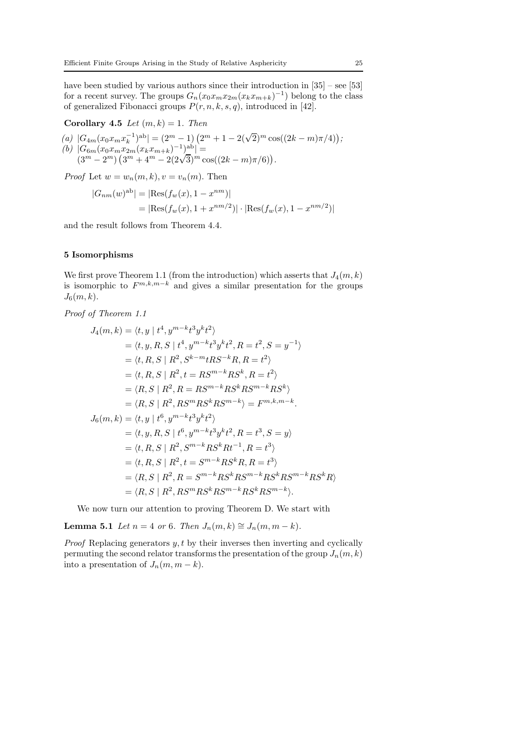have been studied by various authors since their introduction in [35] – see [53] for a recent survey. The groups $G_n(x_0x_mx_{2m}(x_kx_{m+k})^{-1})$ belong to the class of generalized Fibonacci groups $P(r,n,k,s,q)$, introduced in [42].

**Corollary 4.5** *Let* $(m,k)=1$. *Then*

*(a)* $|G_{4m}(x_0x_mx_k^{-1})^{\mathrm{ab}}| = (2^m-1)\left(2^m+1-2(\sqrt{2})^m\cos((2k-m)\pi/4)\right)$*;*
*(b)* $|G_{6m}(x_0x_mx_{2m}(x_kx_{m+k})^{-1})^{\mathrm{ab}}| =$
$(3^m-2^m)\left(3^m+4^m-2(2\sqrt{3})^m\cos((2k-m)\pi/6)\right)$.

*Proof* Let $w=w_n(m,k), v=v_n(m)$. Then

$$
\begin{aligned}
|G_{nm}(w)^{\mathrm{ab}}| &= |\mathrm{Res}(f_w(x),1-x^{nm})|\\
&= |\mathrm{Res}(f_w(x),1+x^{nm/2})|\cdot|\mathrm{Res}(f_w(x),1-x^{nm/2})|
\end{aligned}
$$

and the result follows from Theorem 4.4.

## 5 Isomorphisms

We first prove Theorem 1.1 (from the introduction) which asserts that $J_4(m,k)$ is isomorphic to $F^{m,k,m-k}$ and gives a similar presentation for the groups $J_6(m,k)$.

*Proof of Theorem 1.1*

$$
\begin{aligned}
J_4(m,k) &= \langle t,y \mid t^4, y^{m-k}t^3y^kt^2\rangle\\
&= \langle t,y,R,S \mid t^4, y^{m-k}t^3y^kt^2, R=t^2, S=y^{-1}\rangle\\
&= \langle t,R,S \mid R^2, S^{k-m}tRS^{-k}R, R=t^2\rangle\\
&= \langle t,R,S \mid R^2, t=RS^{m-k}RS^k, R=t^2\rangle\\
&= \langle R,S \mid R^2, R=RS^{m-k}RS^kRS^{m-k}RS^k\rangle\\
&= \langle R,S \mid R^2, RS^mRS^kRS^{m-k}\rangle = F^{m,k,m-k}.\\
J_6(m,k) &= \langle t,y \mid t^6, y^{m-k}t^3y^kt^2\rangle\\
&= \langle t,y,R,S \mid t^6, y^{m-k}t^3y^kt^2, R=t^3, S=y\rangle\\
&= \langle t,R,S \mid R^2, S^{m-k}RS^kRt^{-1}, R=t^3\rangle\\
&= \langle t,R,S \mid R^2, t=S^{m-k}RS^kR, R=t^3\rangle\\
&= \langle R,S \mid R^2, R=S^{m-k}RS^kRS^{m-k}RS^kRS^{m-k}RS^kR\rangle\\
&= \langle R,S \mid R^2, RS^mRS^kRS^{m-k}RS^kRS^{m-k}\rangle.
\end{aligned}
$$

We now turn our attention to proving Theorem D. We start with

**Lemma 5.1** *Let* $n=4$ *or* $6$. *Then* $J_n(m,k)\cong J_n(m,m-k)$.

*Proof* Replacing generators $y,t$ by their inverses then inverting and cyclically permuting the second relator transforms the presentation of the group $J_n(m,k)$ into a presentation of $J_n(m,m-k)$.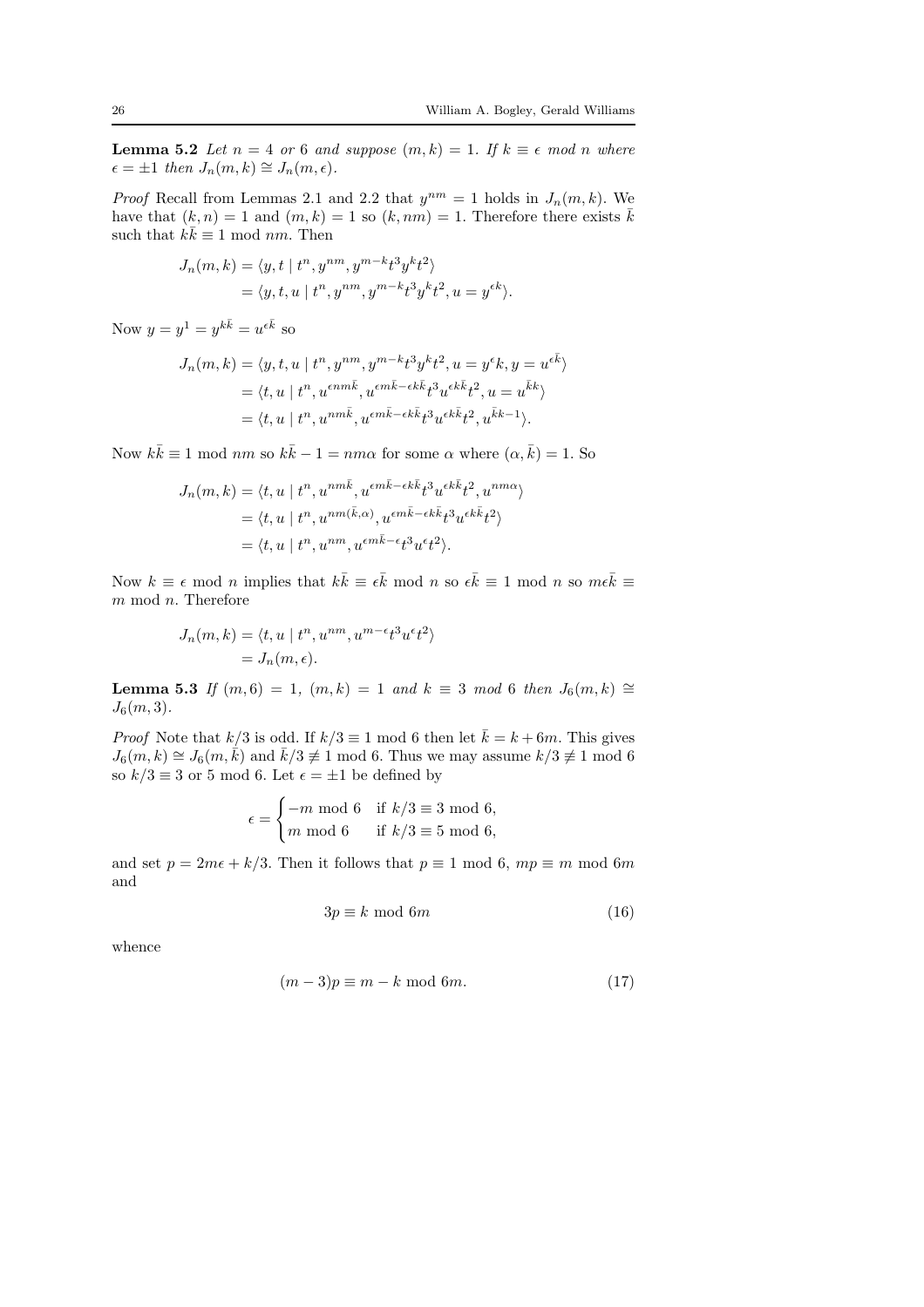**Lemma 5.2** *Let $n = 4$ or $6$ and suppose $(m, k) = 1$. If $k \equiv \epsilon$ mod $n$ where $\epsilon = \pm 1$ then $J_n(m, k) \cong J_n(m, \epsilon)$.*

*Proof* Recall from Lemmas 2.1 and 2.2 that $y^{nm} = 1$ holds in $J_n(m, k)$. We have that $(k, n) = 1$ and $(m, k) = 1$ so $(k, nm) = 1$. Therefore there exists $\bar{k}$ such that $k\bar{k} \equiv 1$ mod $nm$. Then

$$
\begin{aligned}
J_n(m, k) &= \langle y, t \mid t^n, y^{nm}, y^{m-k}t^3y^kt^2 \rangle \\
&= \langle y, t, u \mid t^n, y^{nm}, y^{m-k}t^3y^kt^2, u = y^{\epsilon k} \rangle.
\end{aligned}
$$

Now $y = y^1 = y^{k\bar{k}} = u^{\epsilon \bar{k}}$ so

$$
\begin{aligned}
J_n(m, k) &= \langle y, t, u \mid t^n, y^{nm}, y^{m-k}t^3y^kt^2, u = y^{\epsilon}k, y = u^{\epsilon\bar{k}} \rangle \\
&= \langle t, u \mid t^n, u^{\epsilon nm\bar{k}}, u^{\epsilon m\bar{k} - \epsilon k\bar{k}}t^3u^{\epsilon k\bar{k}}t^2, u = u^{\bar{k}k} \rangle \\
&= \langle t, u \mid t^n, u^{nm\bar{k}}, u^{\epsilon m\bar{k} - \epsilon k\bar{k}}t^3u^{\epsilon k\bar{k}}t^2, u^{\bar{k}k-1} \rangle.
\end{aligned}
$$

Now $k\bar{k} \equiv 1$ mod $nm$ so $k\bar{k} - 1 = nm\alpha$ for some $\alpha$ where $(\alpha, \bar{k}) = 1$. So

$$
\begin{aligned}
J_n(m, k) &= \langle t, u \mid t^n, u^{nm\bar{k}}, u^{\epsilon m\bar{k} - \epsilon k\bar{k}}t^3u^{\epsilon k\bar{k}}t^2, u^{nm\alpha} \rangle \\
&= \langle t, u \mid t^n, u^{nm(\bar{k}, \alpha)}, u^{\epsilon m\bar{k} - \epsilon k\bar{k}}t^3u^{\epsilon k\bar{k}}t^2 \rangle \\
&= \langle t, u \mid t^n, u^{nm}, u^{\epsilon m\bar{k} - \epsilon}t^3u^{\epsilon}t^2 \rangle.
\end{aligned}
$$

Now $k \equiv \epsilon$ mod $n$ implies that $k\bar{k} \equiv \epsilon\bar{k}$ mod $n$ so $\epsilon\bar{k} \equiv 1$ mod $n$ so $m\epsilon\bar{k} \equiv m$ mod $n$. Therefore

$$
\begin{aligned}
J_n(m, k) &= \langle t, u \mid t^n, u^{nm}, u^{m-\epsilon}t^3u^{\epsilon}t^2 \rangle \\
&= J_n(m, \epsilon).
\end{aligned}
$$

**Lemma 5.3** *If $(m, 6) = 1$, $(m, k) = 1$ and $k \equiv 3$ mod $6$ then $J_6(m, k) \cong J_6(m, 3)$.*

*Proof* Note that $k/3$ is odd. If $k/3 \equiv 1$ mod 6 then let $\bar{k} = k + 6m$. This gives $J_6(m, k) \cong J_6(m, \bar{k})$ and $\bar{k}/3 \not\equiv 1$ mod 6. Thus we may assume $k/3 \not\equiv 1$ mod 6 so $k/3 \equiv 3$ or 5 mod 6. Let $\epsilon = \pm 1$ be defined by

$$
\epsilon = \begin{cases} -m \bmod 6 & \text{if } k/3 \equiv 3 \bmod 6, \\ m \bmod 6 & \text{if } k/3 \equiv 5 \bmod 6, \end{cases}
$$

and set $p = 2m\epsilon + k/3$. Then it follows that $p \equiv 1$ mod 6, $mp \equiv m$ mod $6m$ and

$$
3p \equiv k \bmod 6m \tag{16}
$$

whence

$$
(m - 3)p \equiv m - k \bmod 6m. \tag{17}
$$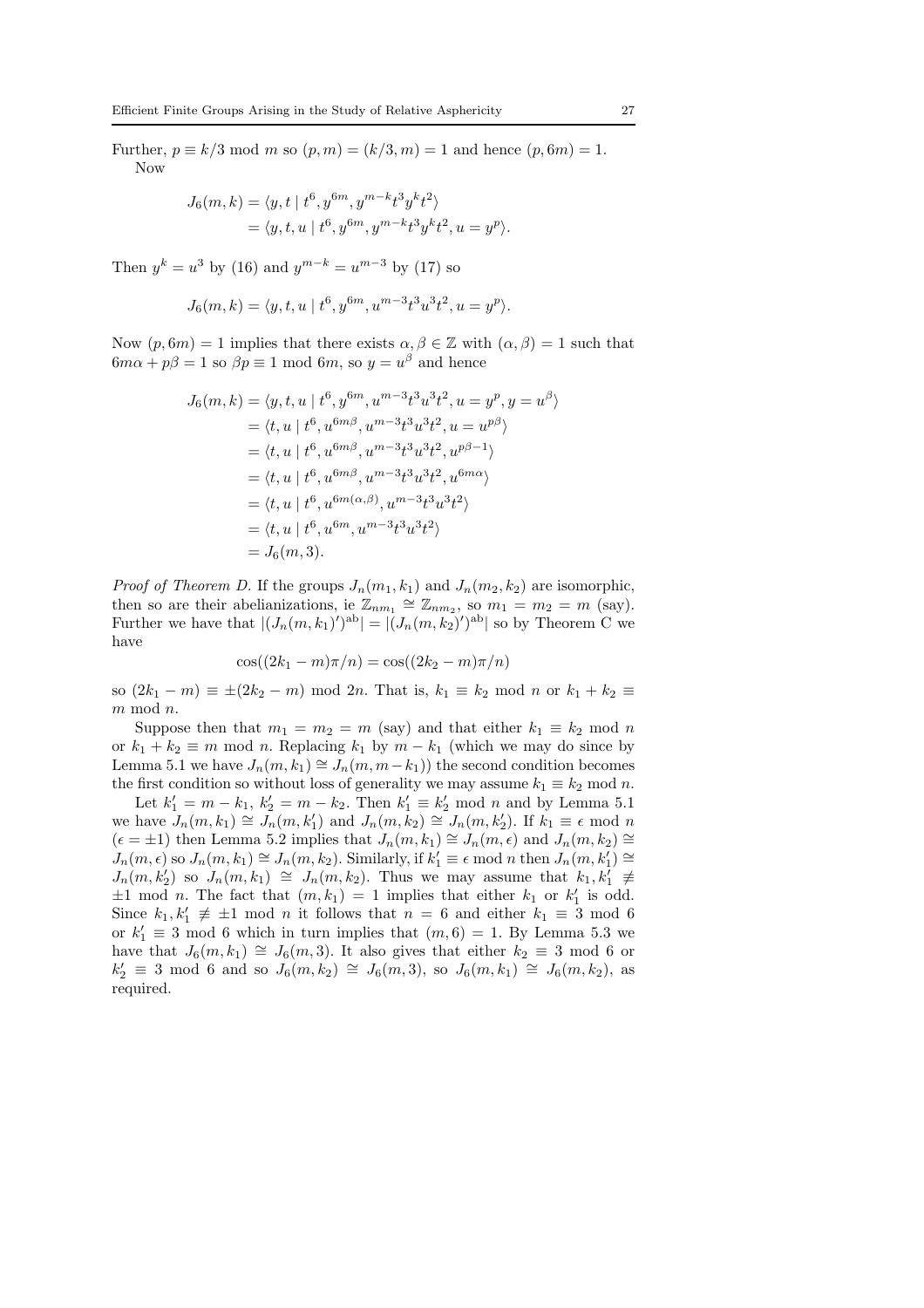Further, $p \equiv k/3 \bmod m$ so $(p, m) = (k/3, m) = 1$ and hence $(p, 6m) = 1$.

Now

$$
\begin{aligned}
J_6(m,k) &= \langle y, t \mid t^6, y^{6m}, y^{m-k}t^3y^kt^2 \rangle \\
&= \langle y, t, u \mid t^6, y^{6m}, y^{m-k}t^3y^kt^2, u = y^p \rangle.
\end{aligned}
$$

Then $y^k = u^3$ by (16) and $y^{m-k} = u^{m-3}$ by (17) so

$$
J_6(m,k) = \langle y, t, u \mid t^6, y^{6m}, u^{m-3}t^3u^3t^2, u = y^p \rangle.
$$

Now $(p, 6m) = 1$ implies that there exists $\alpha, \beta \in \mathbb{Z}$ with $(\alpha, \beta) = 1$ such that $6m\alpha + p\beta = 1$ so $\beta p \equiv 1 \bmod 6m$, so $y = u^\beta$ and hence

$$
\begin{aligned}
J_6(m,k) &= \langle y, t, u \mid t^6, y^{6m}, u^{m-3}t^3u^3t^2, u = y^p, y = u^\beta \rangle \\
&= \langle t, u \mid t^6, u^{6m\beta}, u^{m-3}t^3u^3t^2, u = u^{p\beta} \rangle \\
&= \langle t, u \mid t^6, u^{6m\beta}, u^{m-3}t^3u^3t^2, u^{p\beta-1} \rangle \\
&= \langle t, u \mid t^6, u^{6m\beta}, u^{m-3}t^3u^3t^2, u^{6m\alpha} \rangle \\
&= \langle t, u \mid t^6, u^{6m(\alpha,\beta)}, u^{m-3}t^3u^3t^2 \rangle \\
&= \langle t, u \mid t^6, u^{6m}, u^{m-3}t^3u^3t^2 \rangle \\
&= J_6(m,3).
\end{aligned}
$$

*Proof of Theorem D.* If the groups $J_n(m_1,k_1)$ and $J_n(m_2,k_2)$ are isomorphic, then so are their abelianizations, ie $\mathbb{Z}_{nm_1} \cong \mathbb{Z}_{nm_2}$, so $m_1 = m_2 = m$ (say). Further we have that $|(J_n(m,k_1)')^{\mathrm{ab}}| = |(J_n(m,k_2)')^{\mathrm{ab}}|$ so by Theorem C we have

$$
\cos((2k_1 - m)\pi/n) = \cos((2k_2 - m)\pi/n)
$$

so $(2k_1 - m) \equiv \pm(2k_2 - m) \bmod 2n$. That is, $k_1 \equiv k_2 \bmod n$ or $k_1 + k_2 \equiv m \bmod n$.

Suppose then that $m_1 = m_2 = m$ (say) and that either $k_1 \equiv k_2 \bmod n$ or $k_1 + k_2 \equiv m \bmod n$. Replacing $k_1$ by $m - k_1$ (which we may do since by Lemma 5.1 we have $J_n(m,k_1) \cong J_n(m, m-k_1)$) the second condition becomes the first condition so without loss of generality we may assume $k_1 \equiv k_2 \bmod n$.

Let $k_1' = m - k_1$, $k_2' = m - k_2$. Then $k_1' \equiv k_2' \bmod n$ and by Lemma 5.1 we have $J_n(m,k_1) \cong J_n(m,k_1')$ and $J_n(m,k_2) \cong J_n(m,k_2')$. If $k_1 \equiv \epsilon \bmod n$ ($\epsilon = \pm 1$) then Lemma 5.2 implies that $J_n(m,k_1) \cong J_n(m,\epsilon)$ and $J_n(m,k_2) \cong J_n(m,\epsilon)$ so $J_n(m,k_1) \cong J_n(m,k_2)$. Similarly, if $k_1' \equiv \epsilon \bmod n$ then $J_n(m,k_1') \cong J_n(m,k_2')$ so $J_n(m,k_1) \cong J_n(m,k_2)$. Thus we may assume that $k_1, k_1' \not\equiv \pm 1 \bmod n$. The fact that $(m,k_1) = 1$ implies that either $k_1$ or $k_1'$ is odd. Since $k_1, k_1' \not\equiv \pm 1 \bmod n$ it follows that $n = 6$ and either $k_1 \equiv 3 \bmod 6$ or $k_1' \equiv 3 \bmod 6$ which in turn implies that $(m,6) = 1$. By Lemma 5.3 we have that $J_6(m,k_1) \cong J_6(m,3)$. It also gives that either $k_2 \equiv 3 \bmod 6$ or $k_2' \equiv 3 \bmod 6$ and so $J_6(m,k_2) \cong J_6(m,3)$, so $J_6(m,k_1) \cong J_6(m,k_2)$, as required.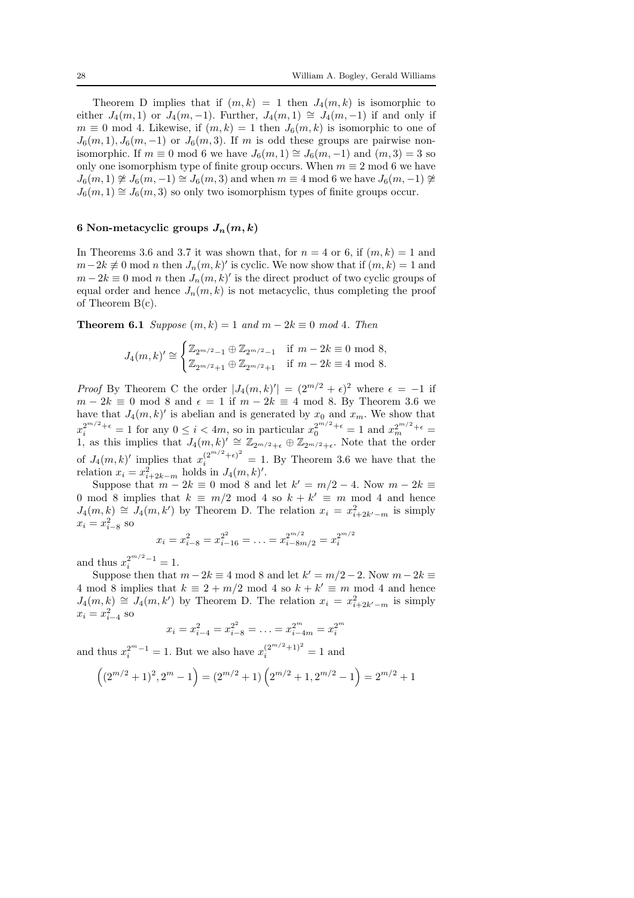Theorem D implies that if $(m,k)=1$ then $J_4(m,k)$ is isomorphic to either $J_4(m,1)$ or $J_4(m,-1)$. Further, $J_4(m,1)\cong J_4(m,-1)$ if and only if $m\equiv 0 \bmod 4$. Likewise, if $(m,k)=1$ then $J_6(m,k)$ is isomorphic to one of $J_6(m,1), J_6(m,-1)$ or $J_6(m,3)$. If $m$ is odd these groups are pairwise non-isomorphic. If $m\equiv 0 \bmod 6$ we have $J_6(m,1)\cong J_6(m,-1)$ and $(m,3)=3$ so only one isomorphism type of finite group occurs. When $m\equiv 2 \bmod 6$ we have $J_6(m,1)\not\cong J_6(m,-1)\cong J_6(m,3)$ and when $m\equiv 4 \bmod 6$ we have $J_6(m,-1)\not\cong J_6(m,1)\cong J_6(m,3)$ so only two isomorphism types of finite groups occur.

## 6 Non-metacyclic groups $J_n(m,k)$

In Theorems 3.6 and 3.7 it was shown that, for $n=4$ or 6, if $(m,k)=1$ and $m-2k\not\equiv 0 \bmod n$ then $J_n(m,k)'$ is cyclic. We now show that if $(m,k)=1$ and $m-2k\equiv 0 \bmod n$ then $J_n(m,k)'$ is the direct product of two cyclic groups of equal order and hence $J_n(m,k)$ is not metacyclic, thus completing the proof of Theorem B(c).

**Theorem 6.1** *Suppose $(m,k)=1$ and $m-2k\equiv 0$ mod 4. Then*

$$J_4(m,k)'\cong\begin{cases}\mathbb{Z}_{2^{m/2}-1}\oplus\mathbb{Z}_{2^{m/2}-1} & \text{if } m-2k\equiv 0 \bmod 8,\\ \mathbb{Z}_{2^{m/2}+1}\oplus\mathbb{Z}_{2^{m/2}+1} & \text{if } m-2k\equiv 4 \bmod 8.\end{cases}$$

*Proof* By Theorem C the order $|J_4(m,k)'|=(2^{m/2}+\epsilon)^2$ where $\epsilon=-1$ if $m-2k\equiv 0 \bmod 8$ and $\epsilon=1$ if $m-2k\equiv 4 \bmod 8$. By Theorem 3.6 we have that $J_4(m,k)'$ is abelian and is generated by $x_0$ and $x_m$. We show that $x_i^{2^{m/2}+\epsilon}=1$ for any $0\le i<4m$, so in particular $x_0^{2^{m/2}+\epsilon}=1$ and $x_m^{2^{m/2}+\epsilon}=1$, as this implies that $J_4(m,k)'\cong\mathbb{Z}_{2^{m/2}+\epsilon}\oplus\mathbb{Z}_{2^{m/2}+\epsilon}$. Note that the order of $J_4(m,k)'$ implies that $x_i^{(2^{m/2}+\epsilon)^2}=1$. By Theorem 3.6 we have that the relation $x_i=x_{i+2k-m}^2$ holds in $J_4(m,k)'$.

Suppose that $m-2k\equiv 0 \bmod 8$ and let $k'=m/2-4$. Now $m-2k\equiv 0 \bmod 8$ implies that $k\equiv m/2 \bmod 4$ so $k+k'\equiv m \bmod 4$ and hence $J_4(m,k)\cong J_4(m,k')$ by Theorem D. The relation $x_i=x_{i+2k'-m}^2$ is simply $x_i=x_{i-8}^2$ so

$$x_i=x_{i-8}^2=x_{i-16}^{2^2}=\ldots=x_{i-8m/2}^{2^{m/2}}=x_i^{2^{m/2}}$$

and thus $x_i^{2^{m/2}-1}=1$.

Suppose then that $m-2k\equiv 4 \bmod 8$ and let $k'=m/2-2$. Now $m-2k\equiv 4 \bmod 8$ implies that $k\equiv 2+m/2 \bmod 4$ so $k+k'\equiv m \bmod 4$ and hence $J_4(m,k)\cong J_4(m,k')$ by Theorem D. The relation $x_i=x_{i+2k'-m}^2$ is simply $x_i=x_{i-4}^2$ so

$$x_i=x_{i-4}^2=x_{i-8}^{2^2}=\ldots=x_{i-4m}^{2^m}=x_i^{2^m}$$

and thus $x_i^{2^m-1}=1$. But we also have $x_i^{(2^{m/2}+1)^2}=1$ and

$$\left((2^{m/2}+1)^2,2^m-1\right)=(2^{m/2}+1)\left(2^{m/2}+1,2^{m/2}-1\right)=2^{m/2}+1$$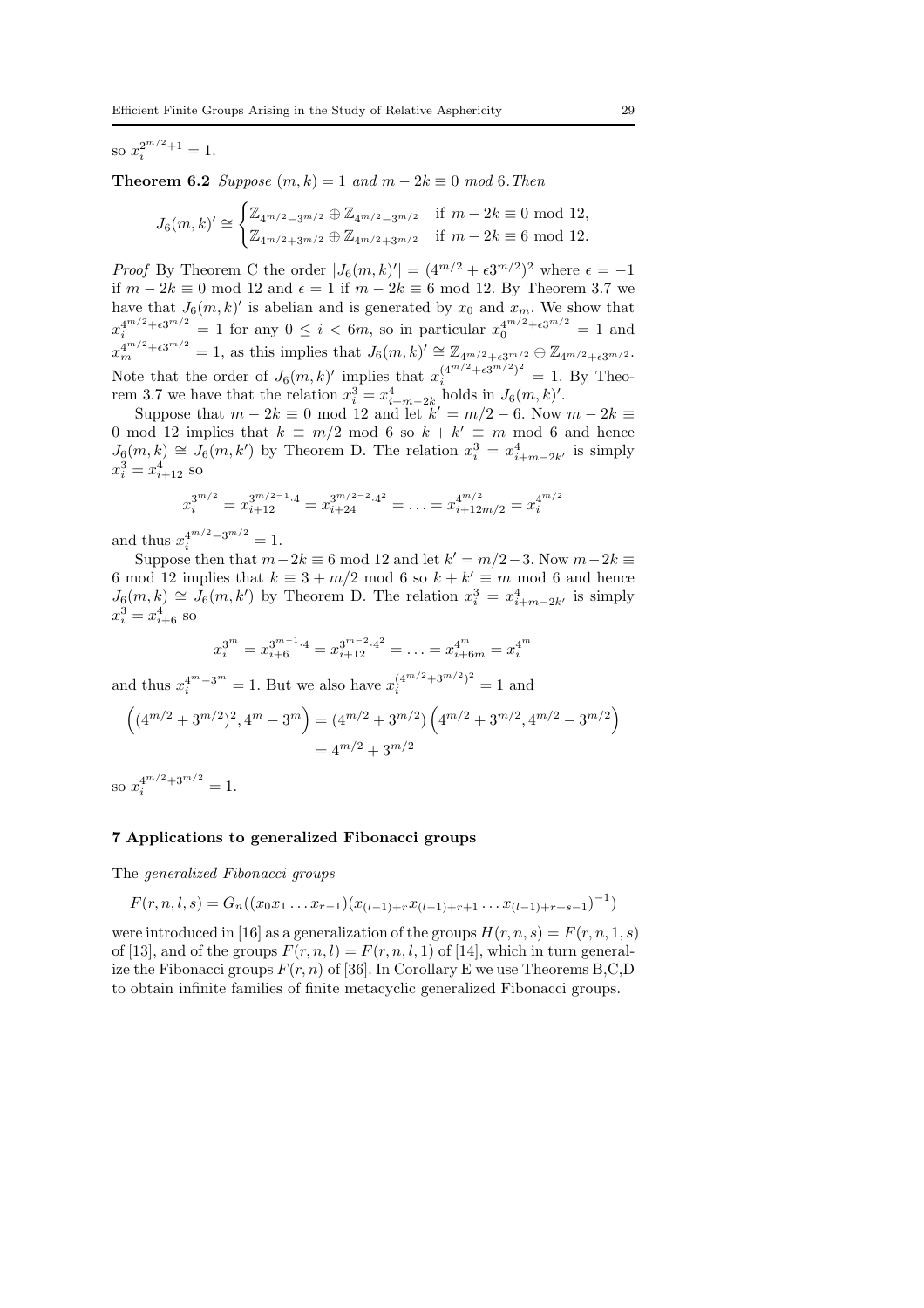so $x_i^{2^{m/2}+1} = 1$.

**Theorem 6.2** *Suppose $(m,k)=1$ and $m-2k \equiv 0$ mod 6. Then*

$$J_6(m,k)' \cong \begin{cases} \mathbb{Z}_{4^{m/2}-3^{m/2}} \oplus \mathbb{Z}_{4^{m/2}-3^{m/2}} & \text{if } m-2k \equiv 0 \bmod 12, \\ \mathbb{Z}_{4^{m/2}+3^{m/2}} \oplus \mathbb{Z}_{4^{m/2}+3^{m/2}} & \text{if } m-2k \equiv 6 \bmod 12. \end{cases}$$

*Proof* By Theorem C the order $|J_6(m,k)'| = (4^{m/2}+\epsilon 3^{m/2})^2$ where $\epsilon = -1$ if $m-2k \equiv 0$ mod 12 and $\epsilon = 1$ if $m-2k \equiv 6$ mod 12. By Theorem 3.7 we have that $J_6(m,k)'$ is abelian and is generated by $x_0$ and $x_m$. We show that $x_i^{4^{m/2}+\epsilon 3^{m/2}} = 1$ for any $0 \leq i < 6m$, so in particular $x_0^{4^{m/2}+\epsilon 3^{m/2}} = 1$ and $x_m^{4^{m/2}+\epsilon 3^{m/2}} = 1$, as this implies that $J_6(m,k)' \cong \mathbb{Z}_{4^{m/2}+\epsilon 3^{m/2}} \oplus \mathbb{Z}_{4^{m/2}+\epsilon 3^{m/2}}$. Note that the order of $J_6(m,k)'$ implies that $x_i^{(4^{m/2}+\epsilon 3^{m/2})^2} = 1$. By Theorem 3.7 we have that the relation $x_i^3 = x_{i+m-2k}^4$ holds in $J_6(m,k)'$.

Suppose that $m-2k \equiv 0$ mod 12 and let $k' = m/2 - 6$. Now $m-2k \equiv 0$ mod 12 implies that $k \equiv m/2$ mod 6 so $k+k' \equiv m$ mod 6 and hence $J_6(m,k) \cong J_6(m,k')$ by Theorem D. The relation $x_i^3 = x_{i+m-2k'}^4$ is simply $x_i^3 = x_{i+12}^4$ so

$$x_i^{3^{m/2}} = x_{i+12}^{3^{m/2-1}\cdot 4} = x_{i+24}^{3^{m/2-2}\cdot 4^2} = \ldots = x_{i+12m/2}^{4^{m/2}} = x_i^{4^{m/2}}$$

and thus $x_i^{4^{m/2}-3^{m/2}} = 1$.

Suppose then that $m-2k \equiv 6$ mod 12 and let $k' = m/2-3$. Now $m-2k \equiv 6$ mod 12 implies that $k \equiv 3+m/2$ mod 6 so $k+k' \equiv m$ mod 6 and hence $J_6(m,k) \cong J_6(m,k')$ by Theorem D. The relation $x_i^3 = x_{i+m-2k'}^4$ is simply $x_i^3 = x_{i+6}^4$ so

$$x_i^{3^m} = x_{i+6}^{3^{m-1}\cdot 4} = x_{i+12}^{3^{m-2}\cdot 4^2} = \ldots = x_{i+6m}^{4^m} = x_i^{4^m}$$

and thus $x_i^{4^m-3^m} = 1$. But we also have $x_i^{(4^{m/2}+3^{m/2})^2} = 1$ and

$$\begin{aligned} \left((4^{m/2}+3^{m/2})^2, 4^m - 3^m\right) &= (4^{m/2}+3^{m/2})\left(4^{m/2}+3^{m/2}, 4^{m/2}-3^{m/2}\right) \\ &= 4^{m/2}+3^{m/2} \end{aligned}$$

so $x_i^{4^{m/2}+3^{m/2}} = 1$.

## 7 Applications to generalized Fibonacci groups

The *generalized Fibonacci groups*

$$F(r,n,l,s) = G_n((x_0x_1\ldots x_{r-1})(x_{(l-1)+r}x_{(l-1)+r+1}\ldots x_{(l-1)+r+s-1})^{-1})$$

were introduced in [16] as a generalization of the groups $H(r,n,s) = F(r,n,1,s)$ of [13], and of the groups $F(r,n,l) = F(r,n,l,1)$ of [14], which in turn generalize the Fibonacci groups $F(r,n)$ of [36]. In Corollary E we use Theorems B,C,D to obtain infinite families of finite metacyclic generalized Fibonacci groups.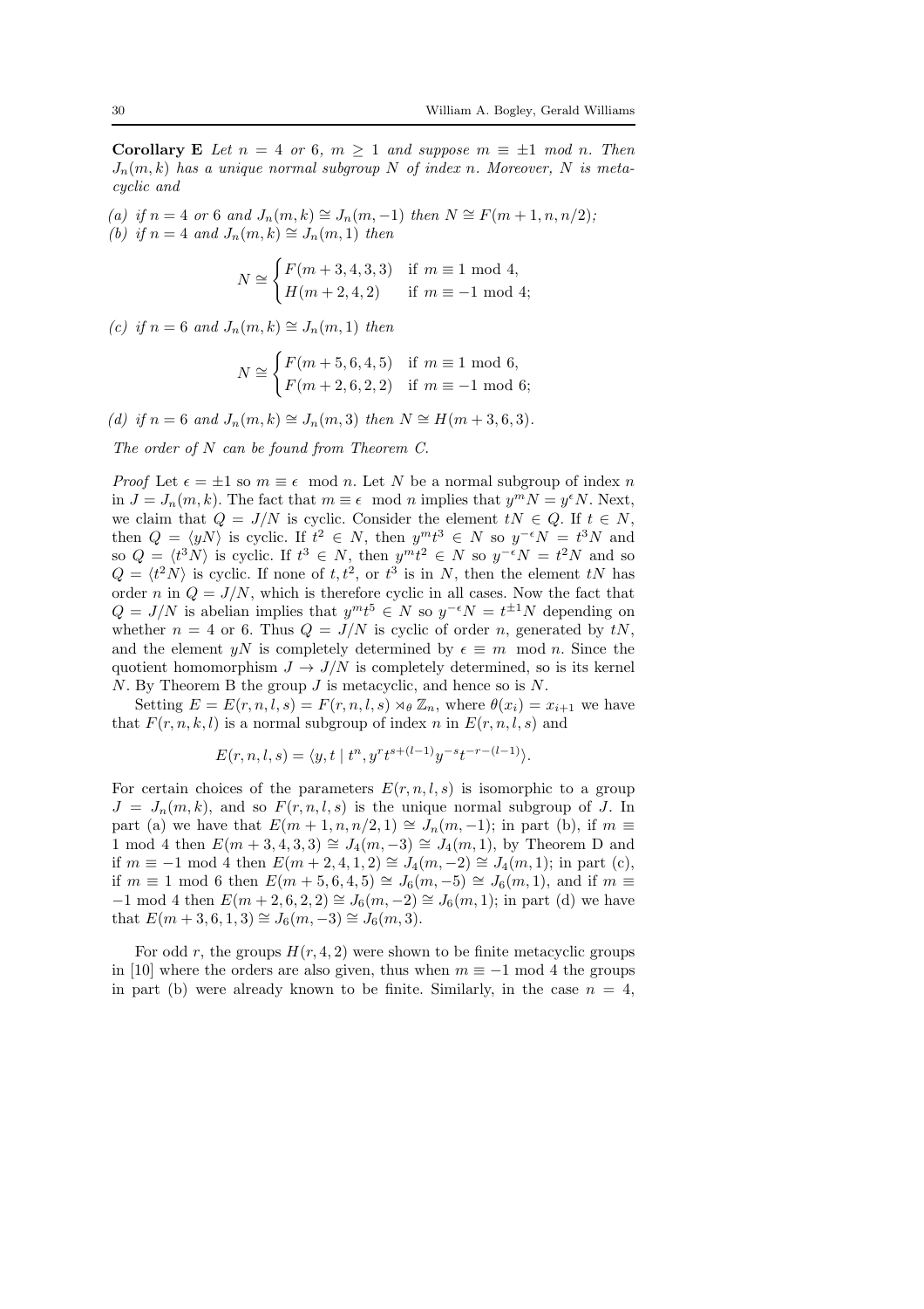**Corollary E** *Let $n = 4$ or $6$, $m \geq 1$ and suppose $m \equiv \pm 1 \bmod n$. Then $J_n(m,k)$ has a unique normal subgroup $N$ of index $n$. Moreover, $N$ is metacyclic and*

*(a) if $n = 4$ or $6$ and $J_n(m,k) \cong J_n(m,-1)$ then $N \cong F(m+1, n, n/2)$;*
*(b) if $n = 4$ and $J_n(m,k) \cong J_n(m,1)$ then*

$$N \cong \begin{cases} F(m+3,4,3,3) & \text{if } m \equiv 1 \bmod 4, \\ H(m+2,4,2) & \text{if } m \equiv -1 \bmod 4; \end{cases}$$

*(c) if $n = 6$ and $J_n(m,k) \cong J_n(m,1)$ then*

$$N \cong \begin{cases} F(m+5,6,4,5) & \text{if } m \equiv 1 \bmod 6, \\ F(m+2,6,2,2) & \text{if } m \equiv -1 \bmod 6; \end{cases}$$

*(d) if $n = 6$ and $J_n(m,k) \cong J_n(m,3)$ then $N \cong H(m+3,6,3)$.*

*The order of $N$ can be found from Theorem C.*

*Proof* Let $\epsilon = \pm 1$ so $m \equiv \epsilon \bmod n$. Let $N$ be a normal subgroup of index $n$ in $J = J_n(m,k)$. The fact that $m \equiv \epsilon \bmod n$ implies that $y^m N = y^\epsilon N$. Next, we claim that $Q = J/N$ is cyclic. Consider the element $tN \in Q$. If $t \in N$, then $Q = \langle yN \rangle$ is cyclic. If $t^2 \in N$, then $y^m t^3 \in N$ so $y^{-\epsilon} N = t^3 N$ and so $Q = \langle t^3 N \rangle$ is cyclic. If $t^3 \in N$, then $y^m t^2 \in N$ so $y^{-\epsilon} N = t^2 N$ and so $Q = \langle t^2 N \rangle$ is cyclic. If none of $t, t^2$, or $t^3$ is in $N$, then the element $tN$ has order $n$ in $Q = J/N$, which is therefore cyclic in all cases. Now the fact that $Q = J/N$ is abelian implies that $y^m t^5 \in N$ so $y^{-\epsilon} N = t^{\pm 1} N$ depending on whether $n = 4$ or $6$. Thus $Q = J/N$ is cyclic of order $n$, generated by $tN$, and the element $yN$ is completely determined by $\epsilon \equiv m \bmod n$. Since the quotient homomorphism $J \to J/N$ is completely determined, so is its kernel $N$. By Theorem B the group $J$ is metacyclic, and hence so is $N$.

Setting $E = E(r,n,l,s) = F(r,n,l,s) \rtimes_\theta \mathbb{Z}_n$, where $\theta(x_i) = x_{i+1}$ we have that $F(r,n,k,l)$ is a normal subgroup of index $n$ in $E(r,n,l,s)$ and

$$E(r,n,l,s) = \langle y, t \mid t^n, y^r t^{s+(l-1)} y^{-s} t^{-r-(l-1)} \rangle.$$

For certain choices of the parameters $E(r,n,l,s)$ is isomorphic to a group $J = J_n(m,k)$, and so $F(r,n,l,s)$ is the unique normal subgroup of $J$. In part (a) we have that $E(m+1,n,n/2,1) \cong J_n(m,-1)$; in part (b), if $m \equiv 1 \bmod 4$ then $E(m+3,4,3,3) \cong J_4(m,-3) \cong J_4(m,1)$, by Theorem D and if $m \equiv -1 \bmod 4$ then $E(m+2,4,1,2) \cong J_4(m,-2) \cong J_4(m,1)$; in part (c), if $m \equiv 1 \bmod 6$ then $E(m+5,6,4,5) \cong J_6(m,-5) \cong J_6(m,1)$, and if $m \equiv -1 \bmod 4$ then $E(m+2,6,2,2) \cong J_6(m,-2) \cong J_6(m,1)$; in part (d) we have that $E(m+3,6,1,3) \cong J_6(m,-3) \cong J_6(m,3)$.

For odd $r$, the groups $H(r,4,2)$ were shown to be finite metacyclic groups in [10] where the orders are also given, thus when $m \equiv -1 \bmod 4$ the groups in part (b) were already known to be finite. Similarly, in the case $n = 4$,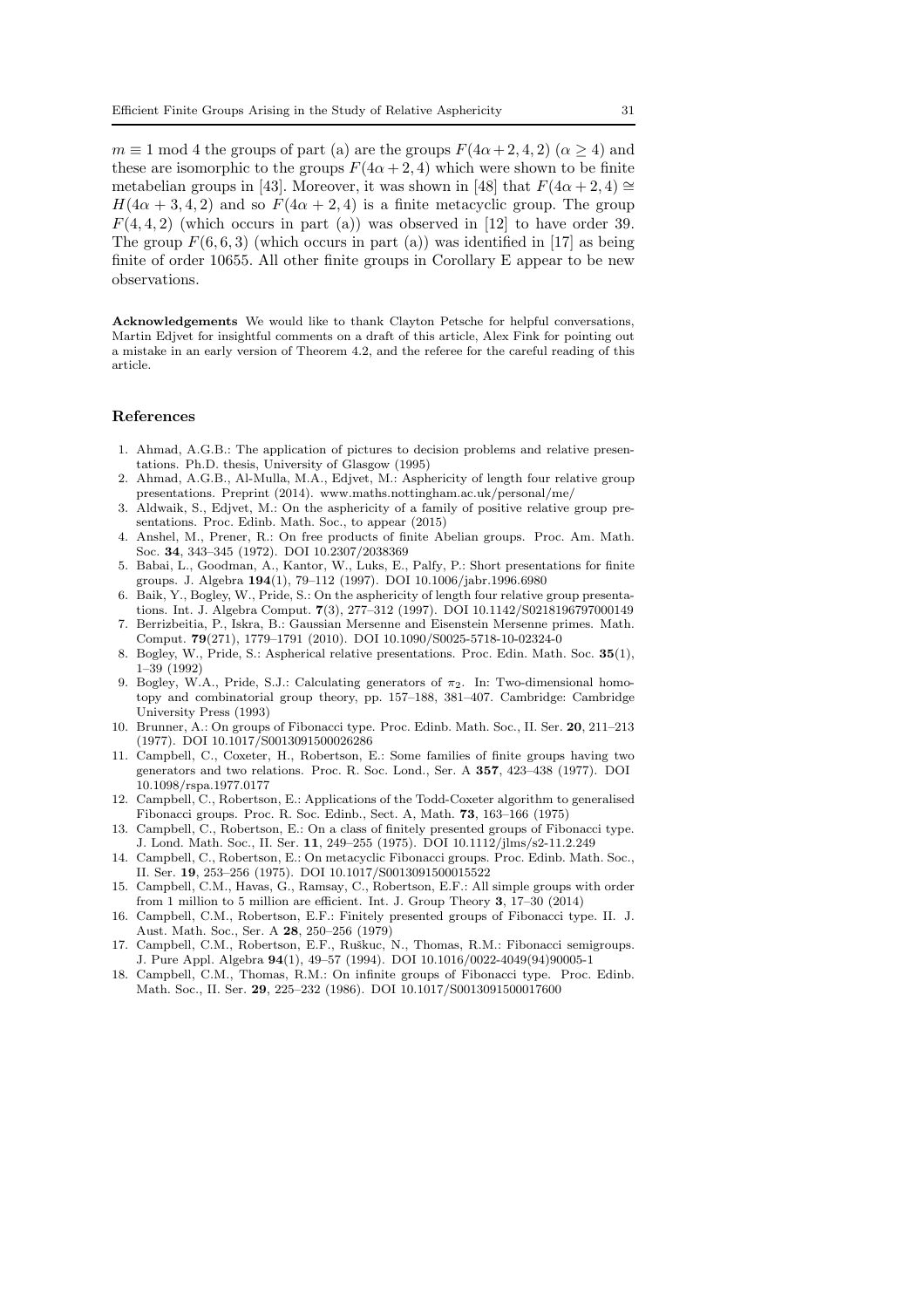$m \equiv 1 \bmod 4$ the groups of part (a) are the groups $F(4\alpha+2,4,2)$ ($\alpha \geq 4$) and these are isomorphic to the groups $F(4\alpha+2,4)$ which were shown to be finite metabelian groups in [43]. Moreover, it was shown in [48] that $F(4\alpha+2,4) \cong H(4\alpha+3,4,2)$ and so $F(4\alpha+2,4)$ is a finite metacyclic group. The group $F(4,4,2)$ (which occurs in part (a)) was observed in [12] to have order 39. The group $F(6,6,3)$ (which occurs in part (a)) was identified in [17] as being finite of order 10655. All other finite groups in Corollary E appear to be new observations.

**Acknowledgements** We would like to thank Clayton Petsche for helpful conversations, Martin Edjvet for insightful comments on a draft of this article, Alex Fink for pointing out a mistake in an early version of Theorem 4.2, and the referee for the careful reading of this article.

## References

1. Ahmad, A.G.B.: The application of pictures to decision problems and relative presentations. Ph.D. thesis, University of Glasgow (1995)
2. Ahmad, A.G.B., Al-Mulla, M.A., Edjvet, M.: Asphericity of length four relative group presentations. Preprint (2014). www.maths.nottingham.ac.uk/personal/me/
3. Aldwaik, S., Edjvet, M.: On the asphericity of a family of positive relative group presentations. Proc. Edinb. Math. Soc., to appear (2015)
4. Anshel, M., Prener, R.: On free products of finite Abelian groups. Proc. Am. Math. Soc. **34**, 343–345 (1972). DOI 10.2307/2038369
5. Babai, L., Goodman, A., Kantor, W., Luks, E., Palfy, P.: Short presentations for finite groups. J. Algebra **194**(1), 79–112 (1997). DOI 10.1006/jabr.1996.6980
6. Baik, Y., Bogley, W., Pride, S.: On the asphericity of length four relative group presentations. Int. J. Algebra Comput. **7**(3), 277–312 (1997). DOI 10.1142/S0218196797000149
7. Berrizbeitia, P., Iskra, B.: Gaussian Mersenne and Eisenstein Mersenne primes. Math. Comput. **79**(271), 1779–1791 (2010). DOI 10.1090/S0025-5718-10-02324-0
8. Bogley, W., Pride, S.: Aspherical relative presentations. Proc. Edin. Math. Soc. **35**(1), 1–39 (1992)
9. Bogley, W.A., Pride, S.J.: Calculating generators of $\pi_2$. In: Two-dimensional homotopy and combinatorial group theory, pp. 157–188, 381–407. Cambridge: Cambridge University Press (1993)
10. Brunner, A.: On groups of Fibonacci type. Proc. Edinb. Math. Soc., II. Ser. **20**, 211–213 (1977). DOI 10.1017/S0013091500026286
11. Campbell, C., Coxeter, H., Robertson, E.: Some families of finite groups having two generators and two relations. Proc. R. Soc. Lond., Ser. A **357**, 423–438 (1977). DOI 10.1098/rspa.1977.0177
12. Campbell, C., Robertson, E.: Applications of the Todd-Coxeter algorithm to generalised Fibonacci groups. Proc. R. Soc. Edinb., Sect. A, Math. **73**, 163–166 (1975)
13. Campbell, C., Robertson, E.: On a class of finitely presented groups of Fibonacci type. J. Lond. Math. Soc., II. Ser. **11**, 249–255 (1975). DOI 10.1112/jlms/s2-11.2.249
14. Campbell, C., Robertson, E.: On metacyclic Fibonacci groups. Proc. Edinb. Math. Soc., II. Ser. **19**, 253–256 (1975). DOI 10.1017/S0013091500015522
15. Campbell, C.M., Havas, G., Ramsay, C., Robertson, E.F.: All simple groups with order from 1 million to 5 million are efficient. Int. J. Group Theory **3**, 17–30 (2014)
16. Campbell, C.M., Robertson, E.F.: Finitely presented groups of Fibonacci type. II. J. Aust. Math. Soc., Ser. A **28**, 250–256 (1979)
17. Campbell, C.M., Robertson, E.F., Ruškuc, N., Thomas, R.M.: Fibonacci semigroups. J. Pure Appl. Algebra **94**(1), 49–57 (1994). DOI 10.1016/0022-4049(94)90005-1
18. Campbell, C.M., Thomas, R.M.: On infinite groups of Fibonacci type. Proc. Edinb. Math. Soc., II. Ser. **29**, 225–232 (1986). DOI 10.1017/S0013091500017600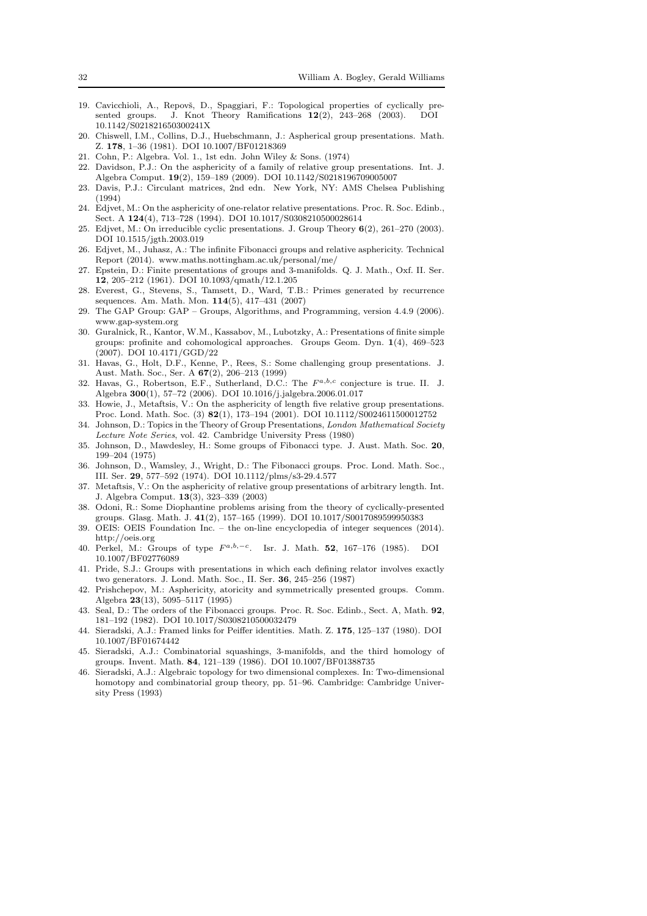19. Cavicchioli, A., Repovš, D., Spaggiari, F.: Topological properties of cyclically presented groups. J. Knot Theory Ramifications **12**(2), 243–268 (2003). DOI 10.1142/S021821650300241X
20. Chiswell, I.M., Collins, D.J., Huebschmann, J.: Aspherical group presentations. Math. Z. **178**, 1–36 (1981). DOI 10.1007/BF01218369
21. Cohn, P.: Algebra. Vol. 1., 1st edn. John Wiley & Sons. (1974)
22. Davidson, P.J.: On the asphericity of a family of relative group presentations. Int. J. Algebra Comput. **19**(2), 159–189 (2009). DOI 10.1142/S0218196709005007
23. Davis, P.J.: Circulant matrices, 2nd edn. New York, NY: AMS Chelsea Publishing (1994)
24. Edjvet, M.: On the asphericity of one-relator relative presentations. Proc. R. Soc. Edinb., Sect. A **124**(4), 713–728 (1994). DOI 10.1017/S0308210500028614
25. Edjvet, M.: On irreducible cyclic presentations. J. Group Theory **6**(2), 261–270 (2003). DOI 10.1515/jgth.2003.019
26. Edjvet, M., Juhasz, A.: The infinite Fibonacci groups and relative asphericity. Technical Report (2014). www.maths.nottingham.ac.uk/personal/me/
27. Epstein, D.: Finite presentations of groups and 3-manifolds. Q. J. Math., Oxf. II. Ser. **12**, 205–212 (1961). DOI 10.1093/qmath/12.1.205
28. Everest, G., Stevens, S., Tamsett, D., Ward, T.B.: Primes generated by recurrence sequences. Am. Math. Mon. **114**(5), 417–431 (2007)
29. The GAP Group: GAP – Groups, Algorithms, and Programming, version 4.4.9 (2006). www.gap-system.org
30. Guralnick, R., Kantor, W.M., Kassabov, M., Lubotzky, A.: Presentations of finite simple groups: profinite and cohomological approaches. Groups Geom. Dyn. **1**(4), 469–523 (2007). DOI 10.4171/GGD/22
31. Havas, G., Holt, D.F., Kenne, P., Rees, S.: Some challenging group presentations. J. Aust. Math. Soc., Ser. A **67**(2), 206–213 (1999)
32. Havas, G., Robertson, E.F., Sutherland, D.C.: The $F^{a,b,c}$ conjecture is true. II. J. Algebra **300**(1), 57–72 (2006). DOI 10.1016/j.jalgebra.2006.01.017
33. Howie, J., Metaftsis, V.: On the asphericity of length five relative group presentations. Proc. Lond. Math. Soc. (3) **82**(1), 173–194 (2001). DOI 10.1112/S0024611500012752
34. Johnson, D.: Topics in the Theory of Group Presentations, *London Mathematical Society Lecture Note Series*, vol. 42. Cambridge University Press (1980)
35. Johnson, D., Mawdesley, H.: Some groups of Fibonacci type. J. Aust. Math. Soc. **20**, 199–204 (1975)
36. Johnson, D., Wamsley, J., Wright, D.: The Fibonacci groups. Proc. Lond. Math. Soc., III. Ser. **29**, 577–592 (1974). DOI 10.1112/plms/s3-29.4.577
37. Metaftsis, V.: On the asphericity of relative group presentations of arbitrary length. Int. J. Algebra Comput. **13**(3), 323–339 (2003)
38. Odoni, R.: Some Diophantine problems arising from the theory of cyclically-presented groups. Glasg. Math. J. **41**(2), 157–165 (1999). DOI 10.1017/S0017089599950383
39. OEIS: OEIS Foundation Inc. – the on-line encyclopedia of integer sequences (2014). http://oeis.org
40. Perkel, M.: Groups of type $F^{a,b,-c}$. Isr. J. Math. **52**, 167–176 (1985). DOI 10.1007/BF02776089
41. Pride, S.J.: Groups with presentations in which each defining relator involves exactly two generators. J. Lond. Math. Soc., II. Ser. **36**, 245–256 (1987)
42. Prishchepov, M.: Asphericity, atoricity and symmetrically presented groups. Comm. Algebra **23**(13), 5095–5117 (1995)
43. Seal, D.: The orders of the Fibonacci groups. Proc. R. Soc. Edinb., Sect. A, Math. **92**, 181–192 (1982). DOI 10.1017/S0308210500032479
44. Sieradski, A.J.: Framed links for Peiffer identities. Math. Z. **175**, 125–137 (1980). DOI 10.1007/BF01674442
45. Sieradski, A.J.: Combinatorial squashings, 3-manifolds, and the third homology of groups. Invent. Math. **84**, 121–139 (1986). DOI 10.1007/BF01388735
46. Sieradski, A.J.: Algebraic topology for two dimensional complexes. In: Two-dimensional homotopy and combinatorial group theory, pp. 51–96. Cambridge: Cambridge University Press (1993)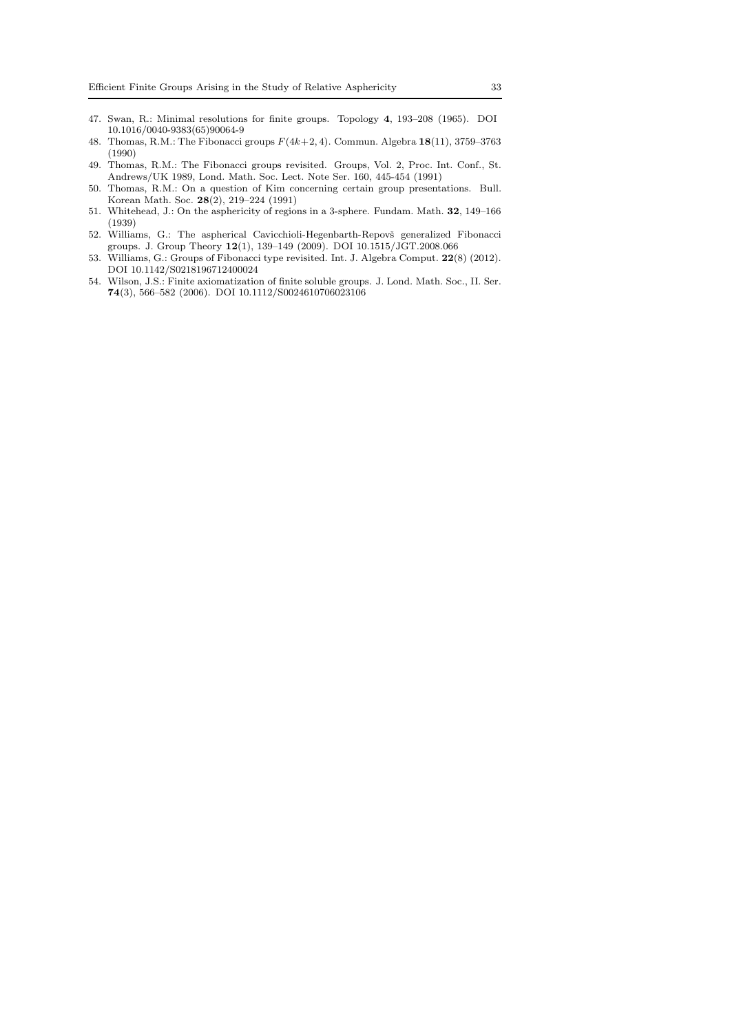47. Swan, R.: Minimal resolutions for finite groups. Topology **4**, 193–208 (1965). DOI 10.1016/0040-9383(65)90064-9
48. Thomas, R.M.: The Fibonacci groups $F(4k+2, 4)$. Commun. Algebra **18**(11), 3759–3763 (1990)
49. Thomas, R.M.: The Fibonacci groups revisited. Groups, Vol. 2, Proc. Int. Conf., St. Andrews/UK 1989, Lond. Math. Soc. Lect. Note Ser. 160, 445-454 (1991)
50. Thomas, R.M.: On a question of Kim concerning certain group presentations. Bull. Korean Math. Soc. **28**(2), 219–224 (1991)
51. Whitehead, J.: On the asphericity of regions in a 3-sphere. Fundam. Math. **32**, 149–166 (1939)
52. Williams, G.: The aspherical Cavicchioli-Hegenbarth-Repovš generalized Fibonacci groups. J. Group Theory **12**(1), 139–149 (2009). DOI 10.1515/JGT.2008.066
53. Williams, G.: Groups of Fibonacci type revisited. Int. J. Algebra Comput. **22**(8) (2012). DOI 10.1142/S0218196712400024
54. Wilson, J.S.: Finite axiomatization of finite soluble groups. J. Lond. Math. Soc., II. Ser. **74**(3), 566–582 (2006). DOI 10.1112/S0024610706023106